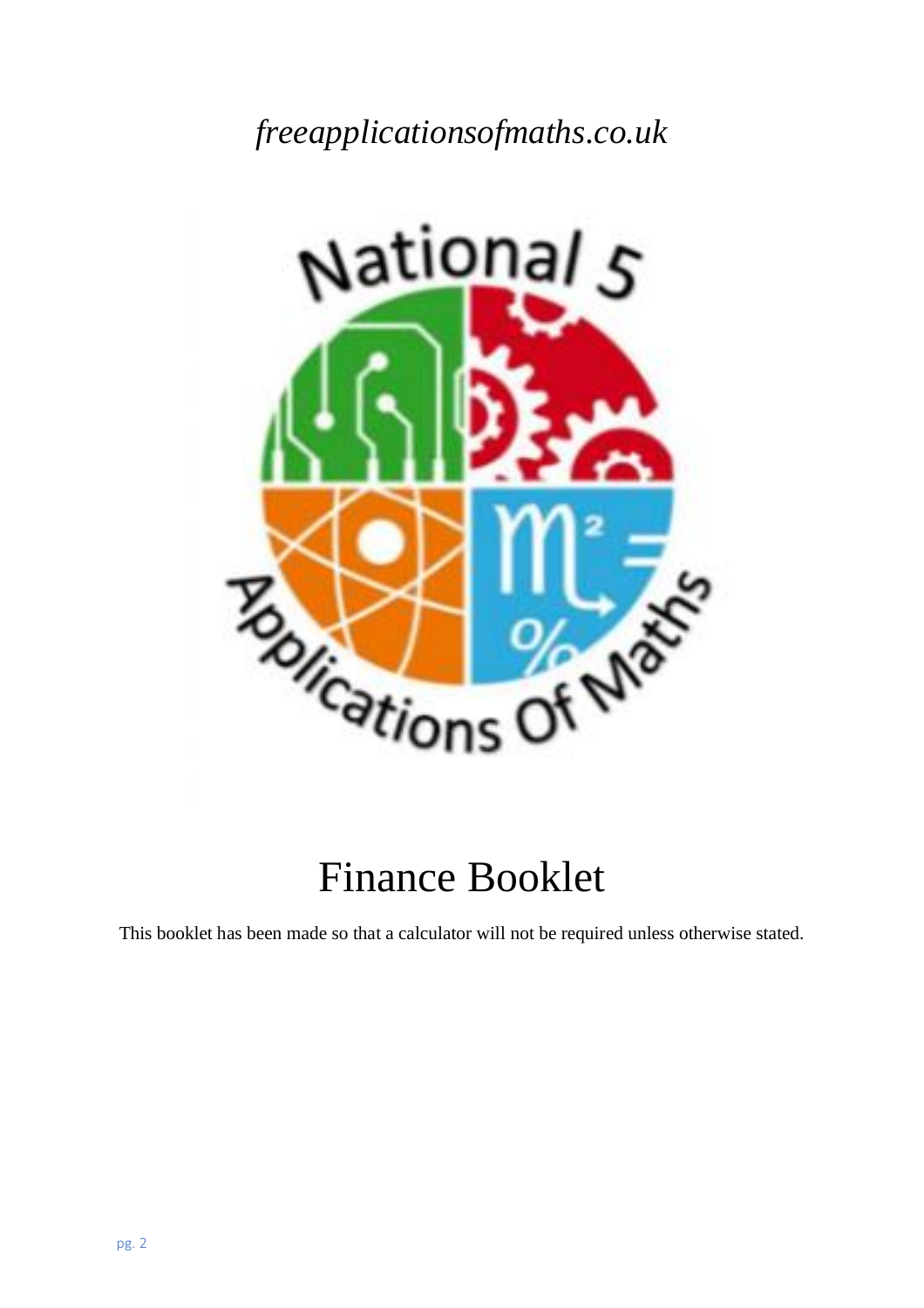*freeapplicationsofmaths.co.uk*

National 5

Applications Of Maths

# Finance Booklet

This booklet has been made so that a calculator will not be required unless otherwise stated.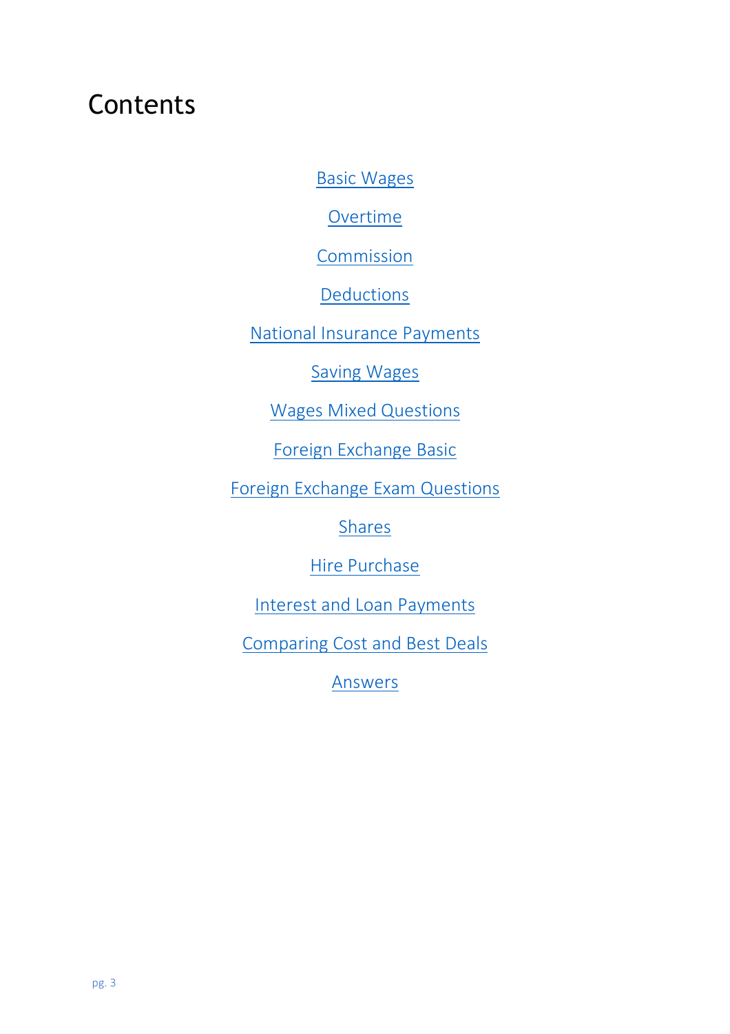# Contents

Basic Wages

Overtime

Commission

Deductions

National Insurance Payments

Saving Wages

Wages Mixed Questions

Foreign Exchange Basic

Foreign Exchange Exam Questions

Shares

Hire Purchase

Interest and Loan Payments

Comparing Cost and Best Deals

Answers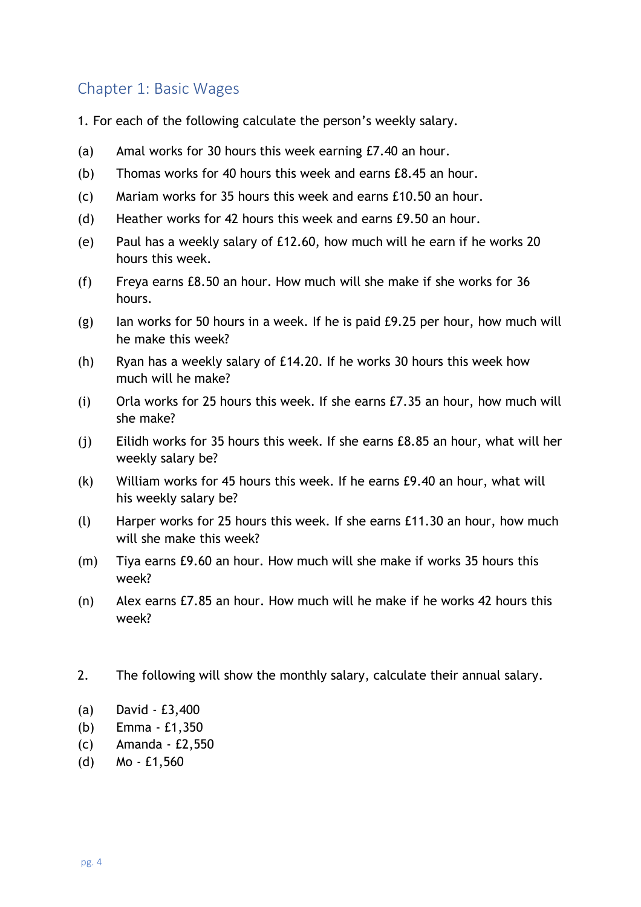## Chapter 1: Basic Wages

1. For each of the following calculate the person's weekly salary.

(a) Amal works for 30 hours this week earning £7.40 an hour.

(b) Thomas works for 40 hours this week and earns £8.45 an hour.

(c) Mariam works for 35 hours this week and earns £10.50 an hour.

(d) Heather works for 42 hours this week and earns £9.50 an hour.

(e) Paul has a weekly salary of £12.60, how much will he earn if he works 20 hours this week.

(f) Freya earns £8.50 an hour. How much will she make if she works for 36 hours.

(g) Ian works for 50 hours in a week. If he is paid £9.25 per hour, how much will he make this week?

(h) Ryan has a weekly salary of £14.20. If he works 30 hours this week how much will he make?

(i) Orla works for 25 hours this week. If she earns £7.35 an hour, how much will she make?

(j) Eilidh works for 35 hours this week. If she earns £8.85 an hour, what will her weekly salary be?

(k) William works for 45 hours this week. If he earns £9.40 an hour, what will his weekly salary be?

(l) Harper works for 25 hours this week. If she earns £11.30 an hour, how much will she make this week?

(m) Tiya earns £9.60 an hour. How much will she make if works 35 hours this week?

(n) Alex earns £7.85 an hour. How much will he make if he works 42 hours this week?

2. The following will show the monthly salary, calculate their annual salary.

(a) David - £3,400
(b) Emma - £1,350
(c) Amanda - £2,550
(d) Mo - £1,560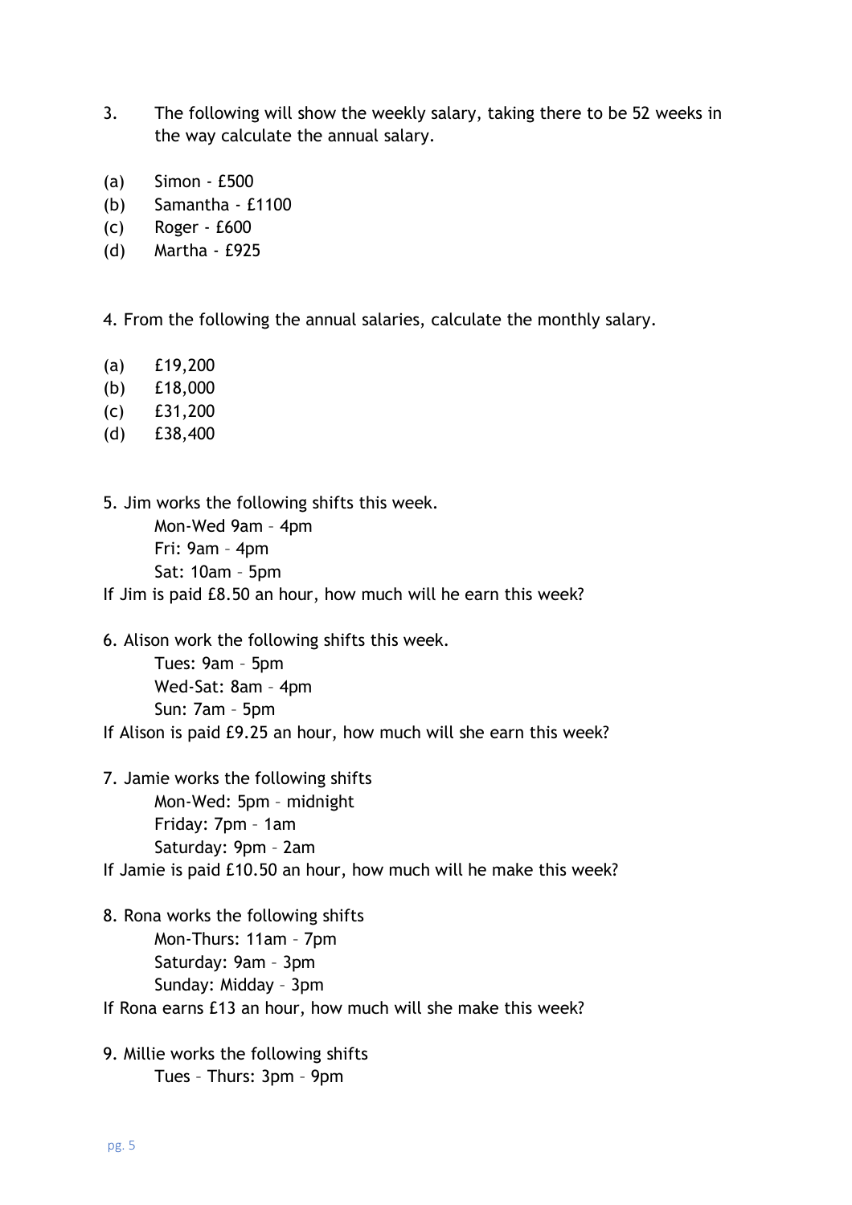3. The following will show the weekly salary, taking there to be 52 weeks in the way calculate the annual salary.

(a) Simon - £500
(b) Samantha - £1100
(c) Roger - £600
(d) Martha - £925

4. From the following the annual salaries, calculate the monthly salary.

(a) £19,200
(b) £18,000
(c) £31,200
(d) £38,400

5. Jim works the following shifts this week.

   Mon-Wed 9am – 4pm
   Fri: 9am – 4pm
   Sat: 10am – 5pm

If Jim is paid £8.50 an hour, how much will he earn this week?

6. Alison work the following shifts this week.

   Tues: 9am – 5pm
   Wed-Sat: 8am – 4pm
   Sun: 7am – 5pm

If Alison is paid £9.25 an hour, how much will she earn this week?

7. Jamie works the following shifts

   Mon-Wed: 5pm – midnight
   Friday: 7pm – 1am
   Saturday: 9pm – 2am

If Jamie is paid £10.50 an hour, how much will he make this week?

8. Rona works the following shifts

   Mon-Thurs: 11am – 7pm
   Saturday: 9am – 3pm
   Sunday: Midday – 3pm

If Rona earns £13 an hour, how much will she make this week?

9. Millie works the following shifts

   Tues – Thurs: 3pm – 9pm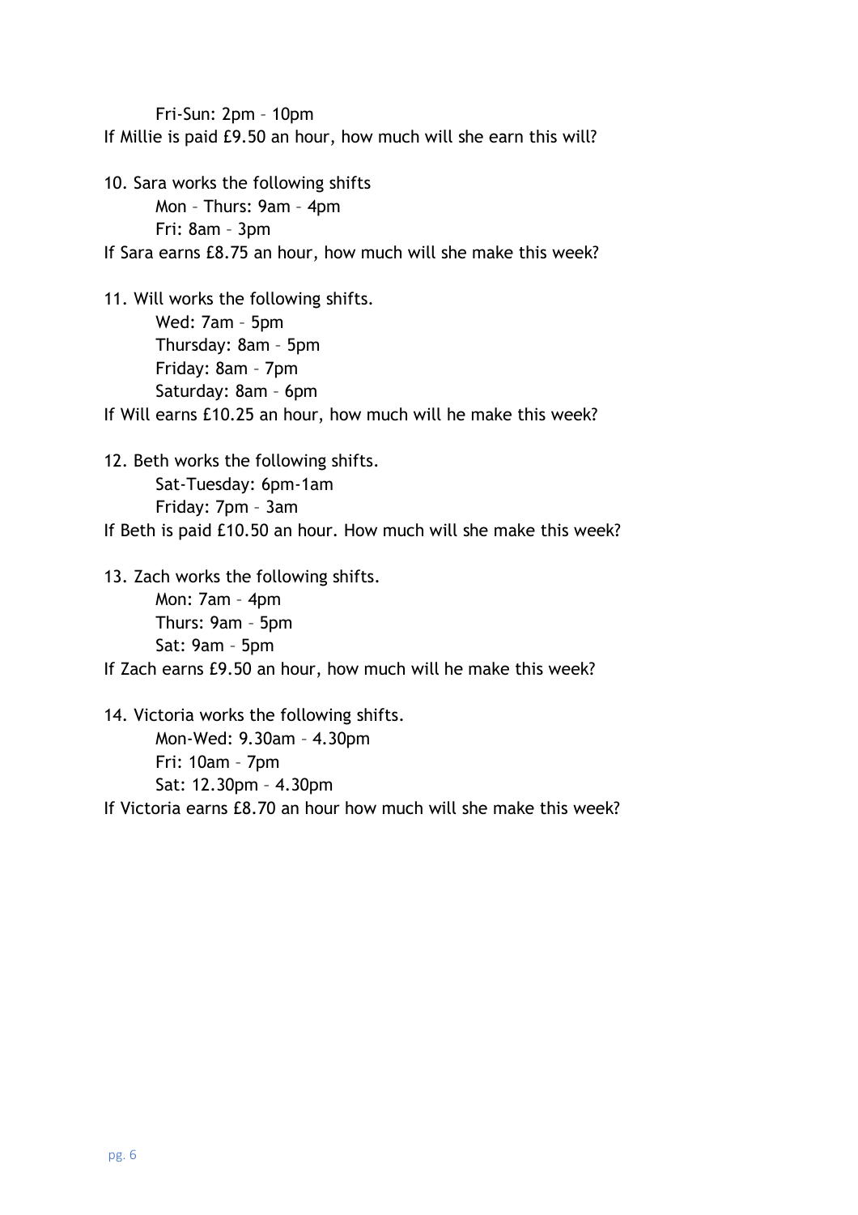Fri-Sun: 2pm – 10pm

If Millie is paid £9.50 an hour, how much will she earn this will?

10. Sara works the following shifts

    Mon – Thurs: 9am – 4pm

    Fri: 8am – 3pm

If Sara earns £8.75 an hour, how much will she make this week?

11. Will works the following shifts.

    Wed: 7am – 5pm

    Thursday: 8am – 5pm

    Friday: 8am – 7pm

    Saturday: 8am – 6pm

If Will earns £10.25 an hour, how much will he make this week?

12. Beth works the following shifts.

    Sat-Tuesday: 6pm-1am

    Friday: 7pm – 3am

If Beth is paid £10.50 an hour. How much will she make this week?

13. Zach works the following shifts.

    Mon: 7am – 4pm

    Thurs: 9am – 5pm

    Sat: 9am – 5pm

If Zach earns £9.50 an hour, how much will he make this week?

14. Victoria works the following shifts.

    Mon-Wed: 9.30am – 4.30pm

    Fri: 10am – 7pm

    Sat: 12.30pm – 4.30pm

If Victoria earns £8.70 an hour how much will she make this week?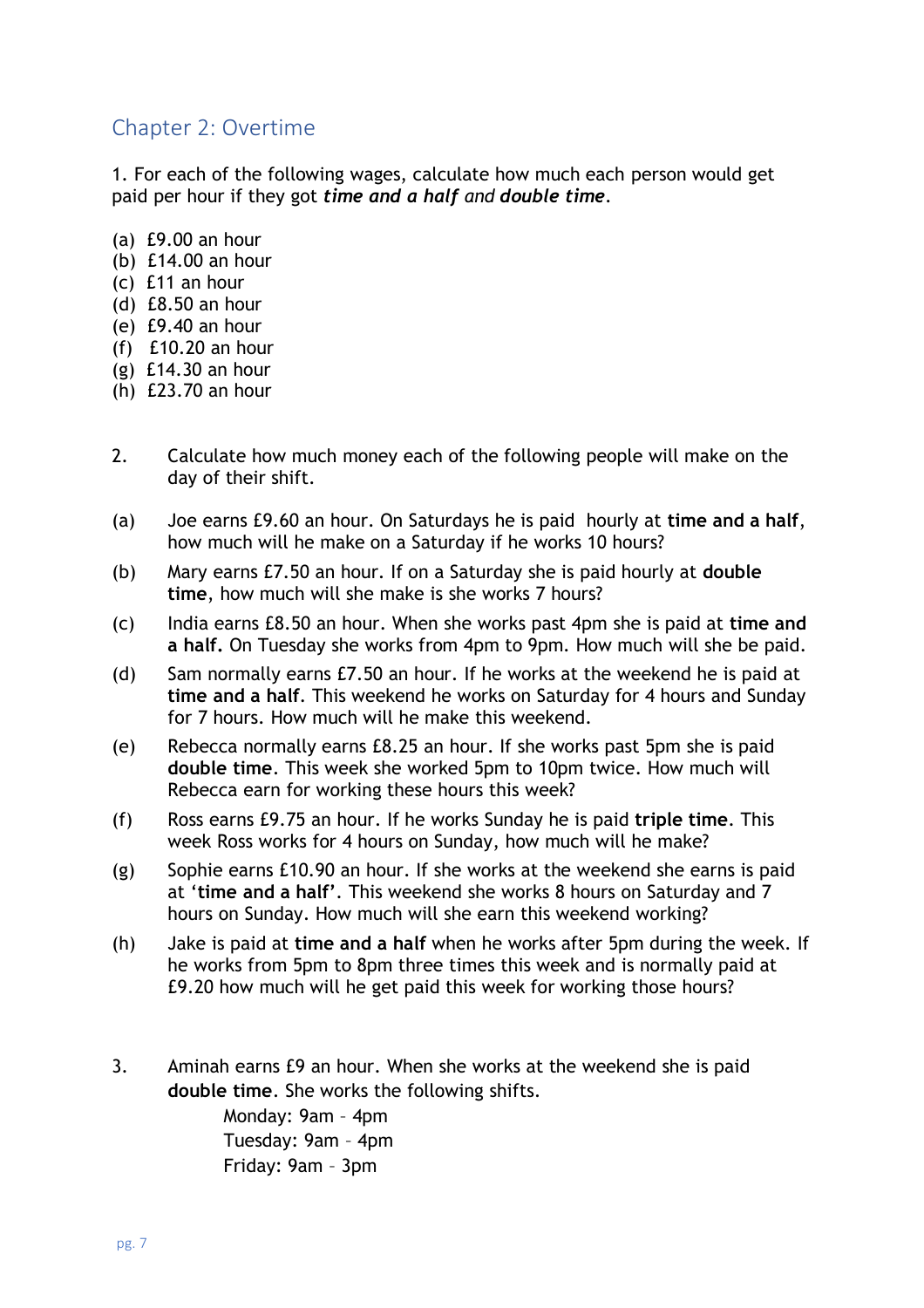## Chapter 2: Overtime

1. For each of the following wages, calculate how much each person would get paid per hour if they got ***time and a half*** and ***double time***.

(a) £9.00 an hour
(b) £14.00 an hour
(c) £11 an hour
(d) £8.50 an hour
(e) £9.40 an hour
(f) £10.20 an hour
(g) £14.30 an hour
(h) £23.70 an hour

2. Calculate how much money each of the following people will make on the day of their shift.

(a) Joe earns £9.60 an hour. On Saturdays he is paid hourly at **time and a half**, how much will he make on a Saturday if he works 10 hours?

(b) Mary earns £7.50 an hour. If on a Saturday she is paid hourly at **double time**, how much will she make is she works 7 hours?

(c) India earns £8.50 an hour. When she works past 4pm she is paid at **time and a half.** On Tuesday she works from 4pm to 9pm. How much will she be paid.

(d) Sam normally earns £7.50 an hour. If he works at the weekend he is paid at **time and a half**. This weekend he works on Saturday for 4 hours and Sunday for 7 hours. How much will he make this weekend.

(e) Rebecca normally earns £8.25 an hour. If she works past 5pm she is paid **double time**. This week she worked 5pm to 10pm twice. How much will Rebecca earn for working these hours this week?

(f) Ross earns £9.75 an hour. If he works Sunday he is paid **triple time**. This week Ross works for 4 hours on Sunday, how much will he make?

(g) Sophie earns £10.90 an hour. If she works at the weekend she earns is paid at '**time and a half'**. This weekend she works 8 hours on Saturday and 7 hours on Sunday. How much will she earn this weekend working?

(h) Jake is paid at **time and a half** when he works after 5pm during the week. If he works from 5pm to 8pm three times this week and is normally paid at £9.20 how much will he get paid this week for working those hours?

3. Aminah earns £9 an hour. When she works at the weekend she is paid **double time**. She works the following shifts.

Monday: 9am – 4pm
Tuesday: 9am – 4pm
Friday: 9am – 3pm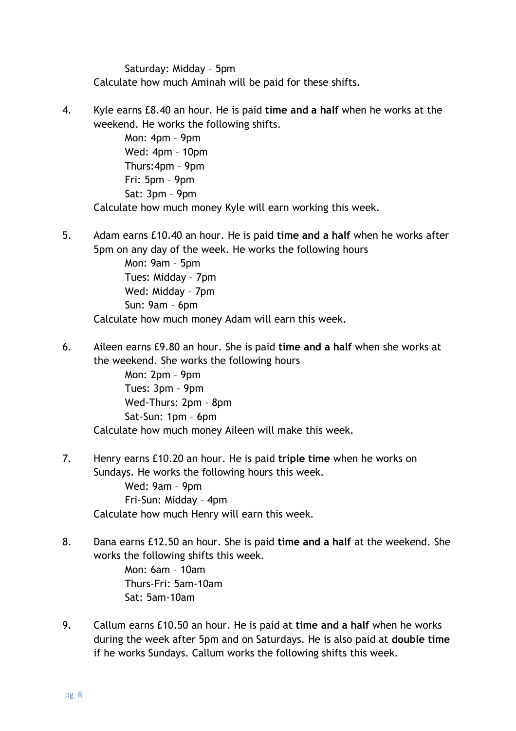Saturday: Midday – 5pm

Calculate how much Aminah will be paid for these shifts.

4. Kyle earns £8.40 an hour. He is paid **time and a half** when he works at the weekend. He works the following shifts.

    Mon: 4pm – 9pm
    Wed: 4pm – 10pm
    Thurs:4pm – 9pm
    Fri: 5pm – 9pm
    Sat: 3pm – 9pm

    Calculate how much money Kyle will earn working this week.

5. Adam earns £10.40 an hour. He is paid **time and a half** when he works after 5pm on any day of the week. He works the following hours

    Mon: 9am – 5pm
    Tues: Midday – 7pm
    Wed: Midday – 7pm
    Sun: 9am – 6pm

    Calculate how much money Adam will earn this week.

6. Aileen earns £9.80 an hour. She is paid **time and a half** when she works at the weekend. She works the following hours

    Mon: 2pm – 9pm
    Tues: 3pm – 9pm
    Wed-Thurs: 2pm – 8pm
    Sat-Sun: 1pm – 6pm

    Calculate how much money Aileen will make this week.

7. Henry earns £10.20 an hour. He is paid **triple time** when he works on Sundays. He works the following hours this week.

    Wed: 9am – 9pm
    Fri-Sun: Midday – 4pm

    Calculate how much Henry will earn this week.

8. Dana earns £12.50 an hour. She is paid **time and a half** at the weekend. She works the following shifts this week.

    Mon: 6am – 10am
    Thurs-Fri: 5am-10am
    Sat: 5am-10am

9. Callum earns £10.50 an hour. He is paid at **time and a half** when he works during the week after 5pm and on Saturdays. He is also paid at **double time** if he works Sundays. Callum works the following shifts this week.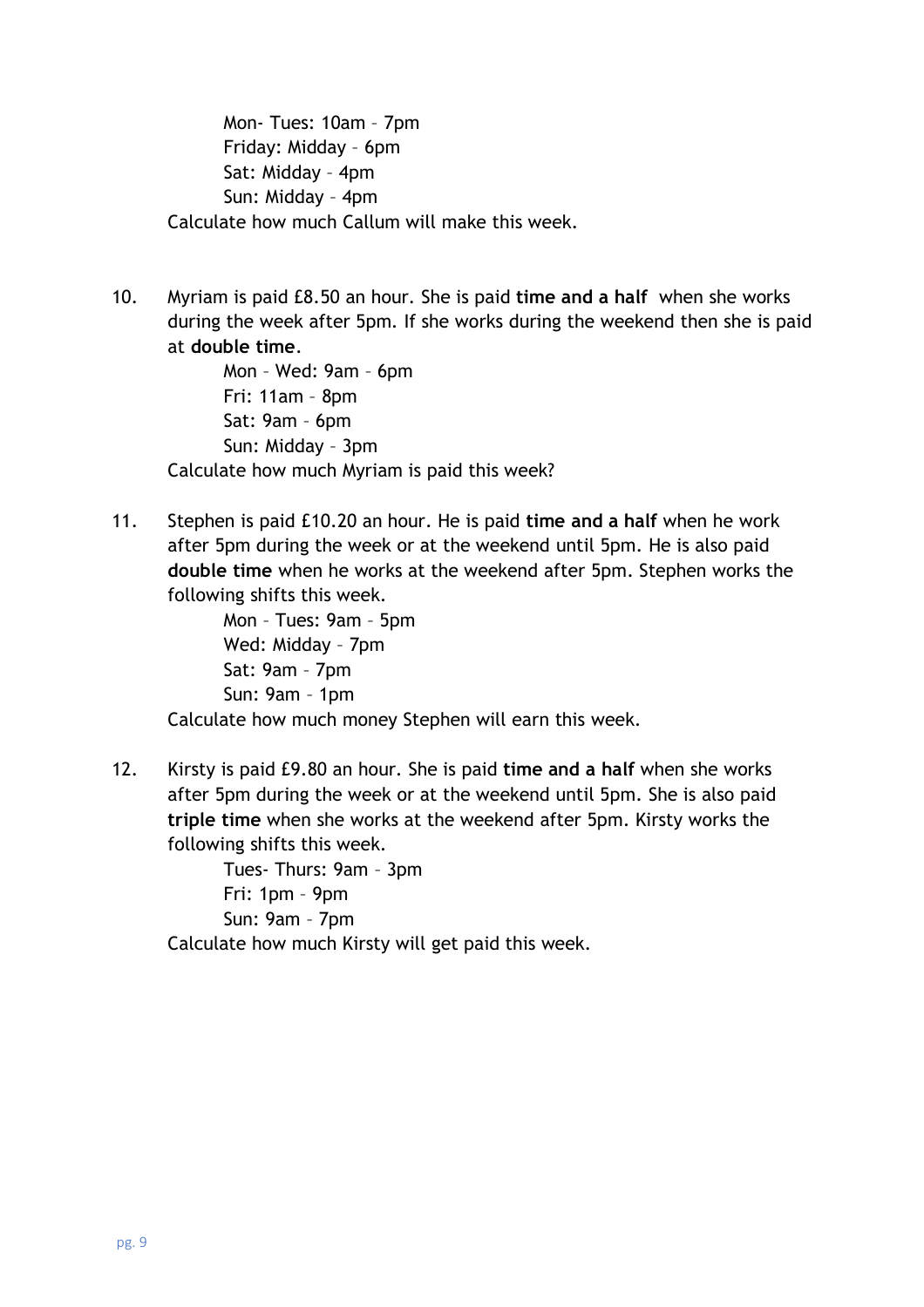Mon- Tues: 10am – 7pm
Friday: Midday – 6pm
Sat: Midday – 4pm
Sun: Midday – 4pm

Calculate how much Callum will make this week.

10. Myriam is paid £8.50 an hour. She is paid **time and a half** when she works during the week after 5pm. If she works during the weekend then she is paid at **double time**.

    Mon – Wed: 9am – 6pm
    Fri: 11am – 8pm
    Sat: 9am – 6pm
    Sun: Midday – 3pm

    Calculate how much Myriam is paid this week?

11. Stephen is paid £10.20 an hour. He is paid **time and a half** when he work after 5pm during the week or at the weekend until 5pm. He is also paid **double time** when he works at the weekend after 5pm. Stephen works the following shifts this week.

    Mon – Tues: 9am – 5pm
    Wed: Midday – 7pm
    Sat: 9am – 7pm
    Sun: 9am – 1pm

    Calculate how much money Stephen will earn this week.

12. Kirsty is paid £9.80 an hour. She is paid **time and a half** when she works after 5pm during the week or at the weekend until 5pm. She is also paid **triple time** when she works at the weekend after 5pm. Kirsty works the following shifts this week.

    Tues- Thurs: 9am – 3pm
    Fri: 1pm – 9pm
    Sun: 9am – 7pm

    Calculate how much Kirsty will get paid this week.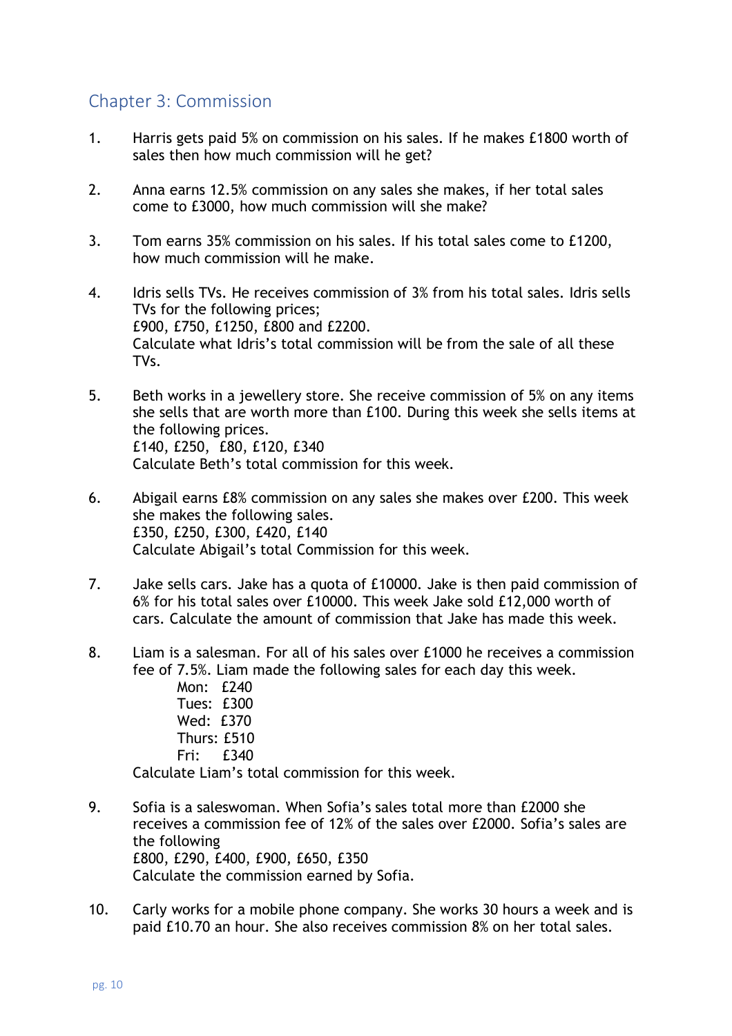## Chapter 3: Commission

1. Harris gets paid 5% on commission on his sales. If he makes £1800 worth of sales then how much commission will he get?

2. Anna earns 12.5% commission on any sales she makes, if her total sales come to £3000, how much commission will she make?

3. Tom earns 35% commission on his sales. If his total sales come to £1200, how much commission will he make.

4. Idris sells TVs. He receives commission of 3% from his total sales. Idris sells TVs for the following prices;
   £900, £750, £1250, £800 and £2200.
   Calculate what Idris's total commission will be from the sale of all these TVs.

5. Beth works in a jewellery store. She receive commission of 5% on any items she sells that are worth more than £100. During this week she sells items at the following prices.
   £140, £250, £80, £120, £340
   Calculate Beth's total commission for this week.

6. Abigail earns £8% commission on any sales she makes over £200. This week she makes the following sales.
   £350, £250, £300, £420, £140
   Calculate Abigail's total Commission for this week.

7. Jake sells cars. Jake has a quota of £10000. Jake is then paid commission of 6% for his total sales over £10000. This week Jake sold £12,000 worth of cars. Calculate the amount of commission that Jake has made this week.

8. Liam is a salesman. For all of his sales over £1000 he receives a commission fee of 7.5%. Liam made the following sales for each day this week.
   Mon: £240
   Tues: £300
   Wed: £370
   Thurs: £510
   Fri: £340
   Calculate Liam's total commission for this week.

9. Sofia is a saleswoman. When Sofia's sales total more than £2000 she receives a commission fee of 12% of the sales over £2000. Sofia's sales are the following
   £800, £290, £400, £900, £650, £350
   Calculate the commission earned by Sofia.

10. Carly works for a mobile phone company. She works 30 hours a week and is paid £10.70 an hour. She also receives commission 8% on her total sales.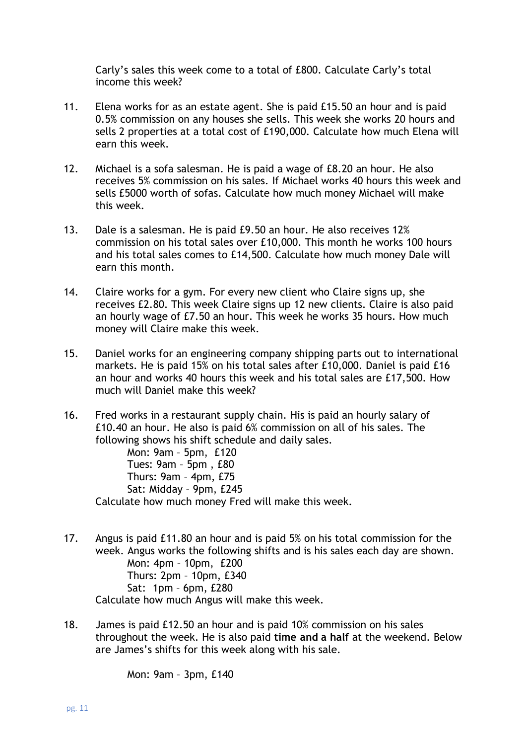Carly's sales this week come to a total of £800. Calculate Carly's total income this week?

11. Elena works for as an estate agent. She is paid £15.50 an hour and is paid 0.5% commission on any houses she sells. This week she works 20 hours and sells 2 properties at a total cost of £190,000. Calculate how much Elena will earn this week.

12. Michael is a sofa salesman. He is paid a wage of £8.20 an hour. He also receives 5% commission on his sales. If Michael works 40 hours this week and sells £5000 worth of sofas. Calculate how much money Michael will make this week.

13. Dale is a salesman. He is paid £9.50 an hour. He also receives 12% commission on his total sales over £10,000. This month he works 100 hours and his total sales comes to £14,500. Calculate how much money Dale will earn this month.

14. Claire works for a gym. For every new client who Claire signs up, she receives £2.80. This week Claire signs up 12 new clients. Claire is also paid an hourly wage of £7.50 an hour. This week he works 35 hours. How much money will Claire make this week.

15. Daniel works for an engineering company shipping parts out to international markets. He is paid 15% on his total sales after £10,000. Daniel is paid £16 an hour and works 40 hours this week and his total sales are £17,500. How much will Daniel make this week?

16. Fred works in a restaurant supply chain. His is paid an hourly salary of £10.40 an hour. He also is paid 6% commission on all of his sales. The following shows his shift schedule and daily sales.

    Mon: 9am – 5pm, £120
    Tues: 9am – 5pm , £80
    Thurs: 9am – 4pm, £75
    Sat: Midday – 9pm, £245

    Calculate how much money Fred will make this week.

17. Angus is paid £11.80 an hour and is paid 5% on his total commission for the week. Angus works the following shifts and is his sales each day are shown.

    Mon: 4pm – 10pm, £200
    Thurs: 2pm – 10pm, £340
    Sat: 1pm – 6pm, £280

    Calculate how much Angus will make this week.

18. James is paid £12.50 an hour and is paid 10% commission on his sales throughout the week. He is also paid **time and a half** at the weekend. Below are James's shifts for this week along with his sale.

    Mon: 9am – 3pm, £140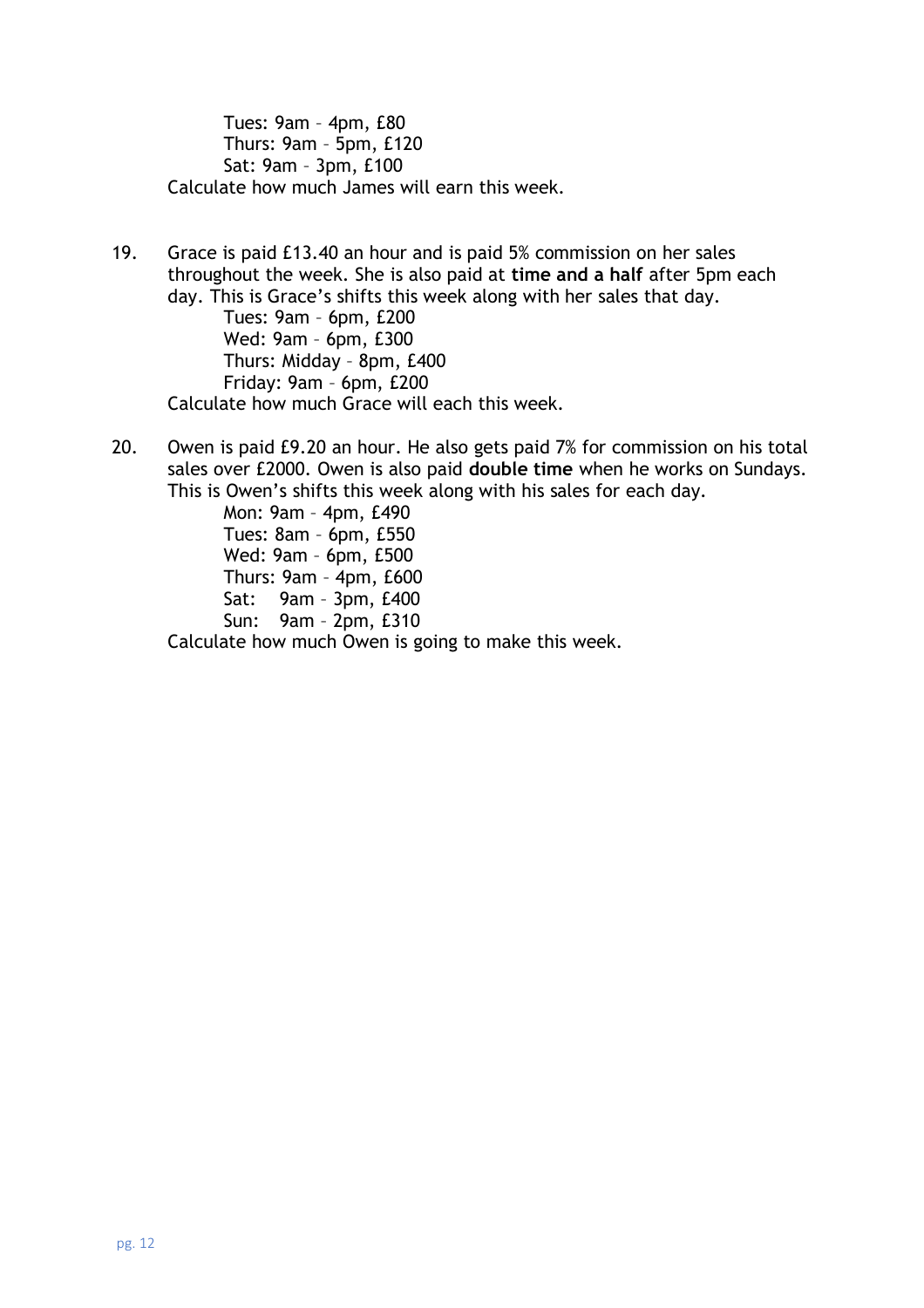Tues: 9am – 4pm, £80
Thurs: 9am – 5pm, £120
Sat: 9am – 3pm, £100

Calculate how much James will earn this week.

19. Grace is paid £13.40 an hour and is paid 5% commission on her sales throughout the week. She is also paid at **time and a half** after 5pm each day. This is Grace's shifts this week along with her sales that day.

    Tues: 9am – 6pm, £200
    Wed: 9am – 6pm, £300
    Thurs: Midday – 8pm, £400
    Friday: 9am – 6pm, £200

    Calculate how much Grace will each this week.

20. Owen is paid £9.20 an hour. He also gets paid 7% for commission on his total sales over £2000. Owen is also paid **double time** when he works on Sundays. This is Owen's shifts this week along with his sales for each day.

    Mon: 9am – 4pm, £490
    Tues: 8am – 6pm, £550
    Wed: 9am – 6pm, £500
    Thurs: 9am – 4pm, £600
    Sat: 9am – 3pm, £400
    Sun: 9am – 2pm, £310

    Calculate how much Owen is going to make this week.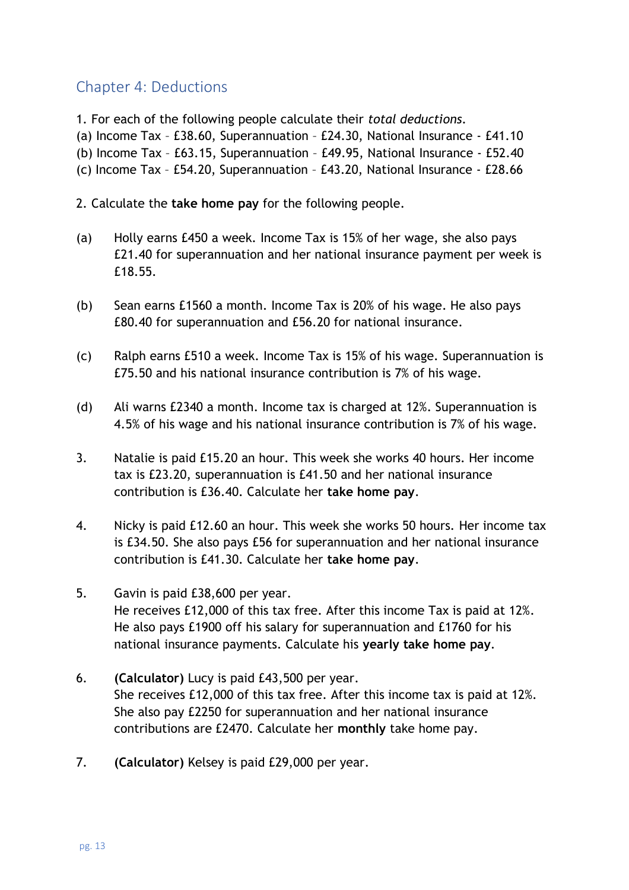## Chapter 4: Deductions

1. For each of the following people calculate their *total deductions*.
(a) Income Tax – £38.60, Superannuation – £24.30, National Insurance - £41.10
(b) Income Tax – £63.15, Superannuation – £49.95, National Insurance - £52.40
(c) Income Tax – £54.20, Superannuation – £43.20, National Insurance - £28.66

2. Calculate the **take home pay** for the following people.

(a) Holly earns £450 a week. Income Tax is 15% of her wage, she also pays £21.40 for superannuation and her national insurance payment per week is £18.55.

(b) Sean earns £1560 a month. Income Tax is 20% of his wage. He also pays £80.40 for superannuation and £56.20 for national insurance.

(c) Ralph earns £510 a week. Income Tax is 15% of his wage. Superannuation is £75.50 and his national insurance contribution is 7% of his wage.

(d) Ali warns £2340 a month. Income tax is charged at 12%. Superannuation is 4.5% of his wage and his national insurance contribution is 7% of his wage.

3. Natalie is paid £15.20 an hour. This week she works 40 hours. Her income tax is £23.20, superannuation is £41.50 and her national insurance contribution is £36.40. Calculate her **take home pay**.

4. Nicky is paid £12.60 an hour. This week she works 50 hours. Her income tax is £34.50. She also pays £56 for superannuation and her national insurance contribution is £41.30. Calculate her **take home pay**.

5. Gavin is paid £38,600 per year.
He receives £12,000 of this tax free. After this income Tax is paid at 12%. He also pays £1900 off his salary for superannuation and £1760 for his national insurance payments. Calculate his **yearly take home pay**.

6. **(Calculator)** Lucy is paid £43,500 per year.
She receives £12,000 of this tax free. After this income tax is paid at 12%. She also pay £2250 for superannuation and her national insurance contributions are £2470. Calculate her **monthly** take home pay.

7. **(Calculator)** Kelsey is paid £29,000 per year.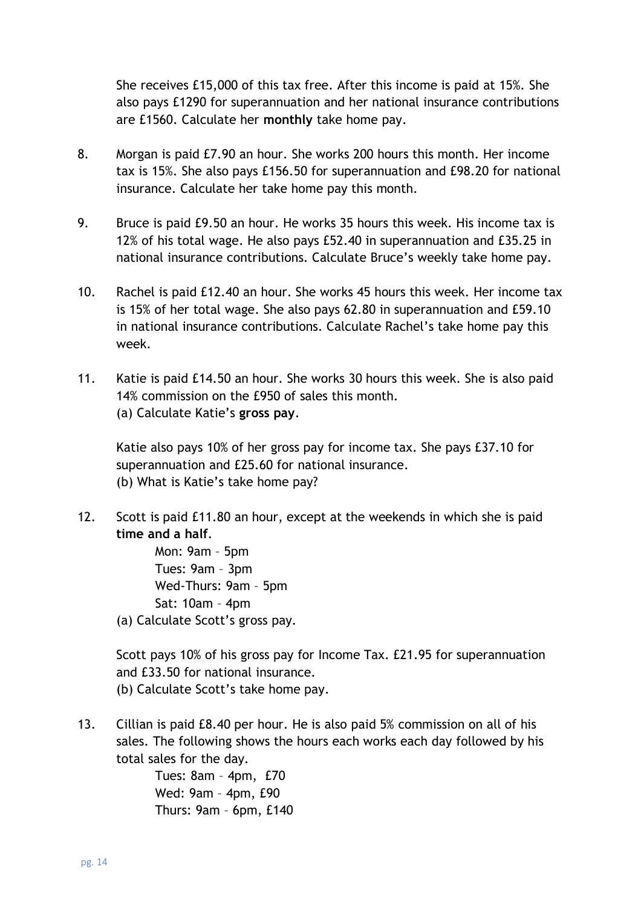She receives £15,000 of this tax free. After this income is paid at 15%. She also pays £1290 for superannuation and her national insurance contributions are £1560. Calculate her **monthly** take home pay.

8. Morgan is paid £7.90 an hour. She works 200 hours this month. Her income tax is 15%. She also pays £156.50 for superannuation and £98.20 for national insurance. Calculate her take home pay this month.

9. Bruce is paid £9.50 an hour. He works 35 hours this week. His income tax is 12% of his total wage. He also pays £52.40 in superannuation and £35.25 in national insurance contributions. Calculate Bruce's weekly take home pay.

10. Rachel is paid £12.40 an hour. She works 45 hours this week. Her income tax is 15% of her total wage. She also pays 62.80 in superannuation and £59.10 in national insurance contributions. Calculate Rachel's take home pay this week.

11. Katie is paid £14.50 an hour. She works 30 hours this week. She is also paid 14% commission on the £950 of sales this month.
    (a) Calculate Katie's **gross pay**.

    Katie also pays 10% of her gross pay for income tax. She pays £37.10 for superannuation and £25.60 for national insurance.
    (b) What is Katie's take home pay?

12. Scott is paid £11.80 an hour, except at the weekends in which she is paid **time and a half**.

    Mon: 9am – 5pm
    Tues: 9am – 3pm
    Wed-Thurs: 9am – 5pm
    Sat: 10am – 4pm

    (a) Calculate Scott's gross pay.

    Scott pays 10% of his gross pay for Income Tax. £21.95 for superannuation and £33.50 for national insurance.
    (b) Calculate Scott's take home pay.

13. Cillian is paid £8.40 per hour. He is also paid 5% commission on all of his sales. The following shows the hours each works each day followed by his total sales for the day.

    Tues: 8am – 4pm, £70
    Wed: 9am – 4pm, £90
    Thurs: 9am – 6pm, £140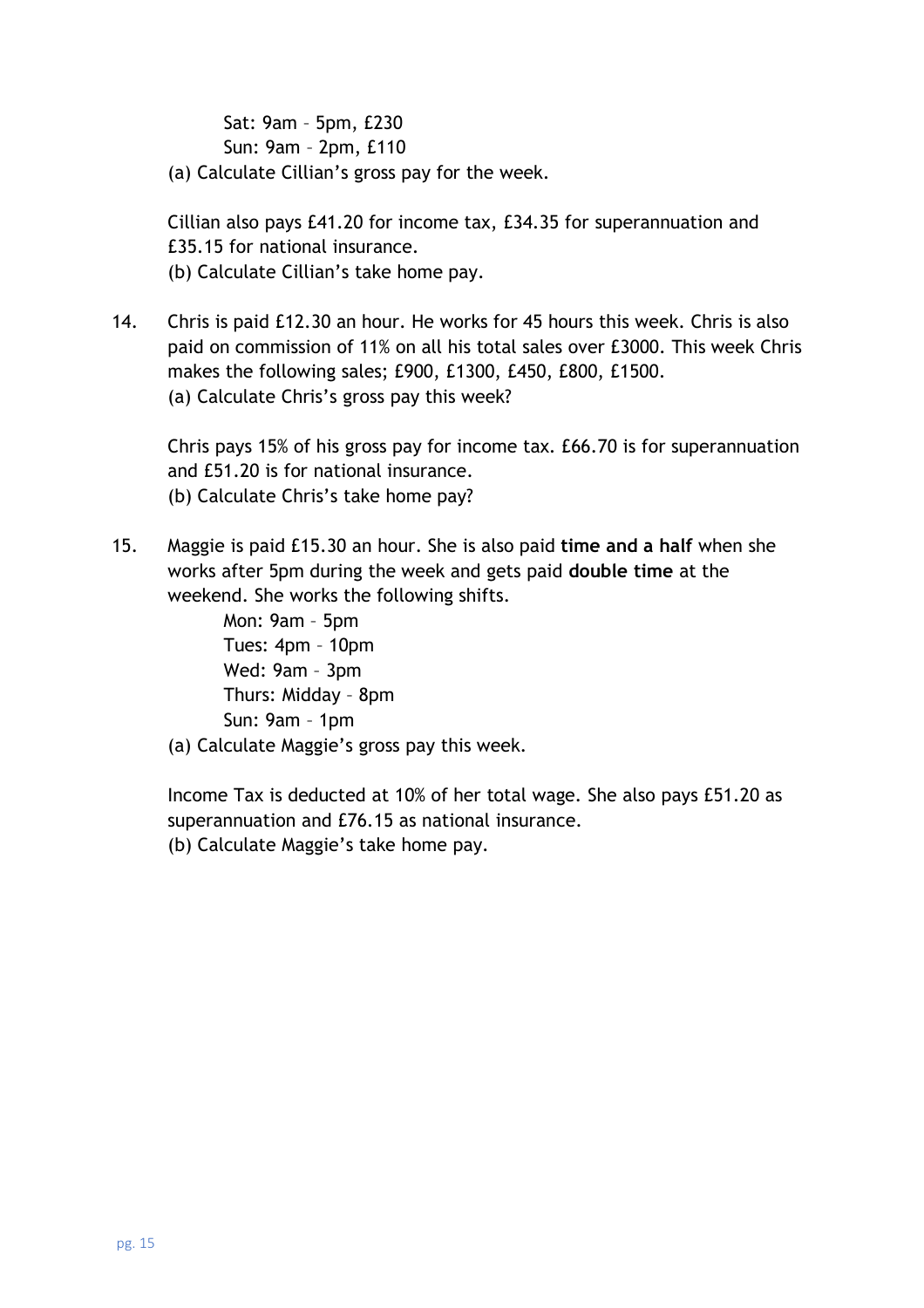Sat: 9am – 5pm, £230
Sun: 9am – 2pm, £110

(a) Calculate Cillian's gross pay for the week.

Cillian also pays £41.20 for income tax, £34.35 for superannuation and £35.15 for national insurance.

(b) Calculate Cillian's take home pay.

14. Chris is paid £12.30 an hour. He works for 45 hours this week. Chris is also paid on commission of 11% on all his total sales over £3000. This week Chris makes the following sales; £900, £1300, £450, £800, £1500.

    (a) Calculate Chris's gross pay this week?

    Chris pays 15% of his gross pay for income tax. £66.70 is for superannuation and £51.20 is for national insurance.

    (b) Calculate Chris's take home pay?

15. Maggie is paid £15.30 an hour. She is also paid **time and a half** when she works after 5pm during the week and gets paid **double time** at the weekend. She works the following shifts.

    Mon: 9am – 5pm
    Tues: 4pm – 10pm
    Wed: 9am – 3pm
    Thurs: Midday – 8pm
    Sun: 9am – 1pm

    (a) Calculate Maggie's gross pay this week.

    Income Tax is deducted at 10% of her total wage. She also pays £51.20 as superannuation and £76.15 as national insurance.

    (b) Calculate Maggie's take home pay.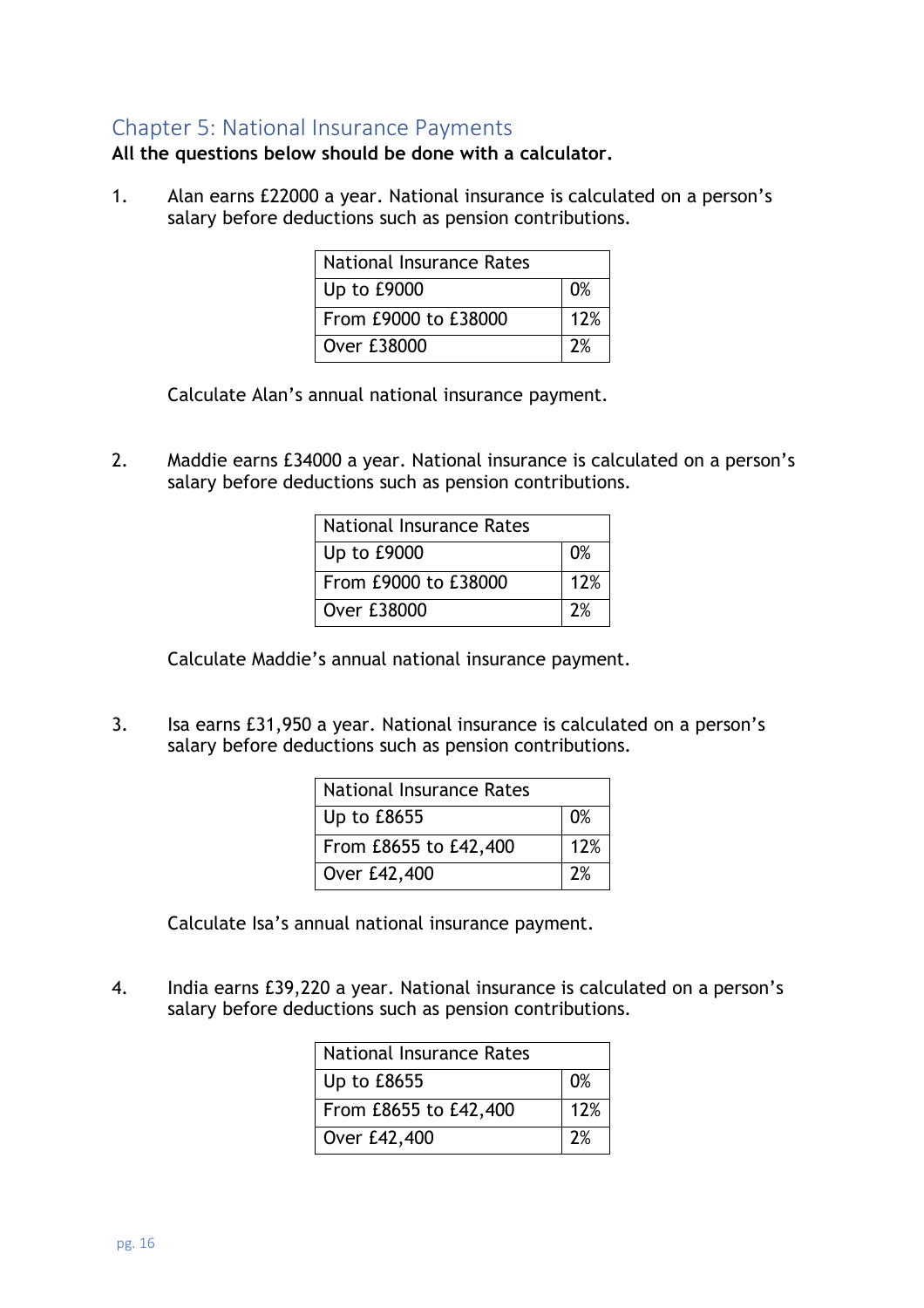## Chapter 5: National Insurance Payments

**All the questions below should be done with a calculator.**

1. Alan earns £22000 a year. National insurance is calculated on a person's salary before deductions such as pension contributions.

| National Insurance Rates | |
|---|---|
| Up to £9000 | 0% |
| From £9000 to £38000 | 12% |
| Over £38000 | 2% |

Calculate Alan's annual national insurance payment.

2. Maddie earns £34000 a year. National insurance is calculated on a person's salary before deductions such as pension contributions.

| National Insurance Rates | |
|---|---|
| Up to £9000 | 0% |
| From £9000 to £38000 | 12% |
| Over £38000 | 2% |

Calculate Maddie's annual national insurance payment.

3. Isa earns £31,950 a year. National insurance is calculated on a person's salary before deductions such as pension contributions.

| National Insurance Rates | |
|---|---|
| Up to £8655 | 0% |
| From £8655 to £42,400 | 12% |
| Over £42,400 | 2% |

Calculate Isa's annual national insurance payment.

4. India earns £39,220 a year. National insurance is calculated on a person's salary before deductions such as pension contributions.

| National Insurance Rates | |
|---|---|
| Up to £8655 | 0% |
| From £8655 to £42,400 | 12% |
| Over £42,400 | 2% |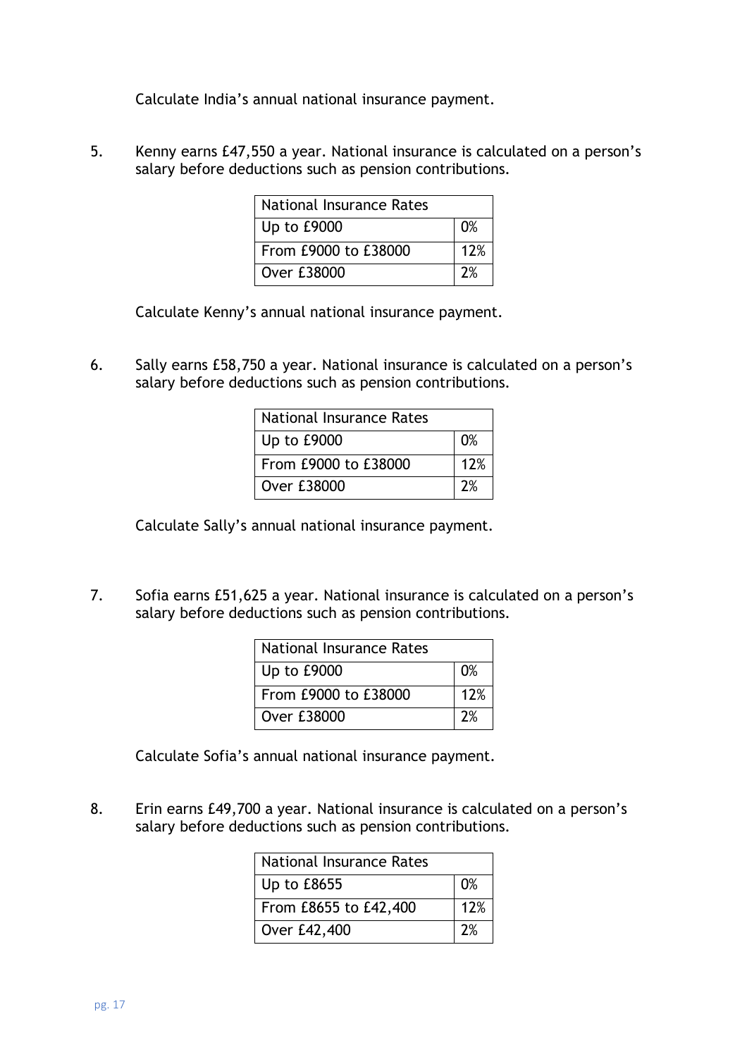Calculate India's annual national insurance payment.

5. Kenny earns £47,550 a year. National insurance is calculated on a person's salary before deductions such as pension contributions.

| National Insurance Rates | |
|---|---|
| Up to £9000 | 0% |
| From £9000 to £38000 | 12% |
| Over £38000 | 2% |

Calculate Kenny's annual national insurance payment.

6. Sally earns £58,750 a year. National insurance is calculated on a person's salary before deductions such as pension contributions.

| National Insurance Rates | |
|---|---|
| Up to £9000 | 0% |
| From £9000 to £38000 | 12% |
| Over £38000 | 2% |

Calculate Sally's annual national insurance payment.

7. Sofia earns £51,625 a year. National insurance is calculated on a person's salary before deductions such as pension contributions.

| National Insurance Rates | |
|---|---|
| Up to £9000 | 0% |
| From £9000 to £38000 | 12% |
| Over £38000 | 2% |

Calculate Sofia's annual national insurance payment.

8. Erin earns £49,700 a year. National insurance is calculated on a person's salary before deductions such as pension contributions.

| National Insurance Rates | |
|---|---|
| Up to £8655 | 0% |
| From £8655 to £42,400 | 12% |
| Over £42,400 | 2% |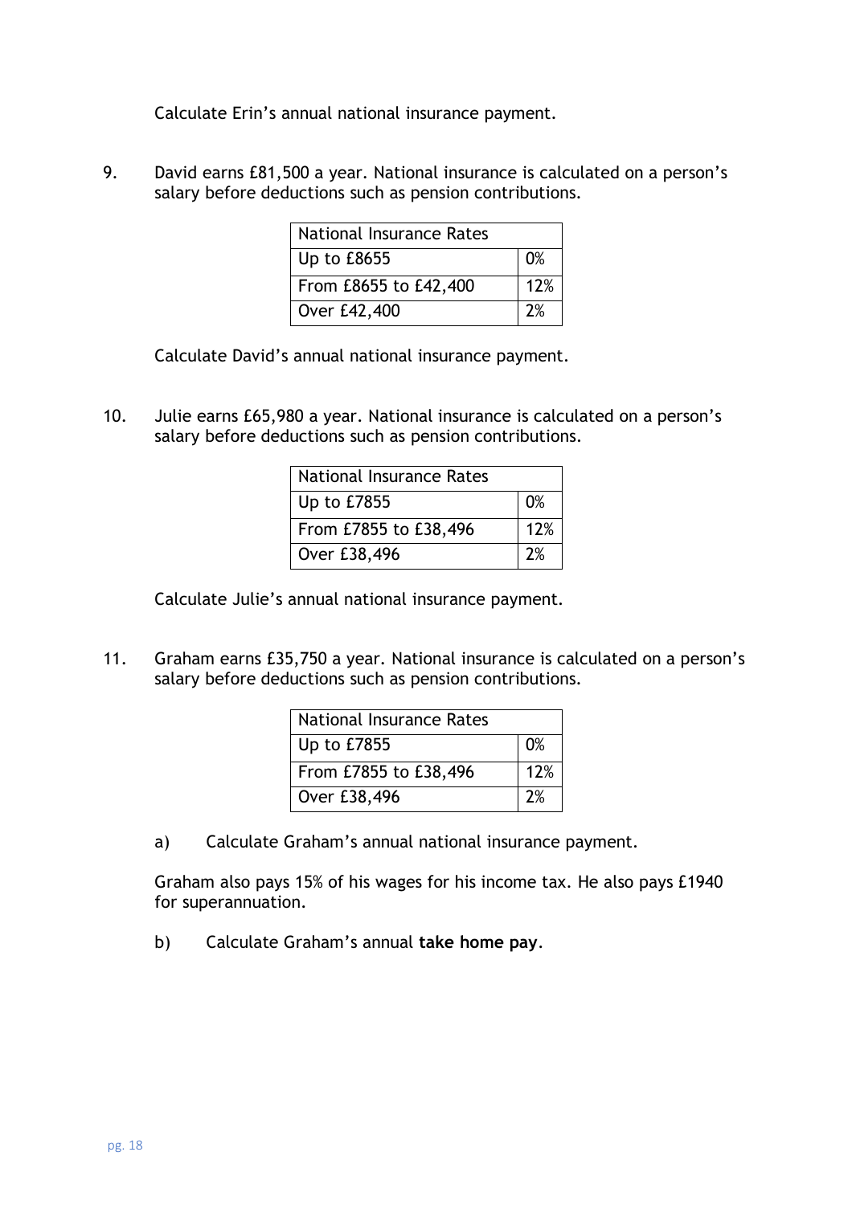Calculate Erin's annual national insurance payment.

9. David earns £81,500 a year. National insurance is calculated on a person's salary before deductions such as pension contributions.

| National Insurance Rates | |
|---|---|
| Up to £8655 | 0% |
| From £8655 to £42,400 | 12% |
| Over £42,400 | 2% |

Calculate David's annual national insurance payment.

10. Julie earns £65,980 a year. National insurance is calculated on a person's salary before deductions such as pension contributions.

| National Insurance Rates | |
|---|---|
| Up to £7855 | 0% |
| From £7855 to £38,496 | 12% |
| Over £38,496 | 2% |

Calculate Julie's annual national insurance payment.

11. Graham earns £35,750 a year. National insurance is calculated on a person's salary before deductions such as pension contributions.

| National Insurance Rates | |
|---|---|
| Up to £7855 | 0% |
| From £7855 to £38,496 | 12% |
| Over £38,496 | 2% |

a) Calculate Graham's annual national insurance payment.

Graham also pays 15% of his wages for his income tax. He also pays £1940 for superannuation.

b) Calculate Graham's annual **take home pay**.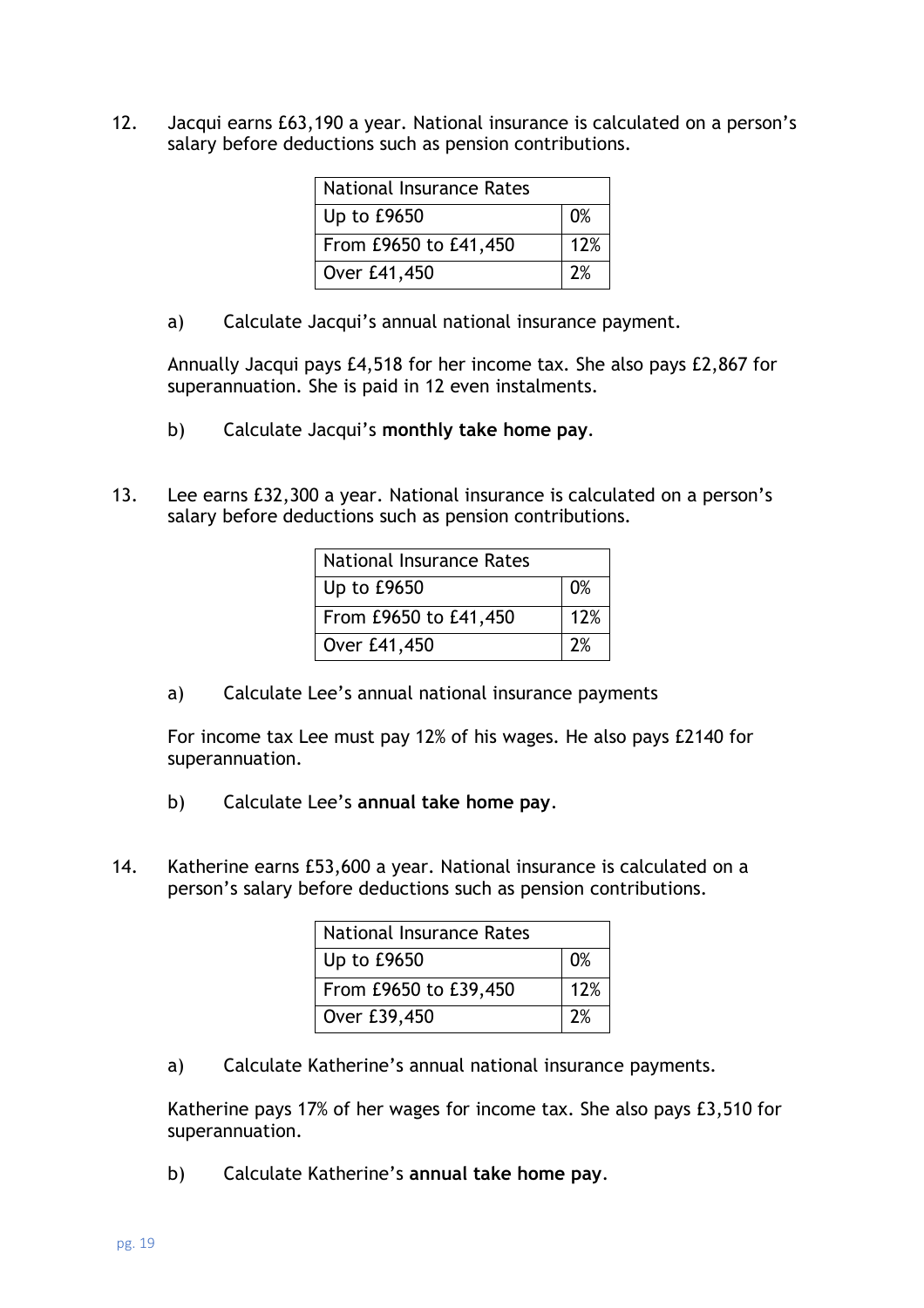12. Jacqui earns £63,190 a year. National insurance is calculated on a person's salary before deductions such as pension contributions.

| National Insurance Rates | |
|---|---|
| Up to £9650 | 0% |
| From £9650 to £41,450 | 12% |
| Over £41,450 | 2% |

a) Calculate Jacqui's annual national insurance payment.

Annually Jacqui pays £4,518 for her income tax. She also pays £2,867 for superannuation. She is paid in 12 even instalments.

b) Calculate Jacqui's **monthly take home pay**.

13. Lee earns £32,300 a year. National insurance is calculated on a person's salary before deductions such as pension contributions.

| National Insurance Rates | |
|---|---|
| Up to £9650 | 0% |
| From £9650 to £41,450 | 12% |
| Over £41,450 | 2% |

a) Calculate Lee's annual national insurance payments

For income tax Lee must pay 12% of his wages. He also pays £2140 for superannuation.

b) Calculate Lee's **annual take home pay**.

14. Katherine earns £53,600 a year. National insurance is calculated on a person's salary before deductions such as pension contributions.

| National Insurance Rates | |
|---|---|
| Up to £9650 | 0% |
| From £9650 to £39,450 | 12% |
| Over £39,450 | 2% |

a) Calculate Katherine's annual national insurance payments.

Katherine pays 17% of her wages for income tax. She also pays £3,510 for superannuation.

b) Calculate Katherine's **annual take home pay**.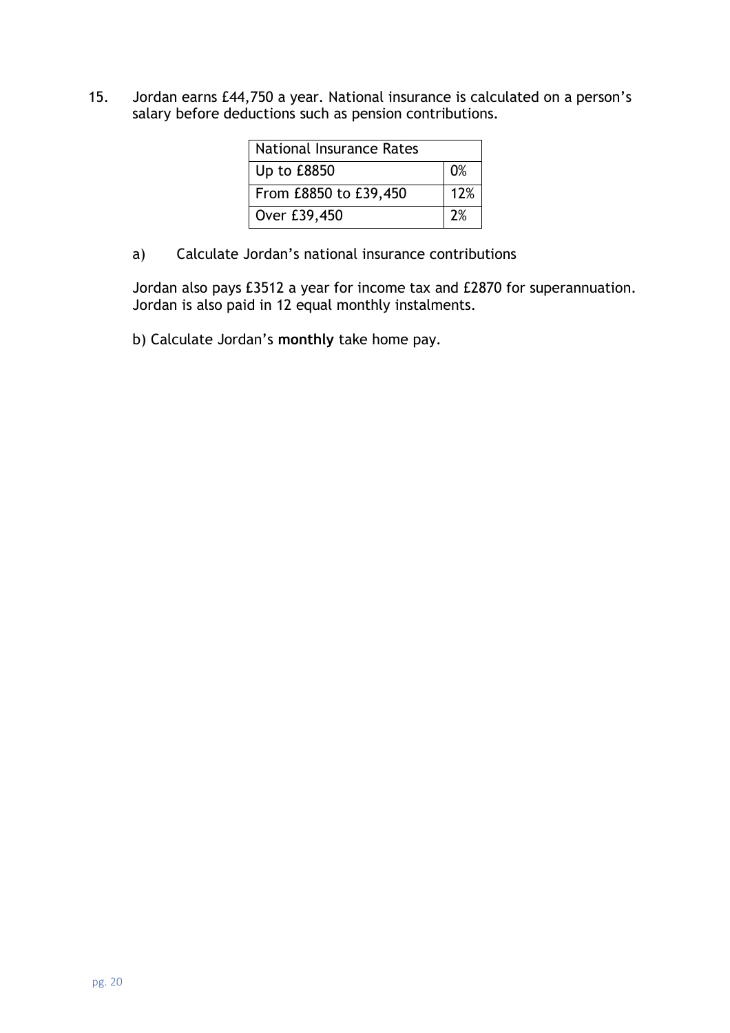15. Jordan earns £44,750 a year. National insurance is calculated on a person's salary before deductions such as pension contributions.

| National Insurance Rates | |
|---|---|
| Up to £8850 | 0% |
| From £8850 to £39,450 | 12% |
| Over £39,450 | 2% |

a) Calculate Jordan's national insurance contributions

Jordan also pays £3512 a year for income tax and £2870 for superannuation. Jordan is also paid in 12 equal monthly instalments.

b) Calculate Jordan's **monthly** take home pay.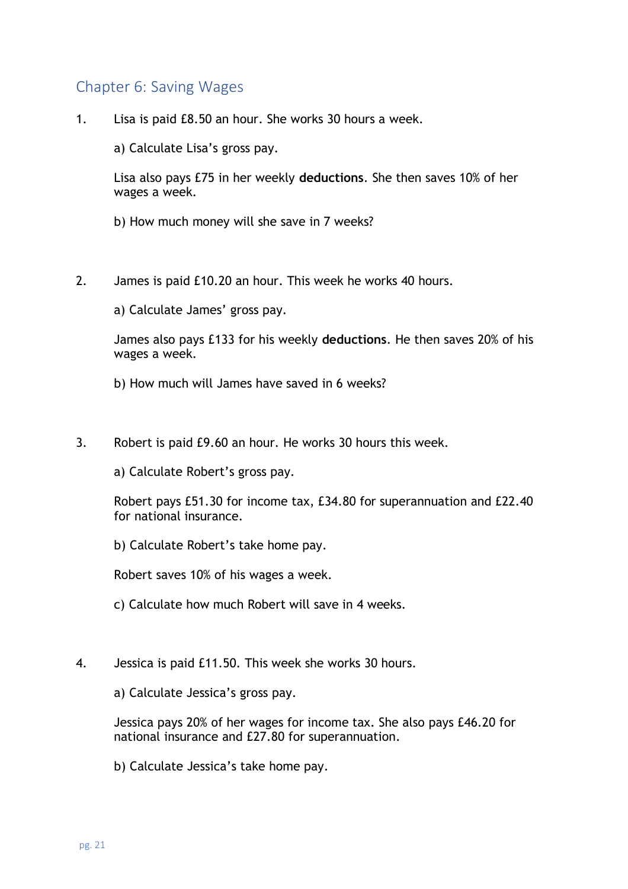## Chapter 6: Saving Wages

1. Lisa is paid £8.50 an hour. She works 30 hours a week.

   a) Calculate Lisa's gross pay.

   Lisa also pays £75 in her weekly **deductions**. She then saves 10% of her wages a week.

   b) How much money will she save in 7 weeks?

2. James is paid £10.20 an hour. This week he works 40 hours.

   a) Calculate James' gross pay.

   James also pays £133 for his weekly **deductions**. He then saves 20% of his wages a week.

   b) How much will James have saved in 6 weeks?

3. Robert is paid £9.60 an hour. He works 30 hours this week.

   a) Calculate Robert's gross pay.

   Robert pays £51.30 for income tax, £34.80 for superannuation and £22.40 for national insurance.

   b) Calculate Robert's take home pay.

   Robert saves 10% of his wages a week.

   c) Calculate how much Robert will save in 4 weeks.

4. Jessica is paid £11.50. This week she works 30 hours.

   a) Calculate Jessica's gross pay.

   Jessica pays 20% of her wages for income tax. She also pays £46.20 for national insurance and £27.80 for superannuation.

   b) Calculate Jessica's take home pay.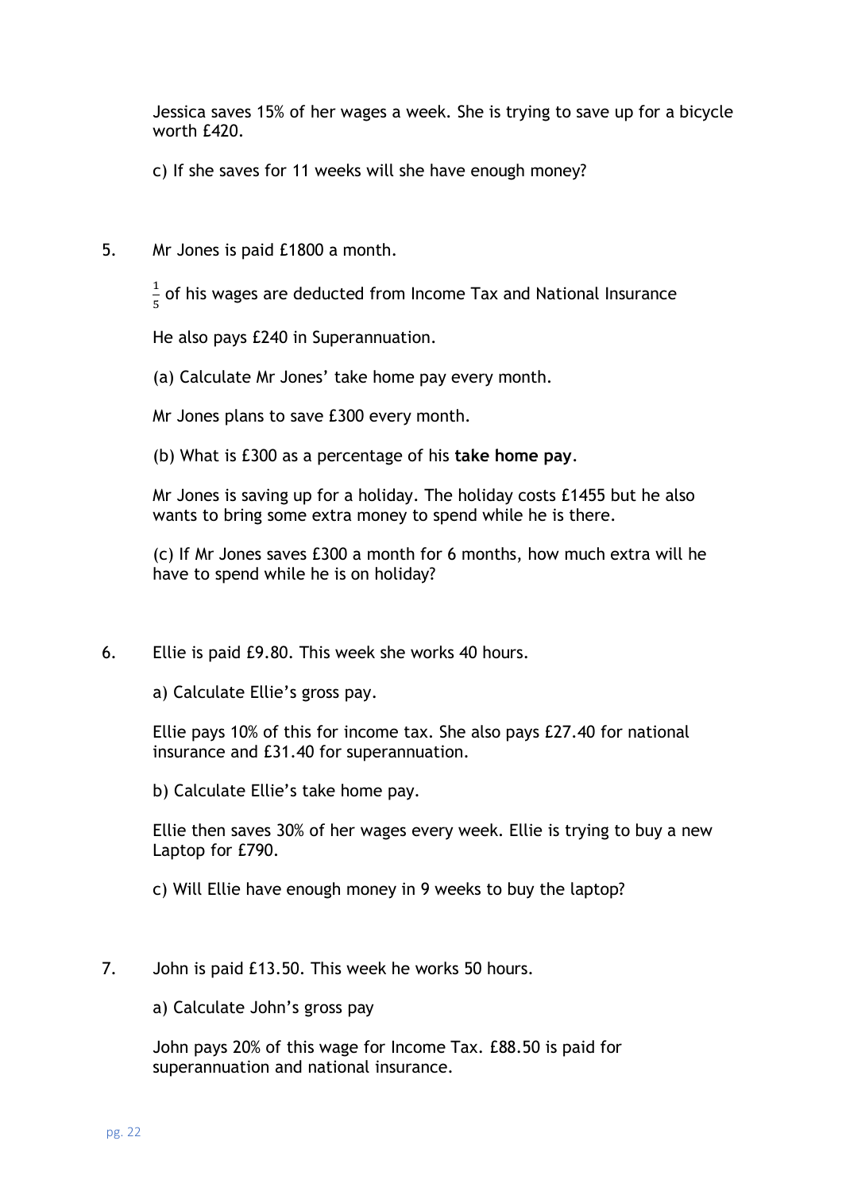Jessica saves 15% of her wages a week. She is trying to save up for a bicycle worth £420.

c) If she saves for 11 weeks will she have enough money?

5. Mr Jones is paid £1800 a month.

   $\frac{1}{5}$ of his wages are deducted from Income Tax and National Insurance

   He also pays £240 in Superannuation.

   (a) Calculate Mr Jones' take home pay every month.

   Mr Jones plans to save £300 every month.

   (b) What is £300 as a percentage of his **take home pay**.

   Mr Jones is saving up for a holiday. The holiday costs £1455 but he also wants to bring some extra money to spend while he is there.

   (c) If Mr Jones saves £300 a month for 6 months, how much extra will he have to spend while he is on holiday?

6. Ellie is paid £9.80. This week she works 40 hours.

   a) Calculate Ellie's gross pay.

   Ellie pays 10% of this for income tax. She also pays £27.40 for national insurance and £31.40 for superannuation.

   b) Calculate Ellie's take home pay.

   Ellie then saves 30% of her wages every week. Ellie is trying to buy a new Laptop for £790.

   c) Will Ellie have enough money in 9 weeks to buy the laptop?

7. John is paid £13.50. This week he works 50 hours.

   a) Calculate John's gross pay

   John pays 20% of this wage for Income Tax. £88.50 is paid for superannuation and national insurance.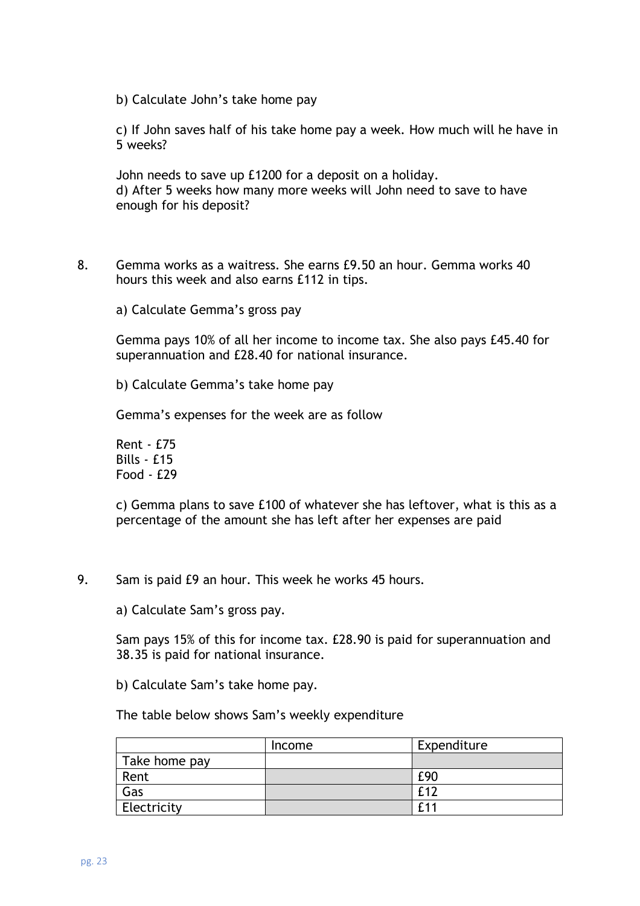b) Calculate John's take home pay

c) If John saves half of his take home pay a week. How much will he have in 5 weeks?

John needs to save up £1200 for a deposit on a holiday.
d) After 5 weeks how many more weeks will John need to save to have enough for his deposit?

8. Gemma works as a waitress. She earns £9.50 an hour. Gemma works 40 hours this week and also earns £112 in tips.

   a) Calculate Gemma's gross pay

   Gemma pays 10% of all her income to income tax. She also pays £45.40 for superannuation and £28.40 for national insurance.

   b) Calculate Gemma's take home pay

   Gemma's expenses for the week are as follow

   Rent - £75
   Bills - £15
   Food - £29

   c) Gemma plans to save £100 of whatever she has leftover, what is this as a percentage of the amount she has left after her expenses are paid

9. Sam is paid £9 an hour. This week he works 45 hours.

   a) Calculate Sam's gross pay.

   Sam pays 15% of this for income tax. £28.90 is paid for superannuation and 38.35 is paid for national insurance.

   b) Calculate Sam's take home pay.

   The table below shows Sam's weekly expenditure

| | Income | Expenditure |
|---|---|---|
| Take home pay | | |
| Rent | | £90 |
| Gas | | £12 |
| Electricity | | £11 |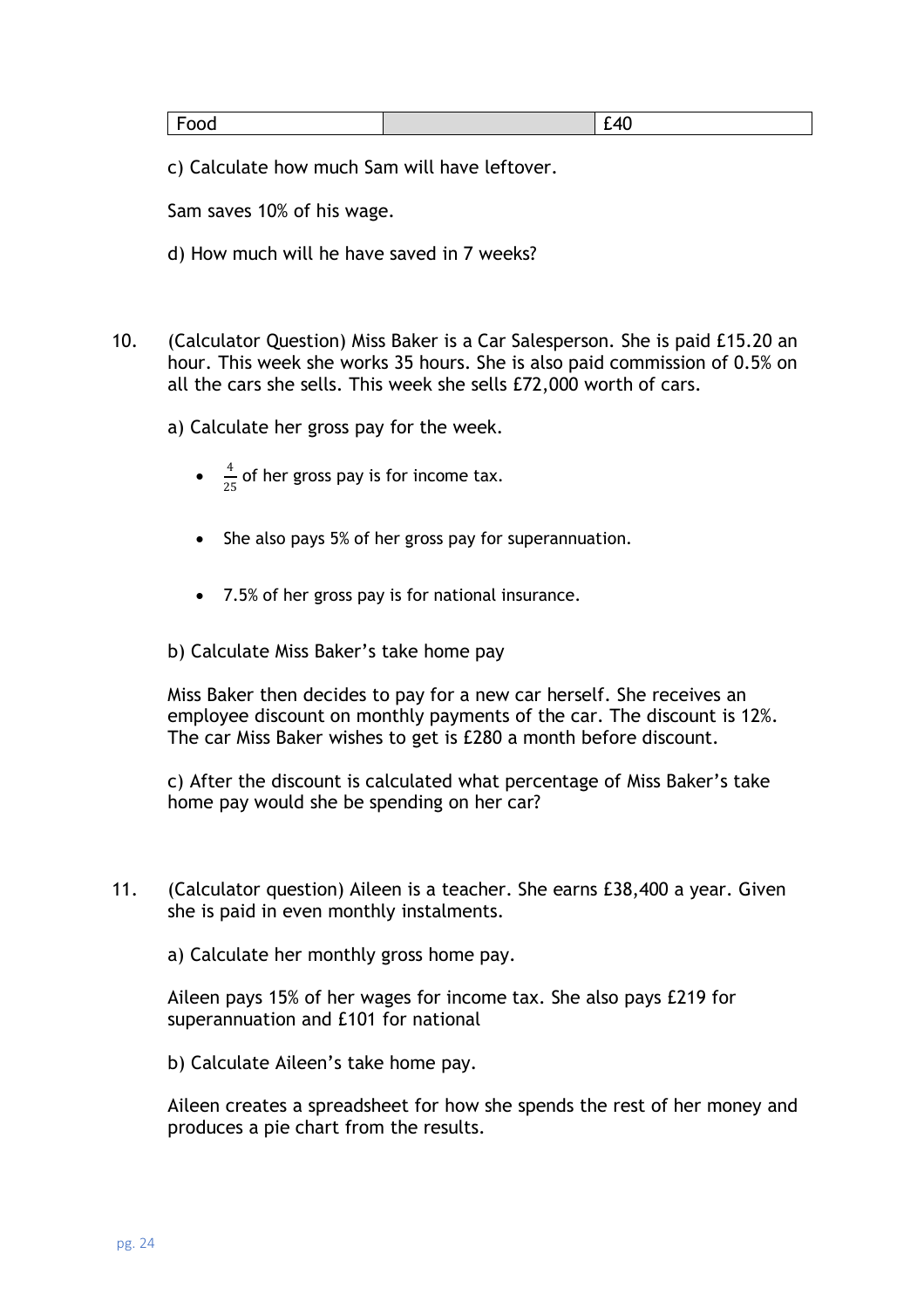| Food | | £40 |
|---|---|---|

c) Calculate how much Sam will have leftover.

Sam saves 10% of his wage.

d) How much will he have saved in 7 weeks?

10. (Calculator Question) Miss Baker is a Car Salesperson. She is paid £15.20 an hour. This week she works 35 hours. She is also paid commission of 0.5% on all the cars she sells. This week she sells £72,000 worth of cars.

    a) Calculate her gross pay for the week.

    - $\frac{4}{25}$ of her gross pay is for income tax.
    - She also pays 5% of her gross pay for superannuation.
    - 7.5% of her gross pay is for national insurance.

    b) Calculate Miss Baker's take home pay

    Miss Baker then decides to pay for a new car herself. She receives an employee discount on monthly payments of the car. The discount is 12%. The car Miss Baker wishes to get is £280 a month before discount.

    c) After the discount is calculated what percentage of Miss Baker's take home pay would she be spending on her car?

11. (Calculator question) Aileen is a teacher. She earns £38,400 a year. Given she is paid in even monthly instalments.

    a) Calculate her monthly gross home pay.

    Aileen pays 15% of her wages for income tax. She also pays £219 for superannuation and £101 for national

    b) Calculate Aileen's take home pay.

    Aileen creates a spreadsheet for how she spends the rest of her money and produces a pie chart from the results.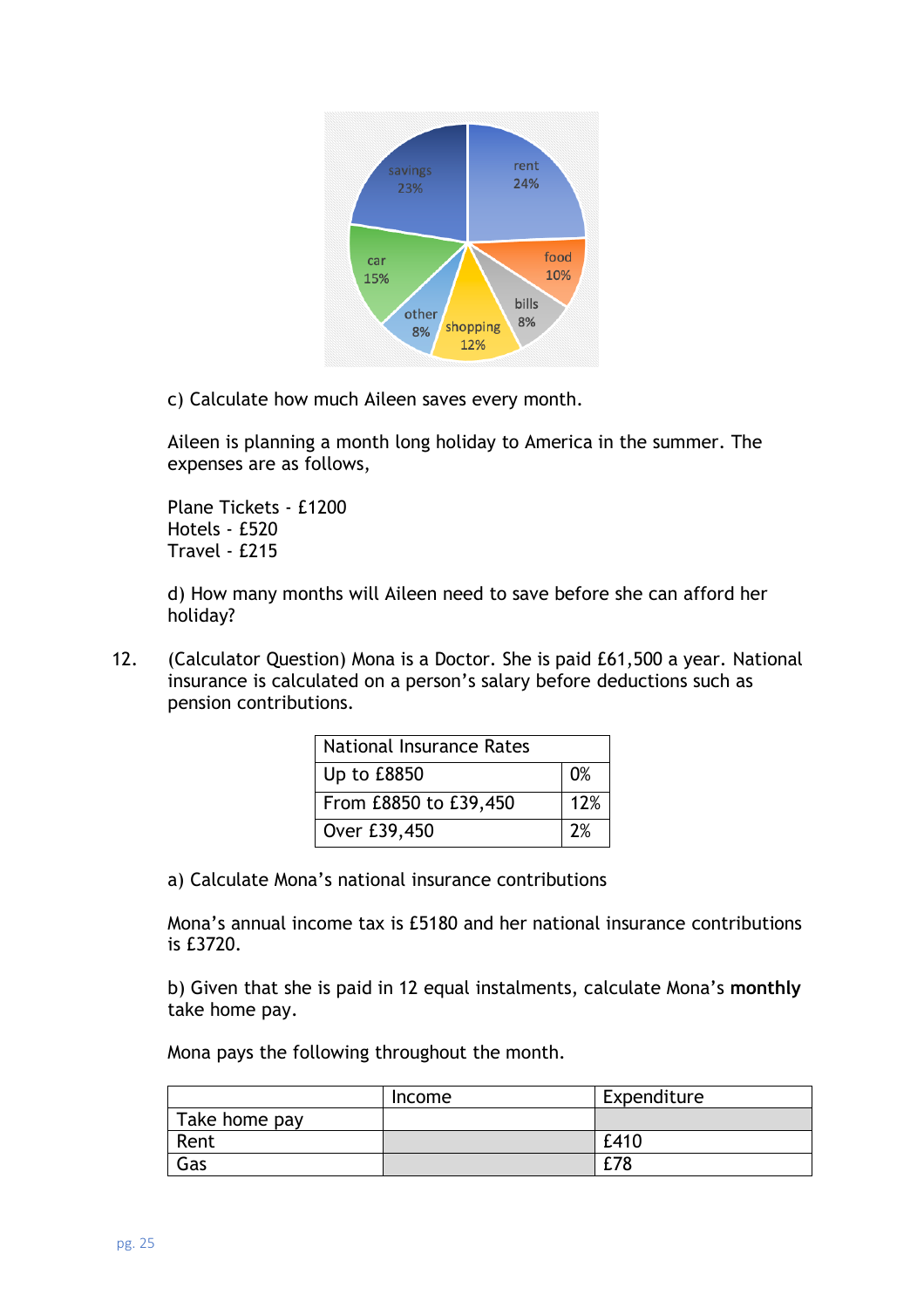savings 23%
rent 24%
car 15%
food 10%
other 8%
bills 8%
shopping 12%

c) Calculate how much Aileen saves every month.

Aileen is planning a month long holiday to America in the summer. The expenses are as follows,

Plane Tickets - £1200
Hotels - £520
Travel - £215

d) How many months will Aileen need to save before she can afford her holiday?

12. (Calculator Question) Mona is a Doctor. She is paid £61,500 a year. National insurance is calculated on a person's salary before deductions such as pension contributions.

| National Insurance Rates | |
|---|---|
| Up to £8850 | 0% |
| From £8850 to £39,450 | 12% |
| Over £39,450 | 2% |

a) Calculate Mona's national insurance contributions

Mona's annual income tax is £5180 and her national insurance contributions is £3720.

b) Given that she is paid in 12 equal instalments, calculate Mona's **monthly** take home pay.

Mona pays the following throughout the month.

| | Income | Expenditure |
|---|---|---|
| Take home pay | | |
| Rent | | £410 |
| Gas | | £78 |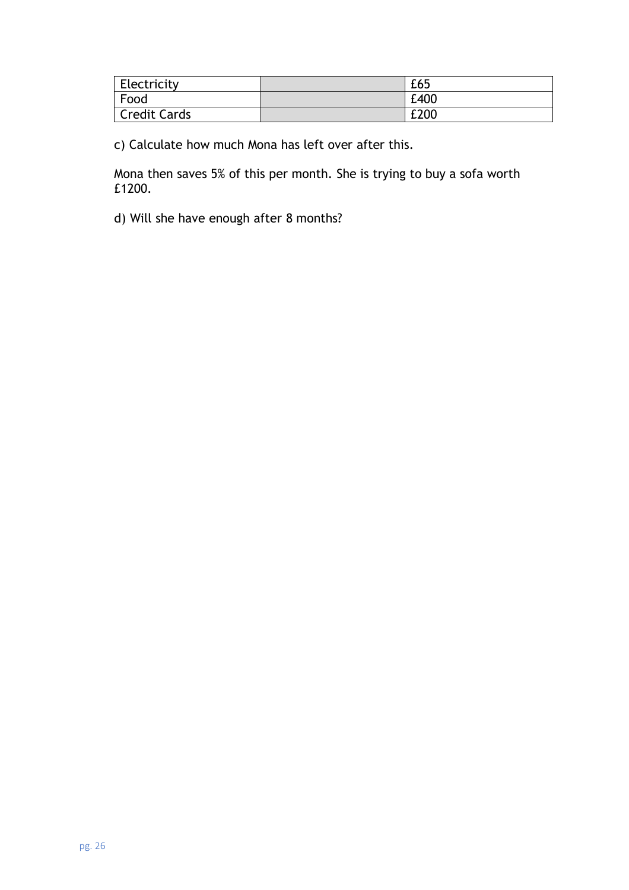| Electricity | | £65 |
| --- | --- | --- |
| Food | | £400 |
| Credit Cards | | £200 |

c) Calculate how much Mona has left over after this.

Mona then saves 5% of this per month. She is trying to buy a sofa worth £1200.

d) Will she have enough after 8 months?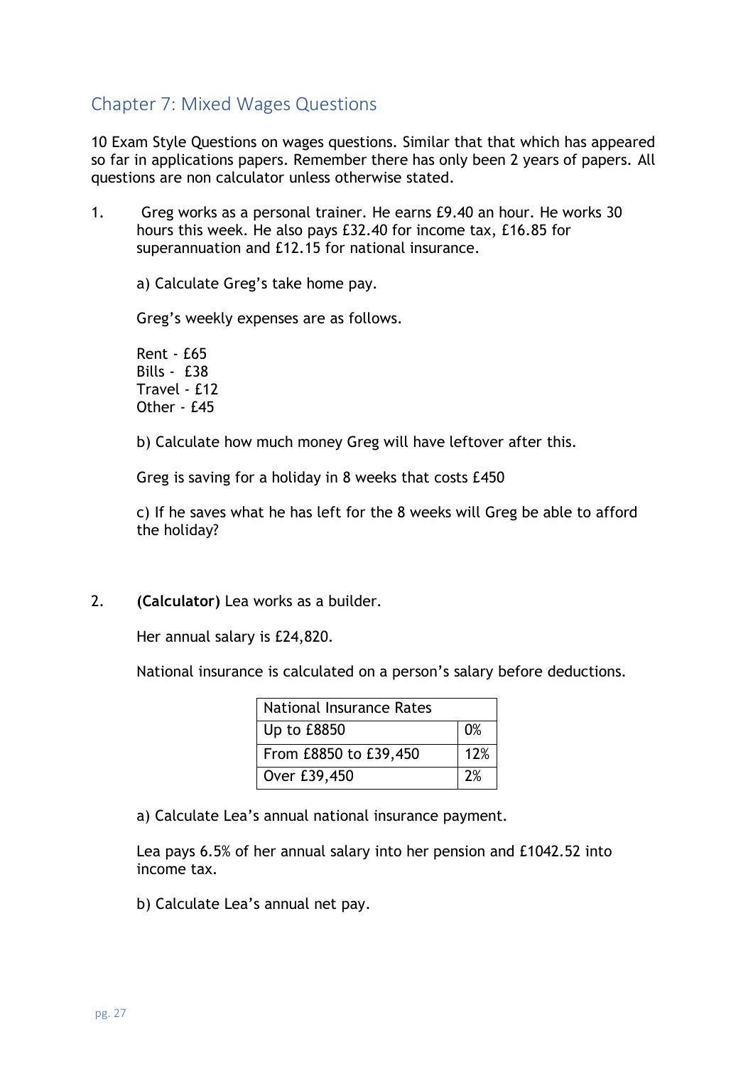## Chapter 7: Mixed Wages Questions

10 Exam Style Questions on wages questions. Similar that that which has appeared so far in applications papers. Remember there has only been 2 years of papers. All questions are non calculator unless otherwise stated.

1. Greg works as a personal trainer. He earns £9.40 an hour. He works 30 hours this week. He also pays £32.40 for income tax, £16.85 for superannuation and £12.15 for national insurance.

   a) Calculate Greg's take home pay.

   Greg's weekly expenses are as follows.

   Rent - £65
   Bills - £38
   Travel - £12
   Other - £45

   b) Calculate how much money Greg will have leftover after this.

   Greg is saving for a holiday in 8 weeks that costs £450

   c) If he saves what he has left for the 8 weeks will Greg be able to afford the holiday?

2. **(Calculator)** Lea works as a builder.

   Her annual salary is £24,820.

   National insurance is calculated on a person's salary before deductions.

   | National Insurance Rates | |
   |---|---|
   | Up to £8850 | 0% |
   | From £8850 to £39,450 | 12% |
   | Over £39,450 | 2% |

   a) Calculate Lea's annual national insurance payment.

   Lea pays 6.5% of her annual salary into her pension and £1042.52 into income tax.

   b) Calculate Lea's annual net pay.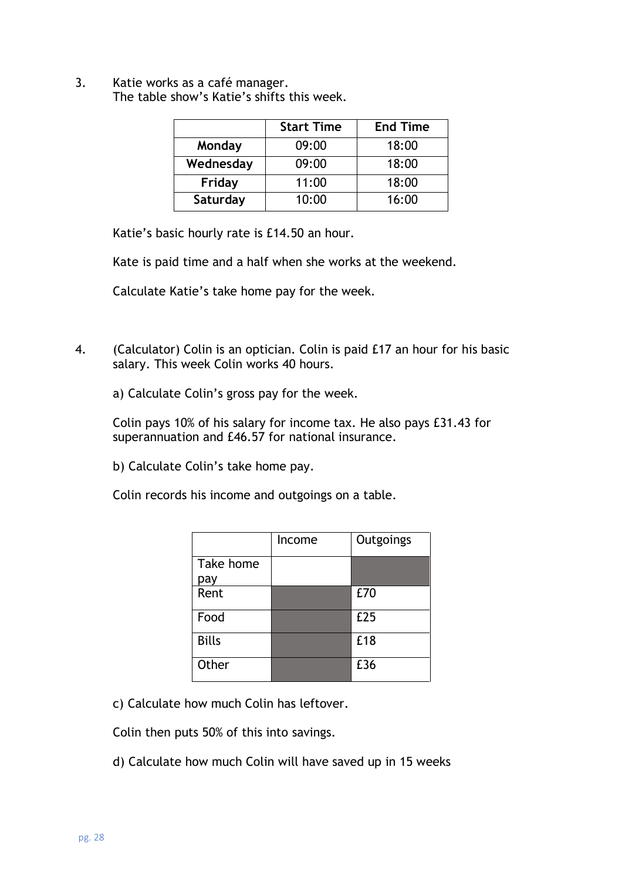3. Katie works as a café manager.
   The table show's Katie's shifts this week.

| | Start Time | End Time |
|---|---|---|
| **Monday** | 09:00 | 18:00 |
| **Wednesday** | 09:00 | 18:00 |
| **Friday** | 11:00 | 18:00 |
| **Saturday** | 10:00 | 16:00 |

Katie's basic hourly rate is £14.50 an hour.

Kate is paid time and a half when she works at the weekend.

Calculate Katie's take home pay for the week.

4. (Calculator) Colin is an optician. Colin is paid £17 an hour for his basic salary. This week Colin works 40 hours.

   a) Calculate Colin's gross pay for the week.

   Colin pays 10% of his salary for income tax. He also pays £31.43 for superannuation and £46.57 for national insurance.

   b) Calculate Colin's take home pay.

   Colin records his income and outgoings on a table.

| | Income | Outgoings |
|---|---|---|
| Take home pay | | |
| Rent | | £70 |
| Food | | £25 |
| Bills | | £18 |
| Other | | £36 |

   c) Calculate how much Colin has leftover.

   Colin then puts 50% of this into savings.

   d) Calculate how much Colin will have saved up in 15 weeks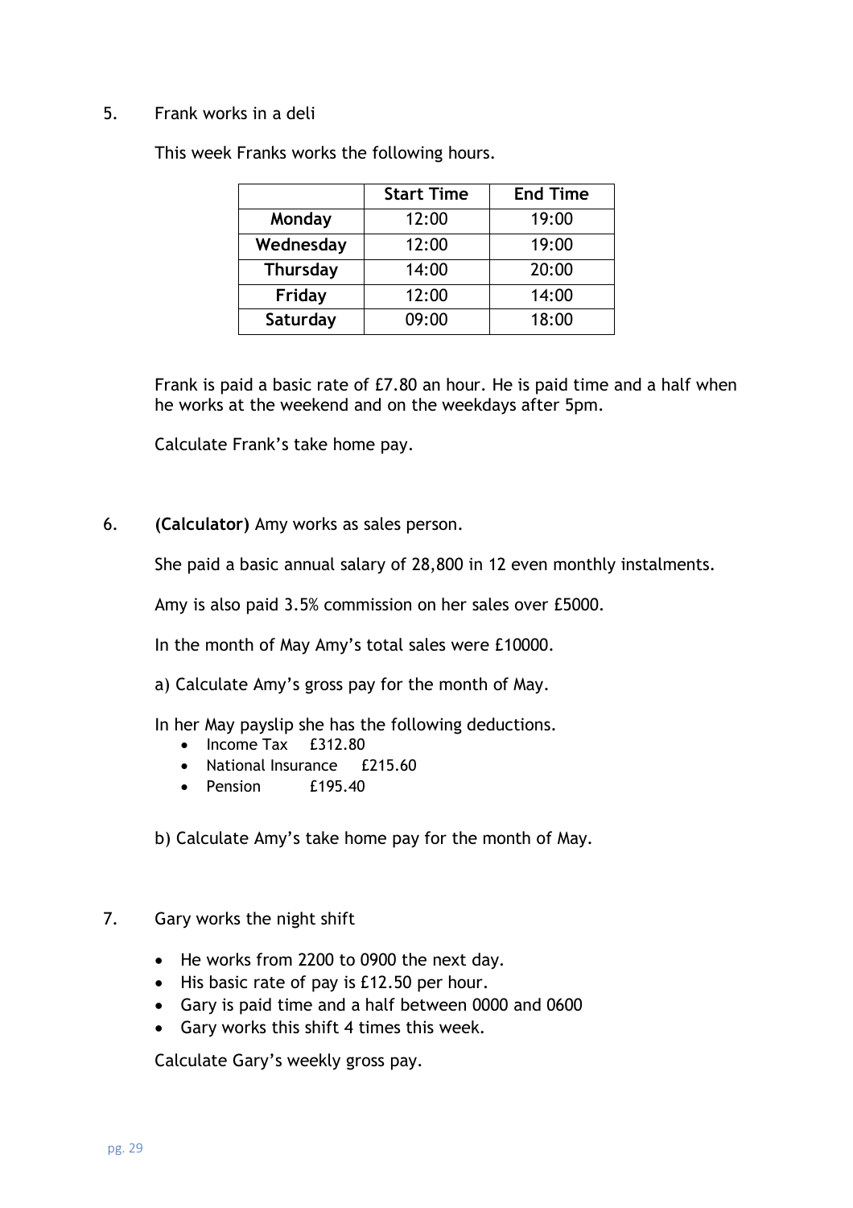5. Frank works in a deli

   This week Franks works the following hours.

|  | Start Time | End Time |
|---|---|---|
| **Monday** | 12:00 | 19:00 |
| **Wednesday** | 12:00 | 19:00 |
| **Thursday** | 14:00 | 20:00 |
| **Friday** | 12:00 | 14:00 |
| **Saturday** | 09:00 | 18:00 |

   Frank is paid a basic rate of £7.80 an hour. He is paid time and a half when he works at the weekend and on the weekdays after 5pm.

   Calculate Frank's take home pay.

6. **(Calculator)** Amy works as sales person.

   She paid a basic annual salary of 28,800 in 12 even monthly instalments.

   Amy is also paid 3.5% commission on her sales over £5000.

   In the month of May Amy's total sales were £10000.

   a) Calculate Amy's gross pay for the month of May.

   In her May payslip she has the following deductions.

   - Income Tax £312.80
   - National Insurance £215.60
   - Pension £195.40

   b) Calculate Amy's take home pay for the month of May.

7. Gary works the night shift

   - He works from 2200 to 0900 the next day.
   - His basic rate of pay is £12.50 per hour.
   - Gary is paid time and a half between 0000 and 0600
   - Gary works this shift 4 times this week.

   Calculate Gary's weekly gross pay.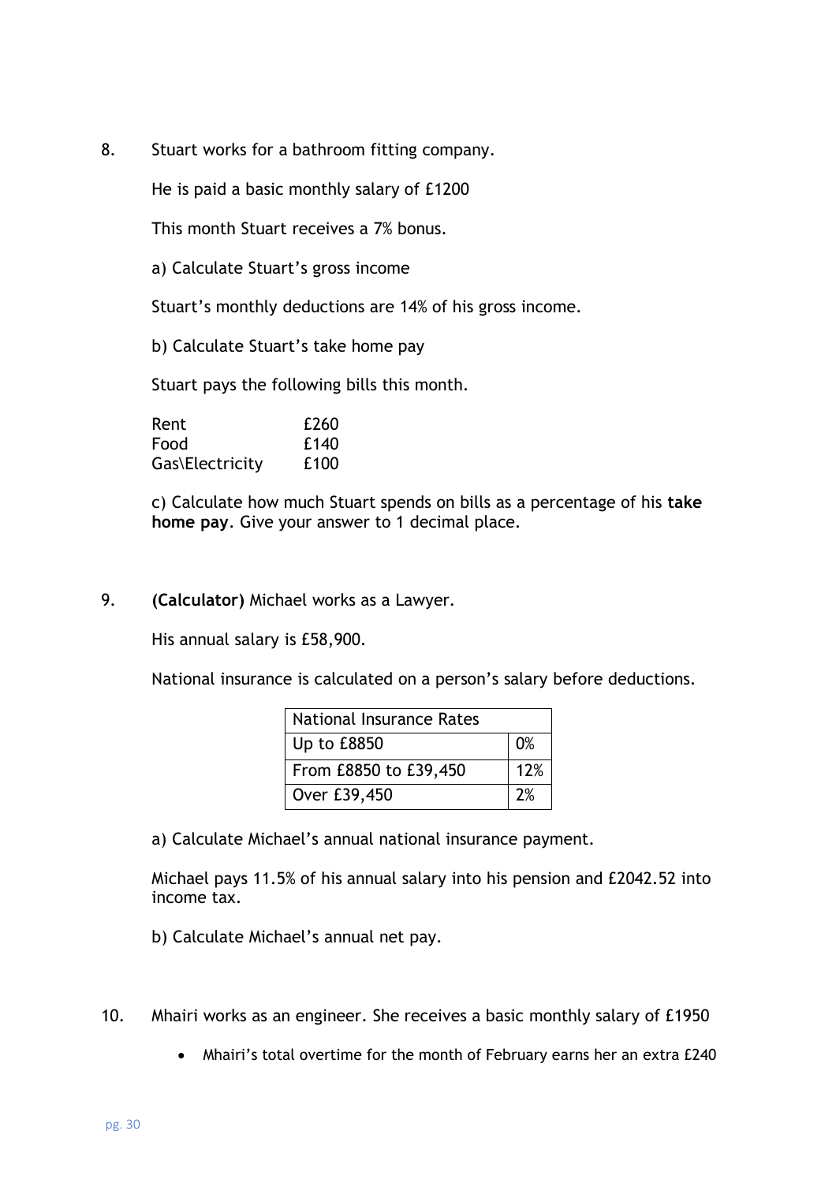8. Stuart works for a bathroom fitting company.

   He is paid a basic monthly salary of £1200

   This month Stuart receives a 7% bonus.

   a) Calculate Stuart's gross income

   Stuart's monthly deductions are 14% of his gross income.

   b) Calculate Stuart's take home pay

   Stuart pays the following bills this month.

   | | |
   |---|---|
   | Rent | £260 |
   | Food | £140 |
   | Gas\Electricity | £100 |

   c) Calculate how much Stuart spends on bills as a percentage of his **take home pay**. Give your answer to 1 decimal place.

9. **(Calculator)** Michael works as a Lawyer.

   His annual salary is £58,900.

   National insurance is calculated on a person's salary before deductions.

   | National Insurance Rates | |
   |---|---|
   | Up to £8850 | 0% |
   | From £8850 to £39,450 | 12% |
   | Over £39,450 | 2% |

   a) Calculate Michael's annual national insurance payment.

   Michael pays 11.5% of his annual salary into his pension and £2042.52 into income tax.

   b) Calculate Michael's annual net pay.

10. Mhairi works as an engineer. She receives a basic monthly salary of £1950

    - Mhairi's total overtime for the month of February earns her an extra £240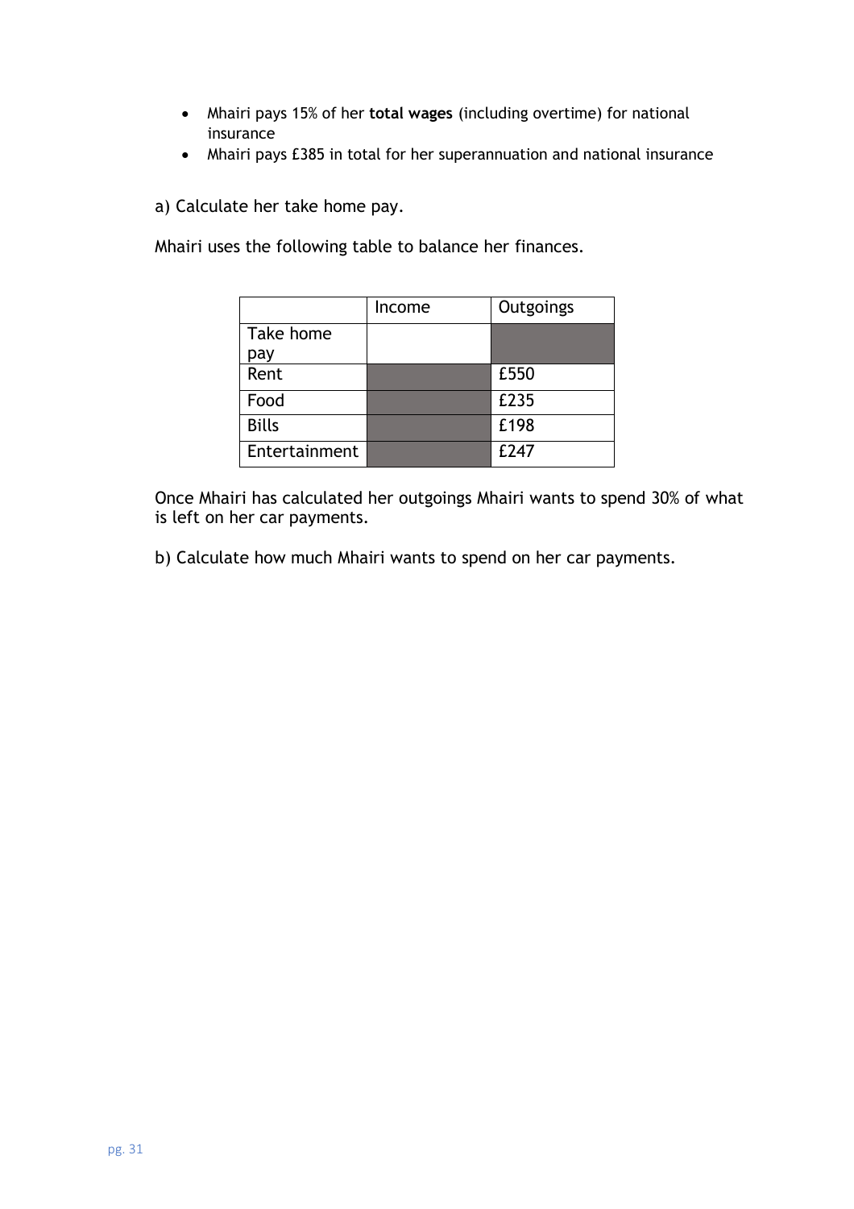- Mhairi pays 15% of her **total wages** (including overtime) for national insurance
- Mhairi pays £385 in total for her superannuation and national insurance

a) Calculate her take home pay.

Mhairi uses the following table to balance her finances.

| | Income | Outgoings |
|---|---|---|
| Take home pay | | |
| Rent | | £550 |
| Food | | £235 |
| Bills | | £198 |
| Entertainment | | £247 |

Once Mhairi has calculated her outgoings Mhairi wants to spend 30% of what is left on her car payments.

b) Calculate how much Mhairi wants to spend on her car payments.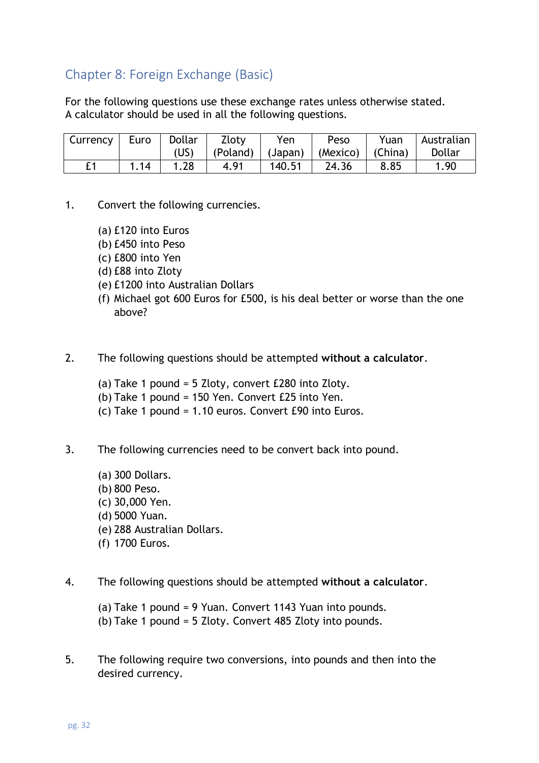## Chapter 8: Foreign Exchange (Basic)

For the following questions use these exchange rates unless otherwise stated.
A calculator should be used in all the following questions.

| Currency | Euro | Dollar (US) | Zloty (Poland) | Yen (Japan) | Peso (Mexico) | Yuan (China) | Australian Dollar |
|---|---|---|---|---|---|---|---|
| £1 | 1.14 | 1.28 | 4.91 | 140.51 | 24.36 | 8.85 | 1.90 |

1. Convert the following currencies.

   (a) £120 into Euros
   (b) £450 into Peso
   (c) £800 into Yen
   (d) £88 into Zloty
   (e) £1200 into Australian Dollars
   (f) Michael got 600 Euros for £500, is his deal better or worse than the one above?

2. The following questions should be attempted **without a calculator**.

   (a) Take 1 pound = 5 Zloty, convert £280 into Zloty.
   (b) Take 1 pound = 150 Yen. Convert £25 into Yen.
   (c) Take 1 pound = 1.10 euros. Convert £90 into Euros.

3. The following currencies need to be convert back into pound.

   (a) 300 Dollars.
   (b) 800 Peso.
   (c) 30,000 Yen.
   (d) 5000 Yuan.
   (e) 288 Australian Dollars.
   (f) 1700 Euros.

4. The following questions should be attempted **without a calculator**.

   (a) Take 1 pound = 9 Yuan. Convert 1143 Yuan into pounds.
   (b) Take 1 pound = 5 Zloty. Convert 485 Zloty into pounds.

5. The following require two conversions, into pounds and then into the desired currency.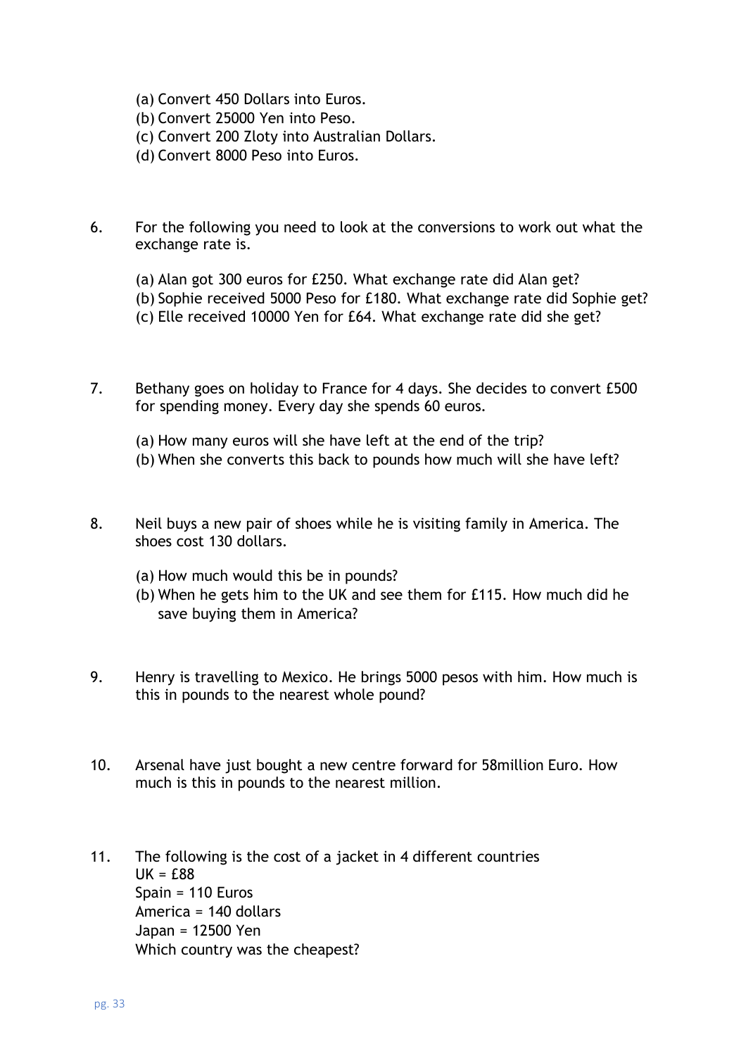(a) Convert 450 Dollars into Euros.
(b) Convert 25000 Yen into Peso.
(c) Convert 200 Zloty into Australian Dollars.
(d) Convert 8000 Peso into Euros.

6. For the following you need to look at the conversions to work out what the exchange rate is.

   (a) Alan got 300 euros for £250. What exchange rate did Alan get?
   (b) Sophie received 5000 Peso for £180. What exchange rate did Sophie get?
   (c) Elle received 10000 Yen for £64. What exchange rate did she get?

7. Bethany goes on holiday to France for 4 days. She decides to convert £500 for spending money. Every day she spends 60 euros.

   (a) How many euros will she have left at the end of the trip?
   (b) When she converts this back to pounds how much will she have left?

8. Neil buys a new pair of shoes while he is visiting family in America. The shoes cost 130 dollars.

   (a) How much would this be in pounds?
   (b) When he gets him to the UK and see them for £115. How much did he save buying them in America?

9. Henry is travelling to Mexico. He brings 5000 pesos with him. How much is this in pounds to the nearest whole pound?

10. Arsenal have just bought a new centre forward for 58million Euro. How much is this in pounds to the nearest million.

11. The following is the cost of a jacket in 4 different countries
    UK = £88
    Spain = 110 Euros
    America = 140 dollars
    Japan = 12500 Yen
    Which country was the cheapest?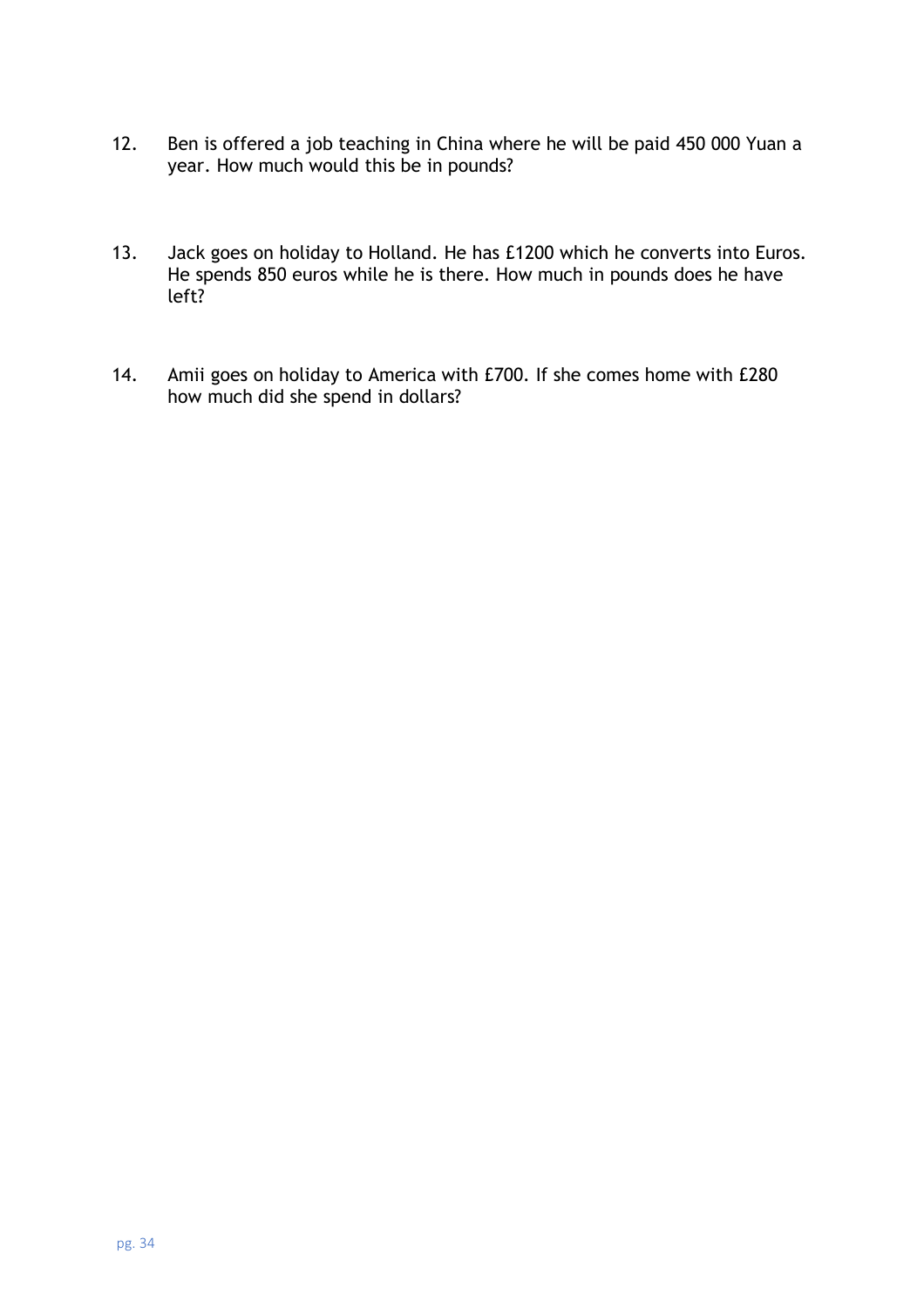12. Ben is offered a job teaching in China where he will be paid 450 000 Yuan a year. How much would this be in pounds?

13. Jack goes on holiday to Holland. He has £1200 which he converts into Euros. He spends 850 euros while he is there. How much in pounds does he have left?

14. Amii goes on holiday to America with £700. If she comes home with £280 how much did she spend in dollars?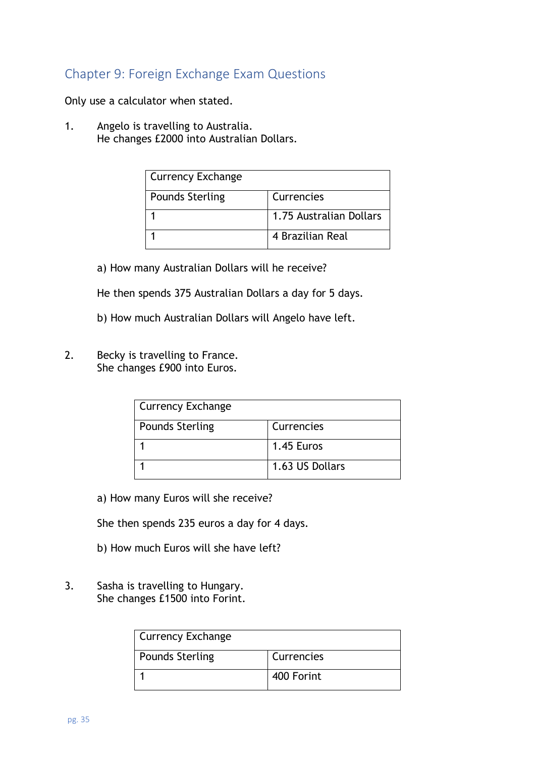## Chapter 9: Foreign Exchange Exam Questions

Only use a calculator when stated.

1. Angelo is travelling to Australia.
   He changes £2000 into Australian Dollars.

| Currency Exchange | |
|---|---|
| Pounds Sterling | Currencies |
| 1 | 1.75 Australian Dollars |
| 1 | 4 Brazilian Real |

   a) How many Australian Dollars will he receive?

   He then spends 375 Australian Dollars a day for 5 days.

   b) How much Australian Dollars will Angelo have left.

2. Becky is travelling to France.
   She changes £900 into Euros.

| Currency Exchange | |
|---|---|
| Pounds Sterling | Currencies |
| 1 | 1.45 Euros |
| 1 | 1.63 US Dollars |

   a) How many Euros will she receive?

   She then spends 235 euros a day for 4 days.

   b) How much Euros will she have left?

3. Sasha is travelling to Hungary.
   She changes £1500 into Forint.

| Currency Exchange | |
|---|---|
| Pounds Sterling | Currencies |
| 1 | 400 Forint |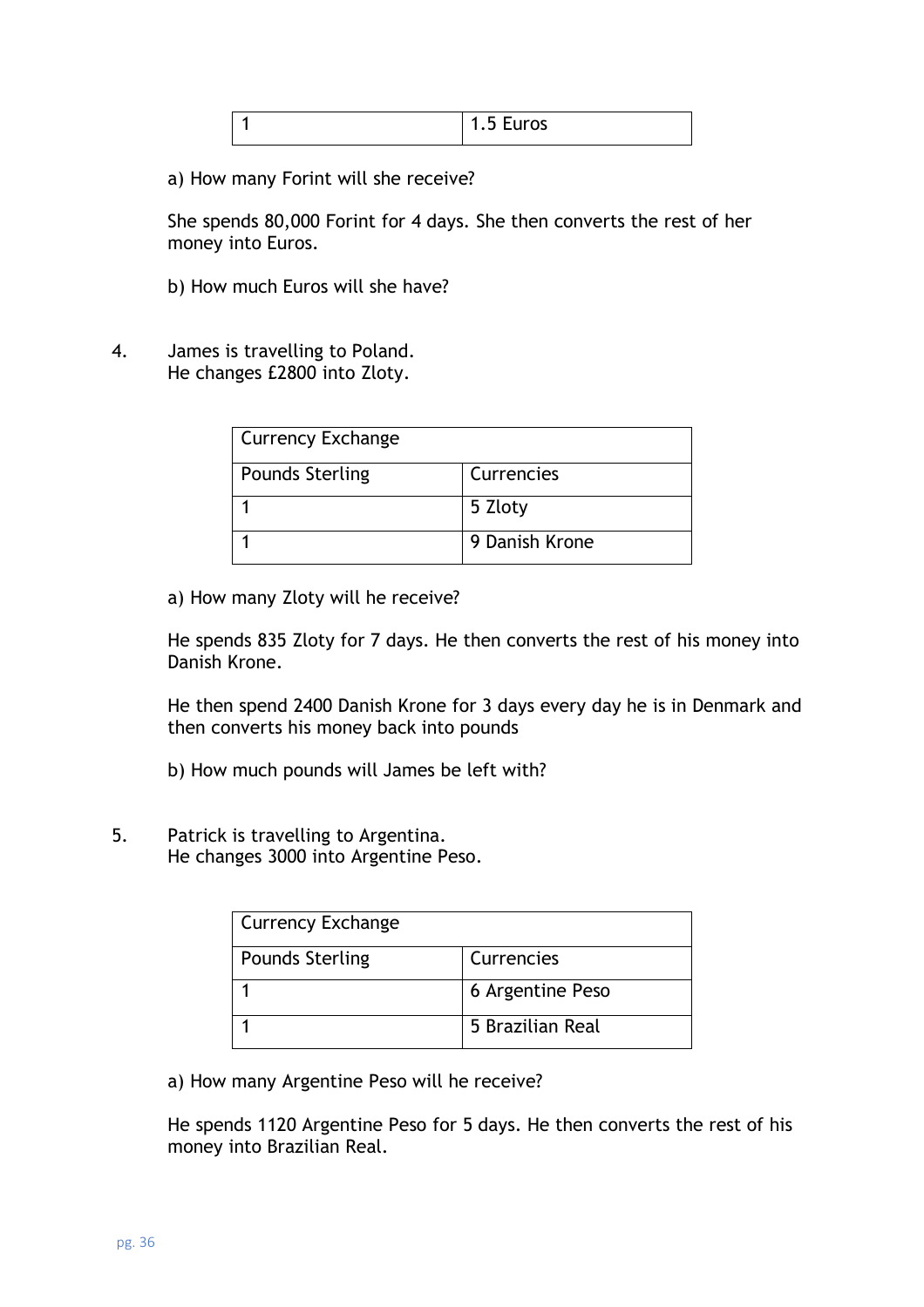| 1 | 1.5 Euros |
|---|---|

a) How many Forint will she receive?

She spends 80,000 Forint for 4 days. She then converts the rest of her money into Euros.

b) How much Euros will she have?

4. James is travelling to Poland.
   He changes £2800 into Zloty.

| Currency Exchange | |
|---|---|
| Pounds Sterling | Currencies |
| 1 | 5 Zloty |
| 1 | 9 Danish Krone |

a) How many Zloty will he receive?

He spends 835 Zloty for 7 days. He then converts the rest of his money into Danish Krone.

He then spend 2400 Danish Krone for 3 days every day he is in Denmark and then converts his money back into pounds

b) How much pounds will James be left with?

5. Patrick is travelling to Argentina.
   He changes 3000 into Argentine Peso.

| Currency Exchange | |
|---|---|
| Pounds Sterling | Currencies |
| 1 | 6 Argentine Peso |
| 1 | 5 Brazilian Real |

a) How many Argentine Peso will he receive?

He spends 1120 Argentine Peso for 5 days. He then converts the rest of his money into Brazilian Real.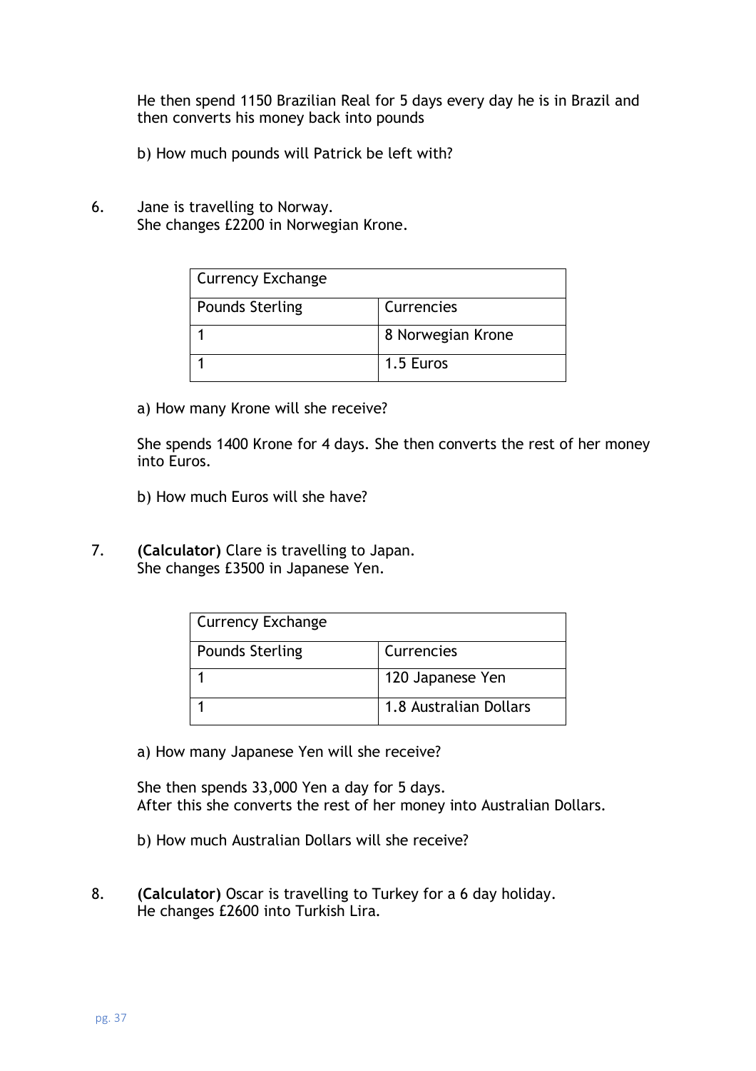He then spend 1150 Brazilian Real for 5 days every day he is in Brazil and then converts his money back into pounds

b) How much pounds will Patrick be left with?

6. Jane is travelling to Norway.
   She changes £2200 in Norwegian Krone.

| Currency Exchange | |
|---|---|
| Pounds Sterling | Currencies |
| 1 | 8 Norwegian Krone |
| 1 | 1.5 Euros |

a) How many Krone will she receive?

She spends 1400 Krone for 4 days. She then converts the rest of her money into Euros.

b) How much Euros will she have?

7. **(Calculator)** Clare is travelling to Japan.
   She changes £3500 in Japanese Yen.

| Currency Exchange | |
|---|---|
| Pounds Sterling | Currencies |
| 1 | 120 Japanese Yen |
| 1 | 1.8 Australian Dollars |

a) How many Japanese Yen will she receive?

She then spends 33,000 Yen a day for 5 days.
After this she converts the rest of her money into Australian Dollars.

b) How much Australian Dollars will she receive?

8. **(Calculator)** Oscar is travelling to Turkey for a 6 day holiday.
   He changes £2600 into Turkish Lira.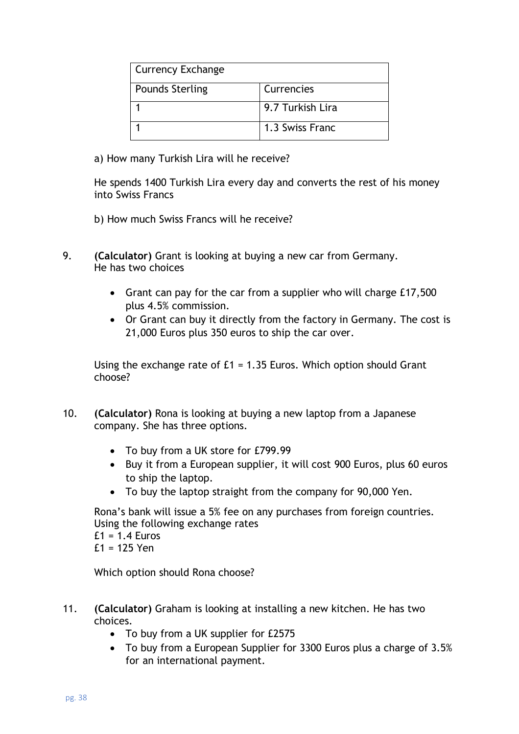| Currency Exchange | |
|---|---|
| Pounds Sterling | Currencies |
| 1 | 9.7 Turkish Lira |
| 1 | 1.3 Swiss Franc |

a) How many Turkish Lira will he receive?

He spends 1400 Turkish Lira every day and converts the rest of his money into Swiss Francs

b) How much Swiss Francs will he receive?

9. **(Calculator)** Grant is looking at buying a new car from Germany. He has two choices

   - Grant can pay for the car from a supplier who will charge £17,500 plus 4.5% commission.
   - Or Grant can buy it directly from the factory in Germany. The cost is 21,000 Euros plus 350 euros to ship the car over.

   Using the exchange rate of £1 = 1.35 Euros. Which option should Grant choose?

10. **(Calculator)** Rona is looking at buying a new laptop from a Japanese company. She has three options.

    - To buy from a UK store for £799.99
    - Buy it from a European supplier, it will cost 900 Euros, plus 60 euros to ship the laptop.
    - To buy the laptop straight from the company for 90,000 Yen.

    Rona's bank will issue a 5% fee on any purchases from foreign countries.
    Using the following exchange rates
    £1 = 1.4 Euros
    £1 = 125 Yen

    Which option should Rona choose?

11. **(Calculator)** Graham is looking at installing a new kitchen. He has two choices.
    - To buy from a UK supplier for £2575
    - To buy from a European Supplier for 3300 Euros plus a charge of 3.5% for an international payment.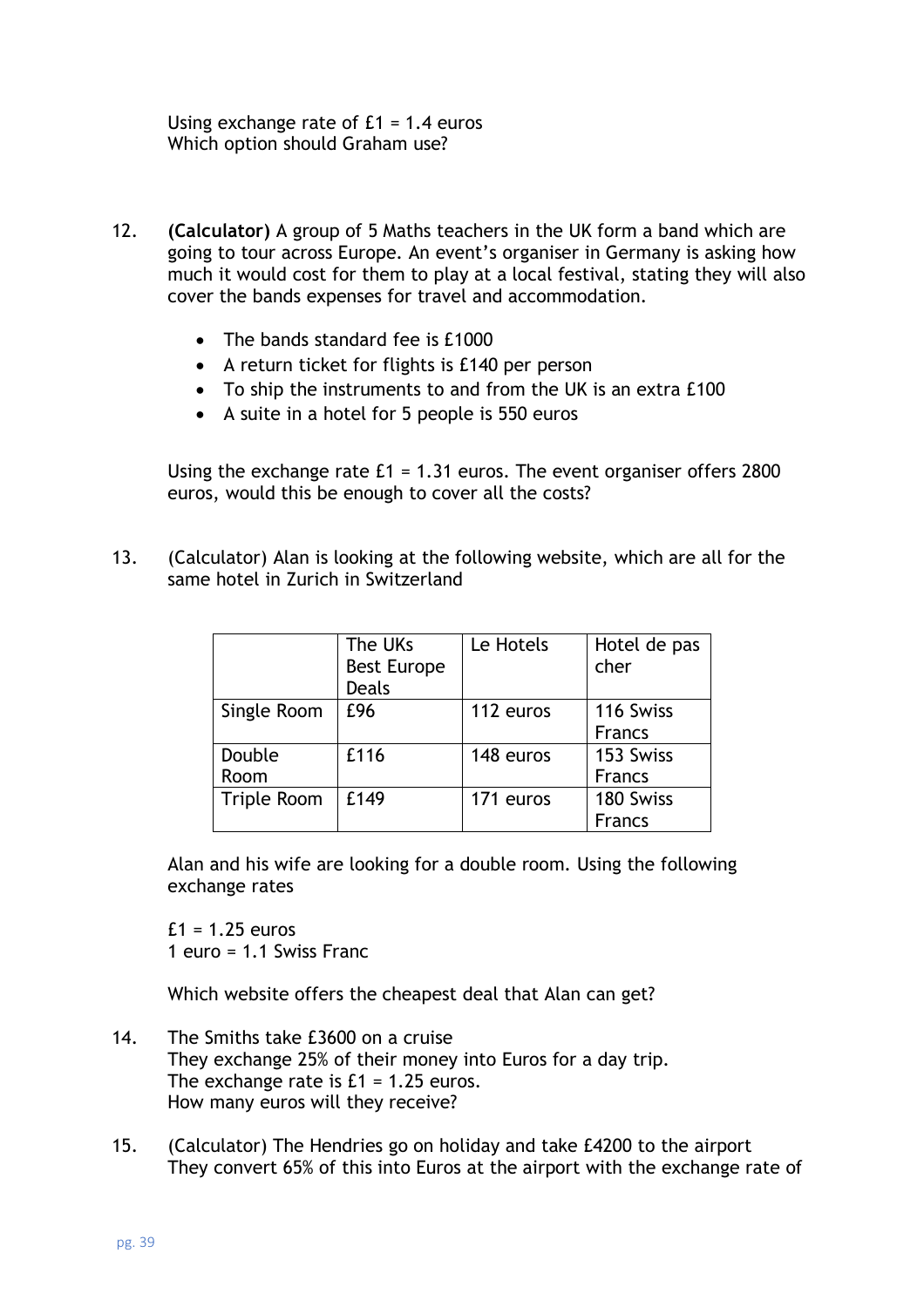Using exchange rate of £1 = 1.4 euros
Which option should Graham use?

12. **(Calculator)** A group of 5 Maths teachers in the UK form a band which are going to tour across Europe. An event's organiser in Germany is asking how much it would cost for them to play at a local festival, stating they will also cover the bands expenses for travel and accommodation.

    - The bands standard fee is £1000
    - A return ticket for flights is £140 per person
    - To ship the instruments to and from the UK is an extra £100
    - A suite in a hotel for 5 people is 550 euros

    Using the exchange rate £1 = 1.31 euros. The event organiser offers 2800 euros, would this be enough to cover all the costs?

13. (Calculator) Alan is looking at the following website, which are all for the same hotel in Zurich in Switzerland

    | | The UKs Best Europe Deals | Le Hotels | Hotel de pas cher |
    |---|---|---|---|
    | Single Room | £96 | 112 euros | 116 Swiss Francs |
    | Double Room | £116 | 148 euros | 153 Swiss Francs |
    | Triple Room | £149 | 171 euros | 180 Swiss Francs |

    Alan and his wife are looking for a double room. Using the following exchange rates

    £1 = 1.25 euros
    1 euro = 1.1 Swiss Franc

    Which website offers the cheapest deal that Alan can get?

14. The Smiths take £3600 on a cruise
    They exchange 25% of their money into Euros for a day trip.
    The exchange rate is £1 = 1.25 euros.
    How many euros will they receive?

15. (Calculator) The Hendries go on holiday and take £4200 to the airport
    They convert 65% of this into Euros at the airport with the exchange rate of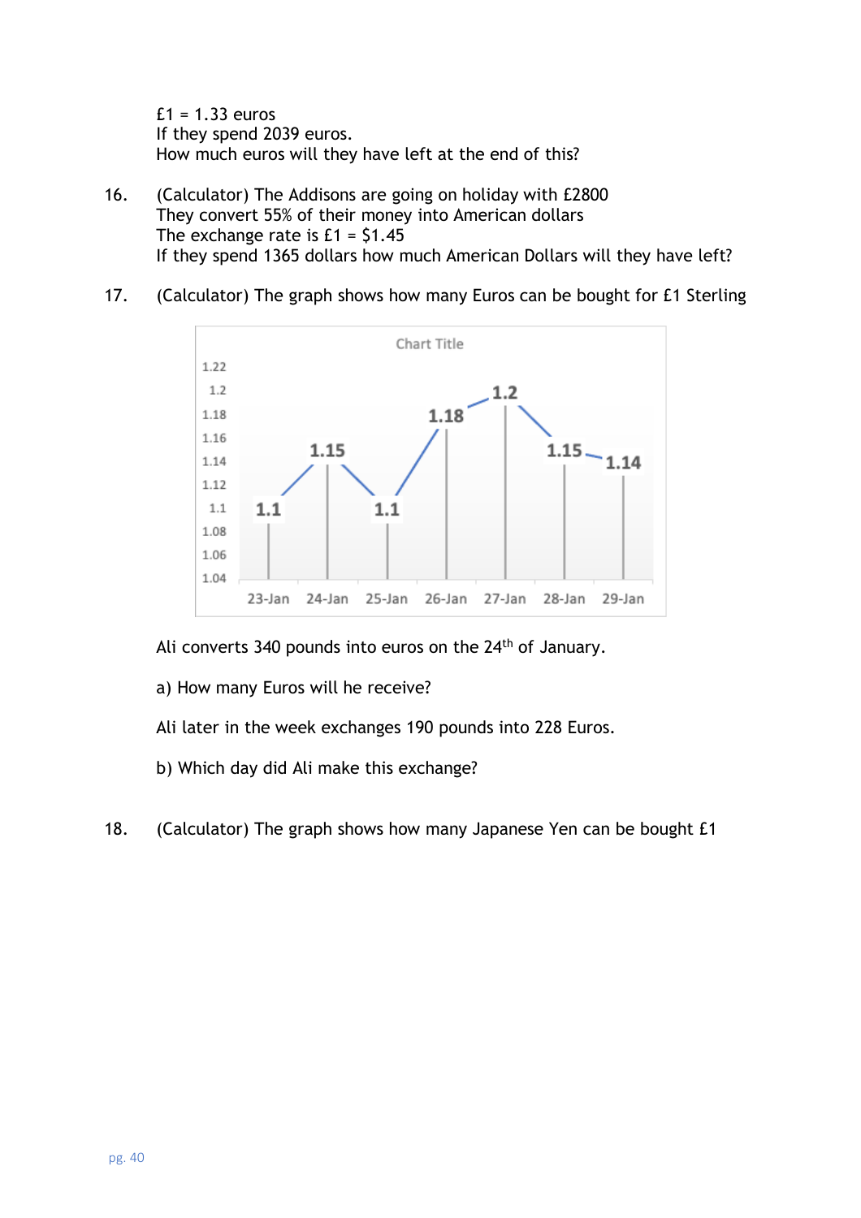£1 = 1.33 euros
If they spend 2039 euros.
How much euros will they have left at the end of this?

16. (Calculator) The Addisons are going on holiday with £2800
They convert 55% of their money into American dollars
The exchange rate is £1 = $1.45
If they spend 1365 dollars how much American Dollars will they have left?

17. (Calculator) The graph shows how many Euros can be bought for £1 Sterling

Chart Title

| Date | 23-Jan | 24-Jan | 25-Jan | 26-Jan | 27-Jan | 28-Jan | 29-Jan |
|---|---|---|---|---|---|---|---|
| Euros | 1.1 | 1.15 | 1.1 | 1.18 | 1.2 | 1.15 | 1.14 |

Ali converts 340 pounds into euros on the 24th of January.

a) How many Euros will he receive?

Ali later in the week exchanges 190 pounds into 228 Euros.

b) Which day did Ali make this exchange?

18. (Calculator) The graph shows how many Japanese Yen can be bought £1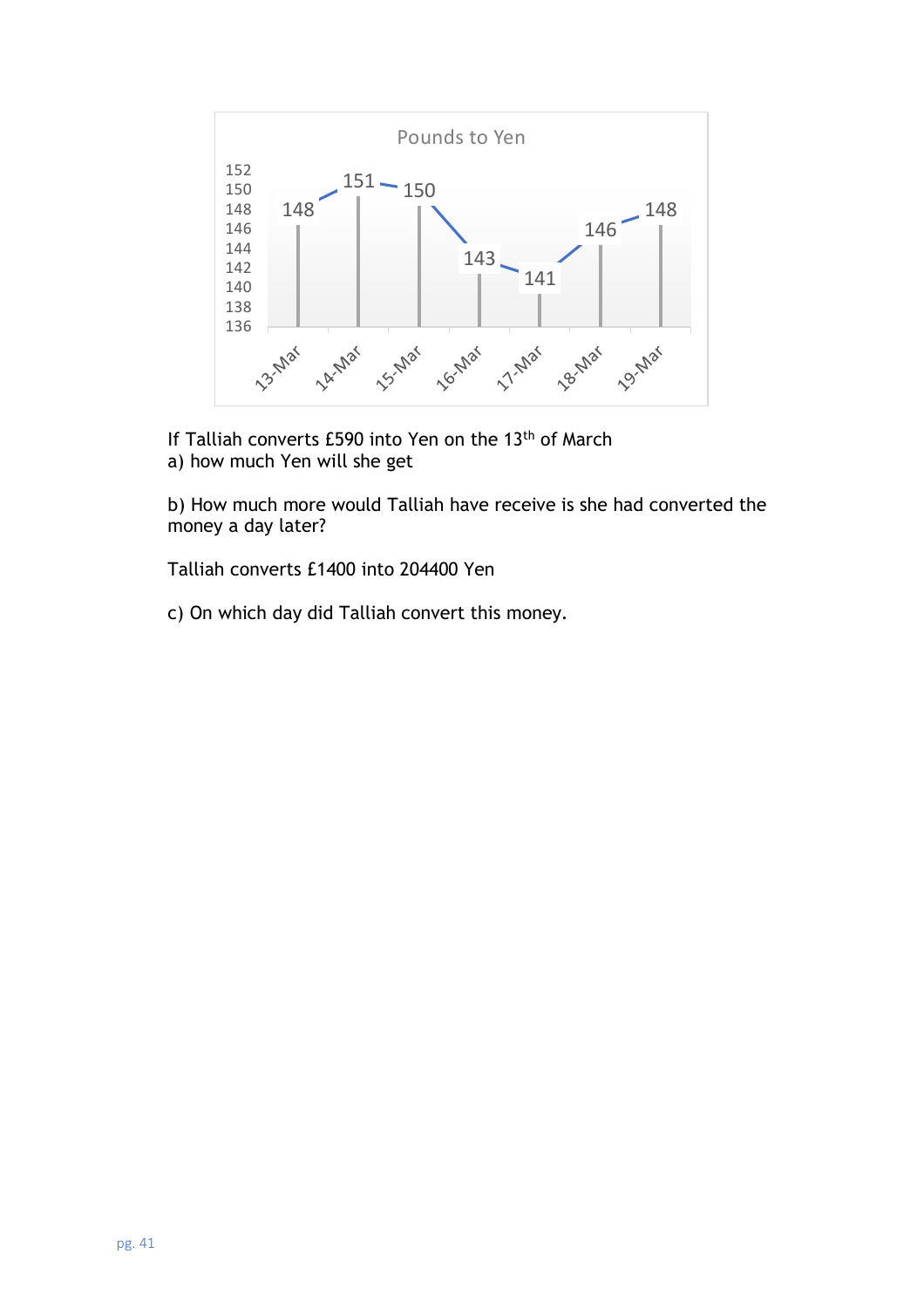**Pounds to Yen**

| Date | 13-Mar | 14-Mar | 15-Mar | 16-Mar | 17-Mar | 18-Mar | 19-Mar |
|---|---|---|---|---|---|---|---|
| Yen | 148 | 151 | 150 | 143 | 141 | 146 | 148 |

If Talliah converts £590 into Yen on the 13th of March
a) how much Yen will she get

b) How much more would Talliah have receive is she had converted the money a day later?

Talliah converts £1400 into 204400 Yen

c) On which day did Talliah convert this money.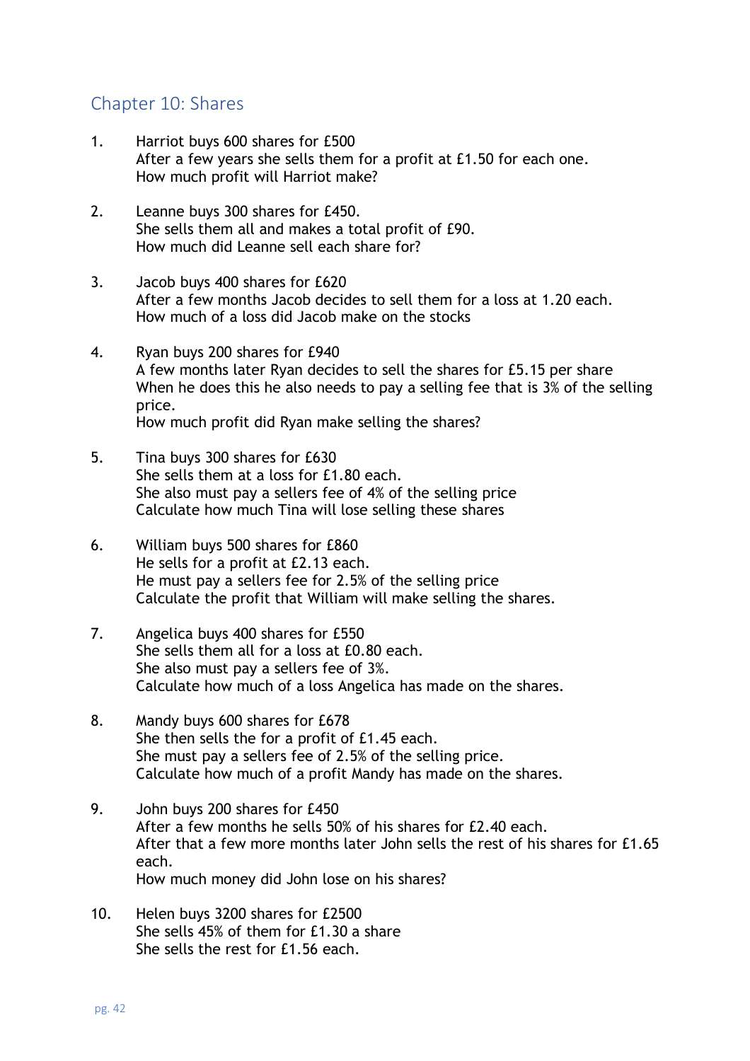## Chapter 10: Shares

1. Harriot buys 600 shares for £500
   After a few years she sells them for a profit at £1.50 for each one.
   How much profit will Harriot make?

2. Leanne buys 300 shares for £450.
   She sells them all and makes a total profit of £90.
   How much did Leanne sell each share for?

3. Jacob buys 400 shares for £620
   After a few months Jacob decides to sell them for a loss at 1.20 each.
   How much of a loss did Jacob make on the stocks

4. Ryan buys 200 shares for £940
   A few months later Ryan decides to sell the shares for £5.15 per share
   When he does this he also needs to pay a selling fee that is 3% of the selling price.
   How much profit did Ryan make selling the shares?

5. Tina buys 300 shares for £630
   She sells them at a loss for £1.80 each.
   She also must pay a sellers fee of 4% of the selling price
   Calculate how much Tina will lose selling these shares

6. William buys 500 shares for £860
   He sells for a profit at £2.13 each.
   He must pay a sellers fee for 2.5% of the selling price
   Calculate the profit that William will make selling the shares.

7. Angelica buys 400 shares for £550
   She sells them all for a loss at £0.80 each.
   She also must pay a sellers fee of 3%.
   Calculate how much of a loss Angelica has made on the shares.

8. Mandy buys 600 shares for £678
   She then sells the for a profit of £1.45 each.
   She must pay a sellers fee of 2.5% of the selling price.
   Calculate how much of a profit Mandy has made on the shares.

9. John buys 200 shares for £450
   After a few months he sells 50% of his shares for £2.40 each.
   After that a few more months later John sells the rest of his shares for £1.65 each.
   How much money did John lose on his shares?

10. Helen buys 3200 shares for £2500
    She sells 45% of them for £1.30 a share
    She sells the rest for £1.56 each.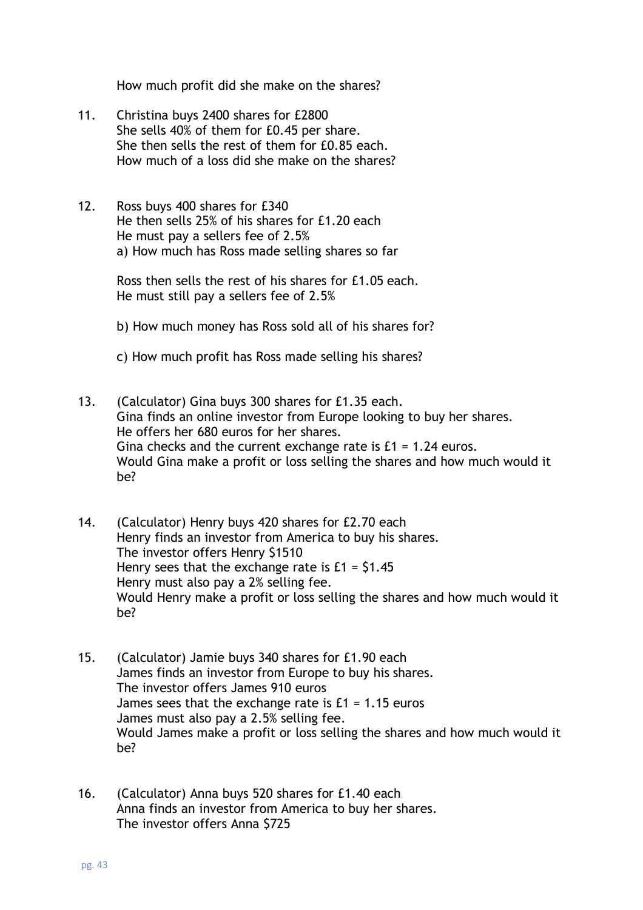How much profit did she make on the shares?

11. Christina buys 2400 shares for £2800
    She sells 40% of them for £0.45 per share.
    She then sells the rest of them for £0.85 each.
    How much of a loss did she make on the shares?

12. Ross buys 400 shares for £340
    He then sells 25% of his shares for £1.20 each
    He must pay a sellers fee of 2.5%
    a) How much has Ross made selling shares so far

    Ross then sells the rest of his shares for £1.05 each.
    He must still pay a sellers fee of 2.5%

    b) How much money has Ross sold all of his shares for?

    c) How much profit has Ross made selling his shares?

13. (Calculator) Gina buys 300 shares for £1.35 each.
    Gina finds an online investor from Europe looking to buy her shares.
    He offers her 680 euros for her shares.
    Gina checks and the current exchange rate is £1 = 1.24 euros.
    Would Gina make a profit or loss selling the shares and how much would it be?

14. (Calculator) Henry buys 420 shares for £2.70 each
    Henry finds an investor from America to buy his shares.
    The investor offers Henry $1510
    Henry sees that the exchange rate is £1 = $1.45
    Henry must also pay a 2% selling fee.
    Would Henry make a profit or loss selling the shares and how much would it be?

15. (Calculator) Jamie buys 340 shares for £1.90 each
    James finds an investor from Europe to buy his shares.
    The investor offers James 910 euros
    James sees that the exchange rate is £1 = 1.15 euros
    James must also pay a 2.5% selling fee.
    Would James make a profit or loss selling the shares and how much would it be?

16. (Calculator) Anna buys 520 shares for £1.40 each
    Anna finds an investor from America to buy her shares.
    The investor offers Anna $725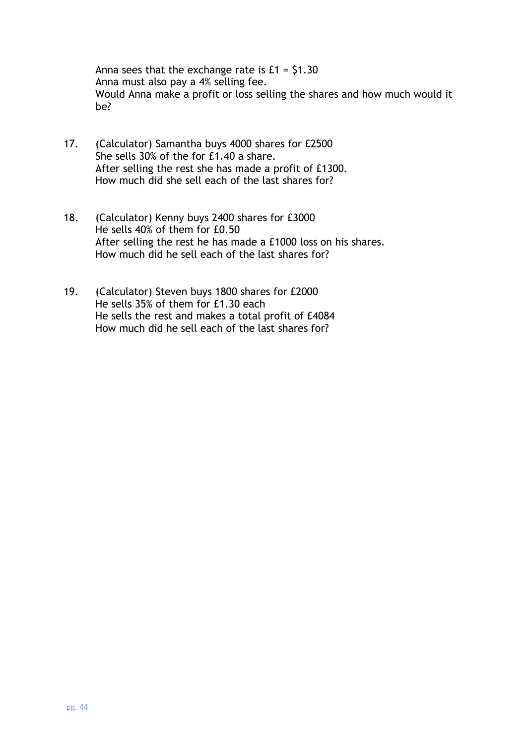Anna sees that the exchange rate is £1 = $1.30
Anna must also pay a 4% selling fee.
Would Anna make a profit or loss selling the shares and how much would it be?

17. (Calculator) Samantha buys 4000 shares for £2500
    She sells 30% of the for £1.40 a share.
    After selling the rest she has made a profit of £1300.
    How much did she sell each of the last shares for?

18. (Calculator) Kenny buys 2400 shares for £3000
    He sells 40% of them for £0.50
    After selling the rest he has made a £1000 loss on his shares.
    How much did he sell each of the last shares for?

19. (Calculator) Steven buys 1800 shares for £2000
    He sells 35% of them for £1.30 each
    He sells the rest and makes a total profit of £4084
    How much did he sell each of the last shares for?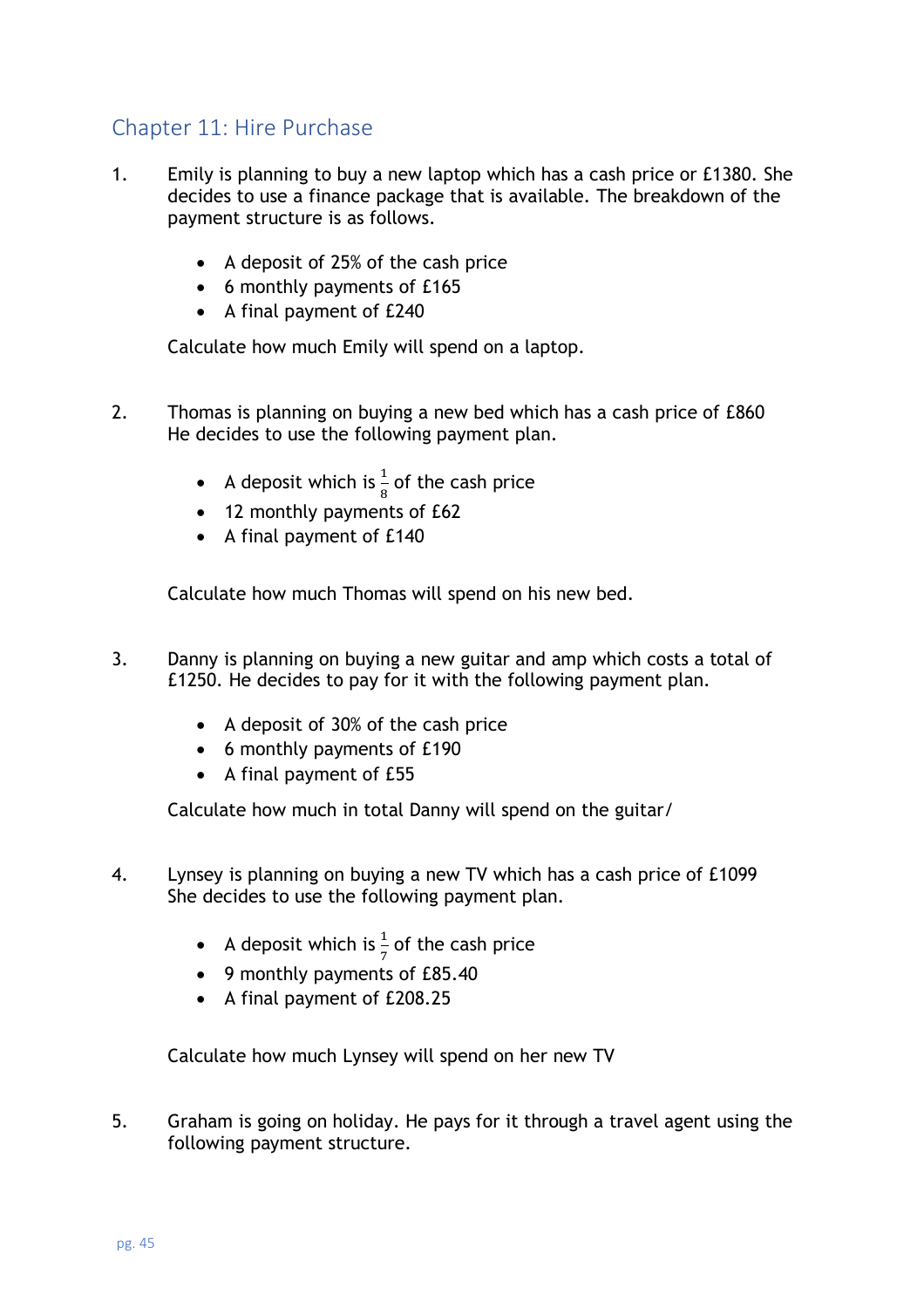## Chapter 11: Hire Purchase

1. Emily is planning to buy a new laptop which has a cash price or £1380. She decides to use a finance package that is available. The breakdown of the payment structure is as follows.

   - A deposit of 25% of the cash price
   - 6 monthly payments of £165
   - A final payment of £240

   Calculate how much Emily will spend on a laptop.

2. Thomas is planning on buying a new bed which has a cash price of £860 He decides to use the following payment plan.

   - A deposit which is $\frac{1}{8}$ of the cash price
   - 12 monthly payments of £62
   - A final payment of £140

   Calculate how much Thomas will spend on his new bed.

3. Danny is planning on buying a new guitar and amp which costs a total of £1250. He decides to pay for it with the following payment plan.

   - A deposit of 30% of the cash price
   - 6 monthly payments of £190
   - A final payment of £55

   Calculate how much in total Danny will spend on the guitar/

4. Lynsey is planning on buying a new TV which has a cash price of £1099 She decides to use the following payment plan.

   - A deposit which is $\frac{1}{7}$ of the cash price
   - 9 monthly payments of £85.40
   - A final payment of £208.25

   Calculate how much Lynsey will spend on her new TV

5. Graham is going on holiday. He pays for it through a travel agent using the following payment structure.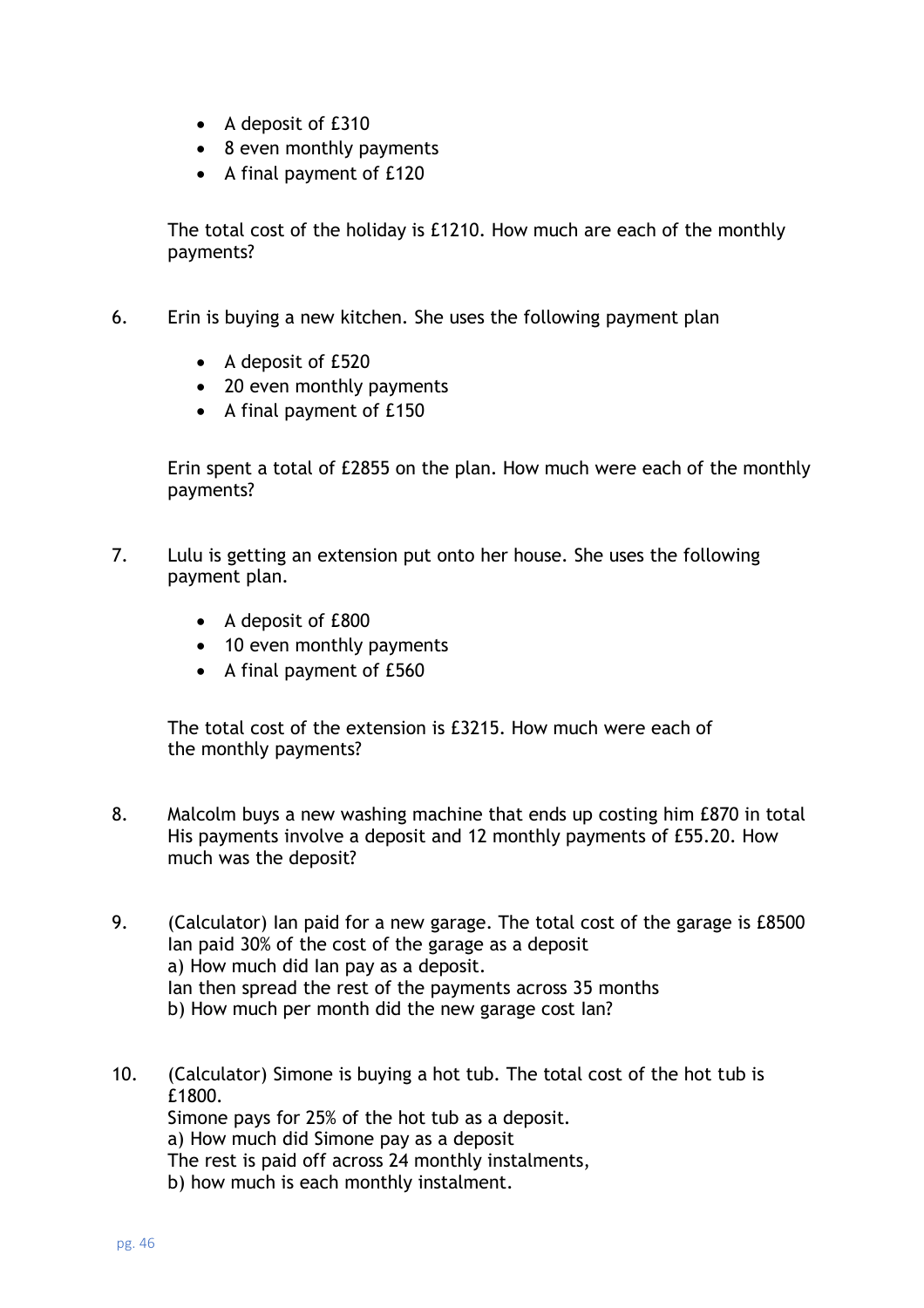- A deposit of £310
- 8 even monthly payments
- A final payment of £120

The total cost of the holiday is £1210. How much are each of the monthly payments?

6. Erin is buying a new kitchen. She uses the following payment plan

   - A deposit of £520
   - 20 even monthly payments
   - A final payment of £150

   Erin spent a total of £2855 on the plan. How much were each of the monthly payments?

7. Lulu is getting an extension put onto her house. She uses the following payment plan.

   - A deposit of £800
   - 10 even monthly payments
   - A final payment of £560

   The total cost of the extension is £3215. How much were each of the monthly payments?

8. Malcolm buys a new washing machine that ends up costing him £870 in total His payments involve a deposit and 12 monthly payments of £55.20. How much was the deposit?

9. (Calculator) Ian paid for a new garage. The total cost of the garage is £8500 Ian paid 30% of the cost of the garage as a deposit
   a) How much did Ian pay as a deposit.
   Ian then spread the rest of the payments across 35 months
   b) How much per month did the new garage cost Ian?

10. (Calculator) Simone is buying a hot tub. The total cost of the hot tub is £1800.
    Simone pays for 25% of the hot tub as a deposit.
    a) How much did Simone pay as a deposit
    The rest is paid off across 24 monthly instalments,
    b) how much is each monthly instalment.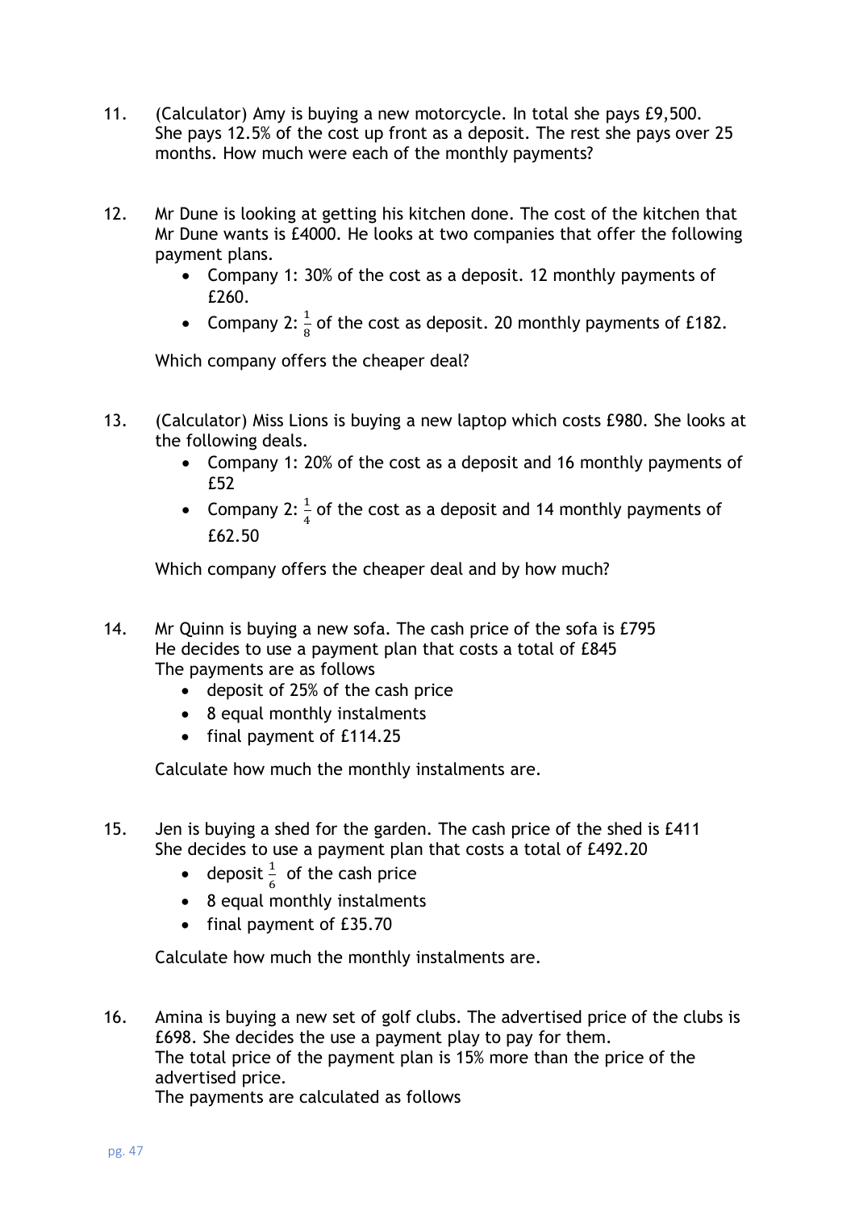11. (Calculator) Amy is buying a new motorcycle. In total she pays £9,500. She pays 12.5% of the cost up front as a deposit. The rest she pays over 25 months. How much were each of the monthly payments?

12. Mr Dune is looking at getting his kitchen done. The cost of the kitchen that Mr Dune wants is £4000. He looks at two companies that offer the following payment plans.
    - Company 1: 30% of the cost as a deposit. 12 monthly payments of £260.
    - Company 2: $\frac{1}{8}$ of the cost as deposit. 20 monthly payments of £182.

    Which company offers the cheaper deal?

13. (Calculator) Miss Lions is buying a new laptop which costs £980. She looks at the following deals.
    - Company 1: 20% of the cost as a deposit and 16 monthly payments of £52
    - Company 2: $\frac{1}{4}$ of the cost as a deposit and 14 monthly payments of £62.50

    Which company offers the cheaper deal and by how much?

14. Mr Quinn is buying a new sofa. The cash price of the sofa is £795
    He decides to use a payment plan that costs a total of £845
    The payments are as follows
    - deposit of 25% of the cash price
    - 8 equal monthly instalments
    - final payment of £114.25

    Calculate how much the monthly instalments are.

15. Jen is buying a shed for the garden. The cash price of the shed is £411
    She decides to use a payment plan that costs a total of £492.20
    - deposit $\frac{1}{6}$ of the cash price
    - 8 equal monthly instalments
    - final payment of £35.70

    Calculate how much the monthly instalments are.

16. Amina is buying a new set of golf clubs. The advertised price of the clubs is £698. She decides the use a payment play to pay for them.
    The total price of the payment plan is 15% more than the price of the advertised price.
    The payments are calculated as follows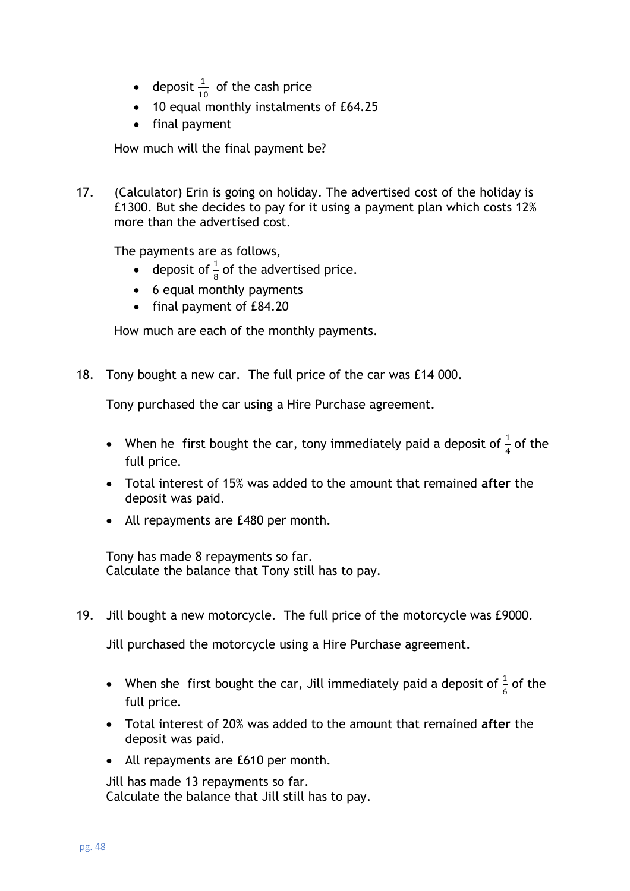- deposit $\frac{1}{10}$ of the cash price
- 10 equal monthly instalments of £64.25
- final payment

How much will the final payment be?

17. (Calculator) Erin is going on holiday. The advertised cost of the holiday is £1300. But she decides to pay for it using a payment plan which costs 12% more than the advertised cost.

    The payments are as follows,
    - deposit of $\frac{1}{8}$ of the advertised price.
    - 6 equal monthly payments
    - final payment of £84.20

    How much are each of the monthly payments.

18. Tony bought a new car. The full price of the car was £14 000.

    Tony purchased the car using a Hire Purchase agreement.

    - When he first bought the car, tony immediately paid a deposit of $\frac{1}{4}$ of the full price.
    - Total interest of 15% was added to the amount that remained **after** the deposit was paid.
    - All repayments are £480 per month.

    Tony has made 8 repayments so far.
    Calculate the balance that Tony still has to pay.

19. Jill bought a new motorcycle. The full price of the motorcycle was £9000.

    Jill purchased the motorcycle using a Hire Purchase agreement.

    - When she first bought the car, Jill immediately paid a deposit of $\frac{1}{6}$ of the full price.
    - Total interest of 20% was added to the amount that remained **after** the deposit was paid.
    - All repayments are £610 per month.

    Jill has made 13 repayments so far.
    Calculate the balance that Jill still has to pay.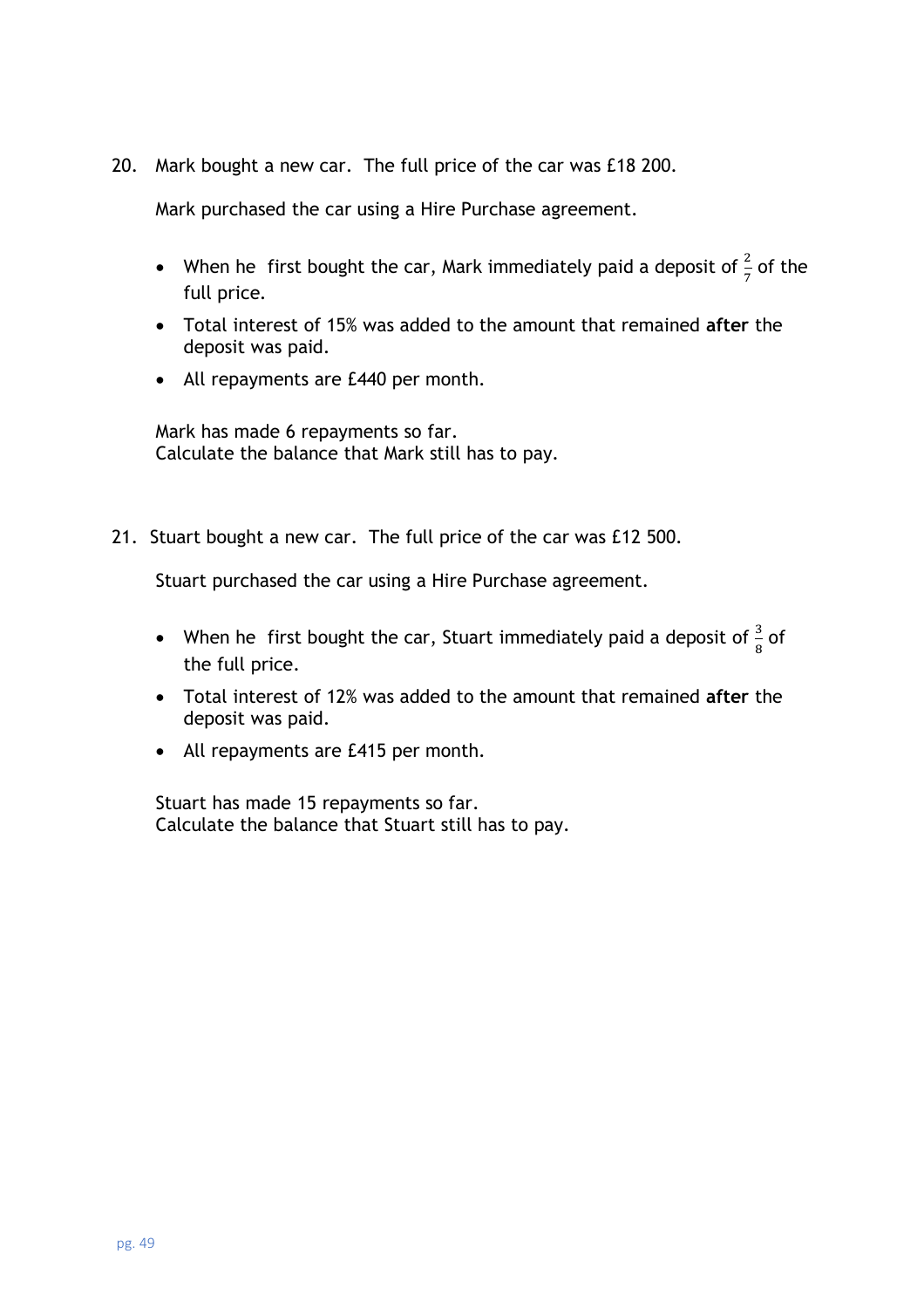20. Mark bought a new car. The full price of the car was £18 200.

    Mark purchased the car using a Hire Purchase agreement.

    - When he first bought the car, Mark immediately paid a deposit of $\frac{2}{7}$ of the full price.
    - Total interest of 15% was added to the amount that remained **after** the deposit was paid.
    - All repayments are £440 per month.

    Mark has made 6 repayments so far.
    Calculate the balance that Mark still has to pay.

21. Stuart bought a new car. The full price of the car was £12 500.

    Stuart purchased the car using a Hire Purchase agreement.

    - When he first bought the car, Stuart immediately paid a deposit of $\frac{3}{8}$ of the full price.
    - Total interest of 12% was added to the amount that remained **after** the deposit was paid.
    - All repayments are £415 per month.

    Stuart has made 15 repayments so far.
    Calculate the balance that Stuart still has to pay.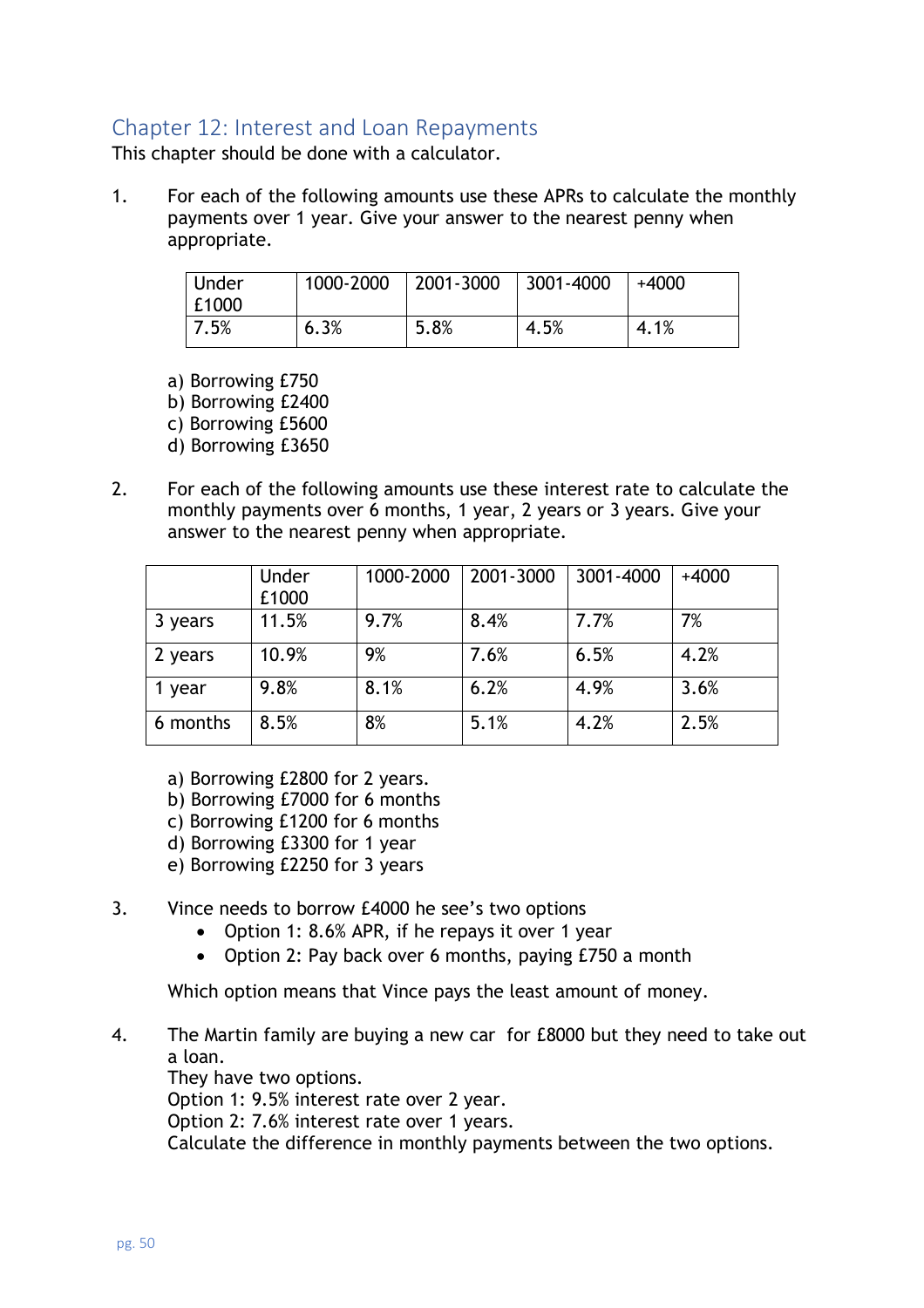## Chapter 12: Interest and Loan Repayments

This chapter should be done with a calculator.

1. For each of the following amounts use these APRs to calculate the monthly payments over 1 year. Give your answer to the nearest penny when appropriate.

| Under £1000 | 1000-2000 | 2001-3000 | 3001-4000 | +4000 |
|---|---|---|---|---|
| 7.5% | 6.3% | 5.8% | 4.5% | 4.1% |

   a) Borrowing £750
   b) Borrowing £2400
   c) Borrowing £5600
   d) Borrowing £3650

2. For each of the following amounts use these interest rate to calculate the monthly payments over 6 months, 1 year, 2 years or 3 years. Give your answer to the nearest penny when appropriate.

| | Under £1000 | 1000-2000 | 2001-3000 | 3001-4000 | +4000 |
|---|---|---|---|---|---|
| 3 years | 11.5% | 9.7% | 8.4% | 7.7% | 7% |
| 2 years | 10.9% | 9% | 7.6% | 6.5% | 4.2% |
| 1 year | 9.8% | 8.1% | 6.2% | 4.9% | 3.6% |
| 6 months | 8.5% | 8% | 5.1% | 4.2% | 2.5% |

   a) Borrowing £2800 for 2 years.
   b) Borrowing £7000 for 6 months
   c) Borrowing £1200 for 6 months
   d) Borrowing £3300 for 1 year
   e) Borrowing £2250 for 3 years

3. Vince needs to borrow £4000 he see's two options
   - Option 1: 8.6% APR, if he repays it over 1 year
   - Option 2: Pay back over 6 months, paying £750 a month

   Which option means that Vince pays the least amount of money.

4. The Martin family are buying a new car for £8000 but they need to take out a loan.
   They have two options.
   Option 1: 9.5% interest rate over 2 year.
   Option 2: 7.6% interest rate over 1 years.
   Calculate the difference in monthly payments between the two options.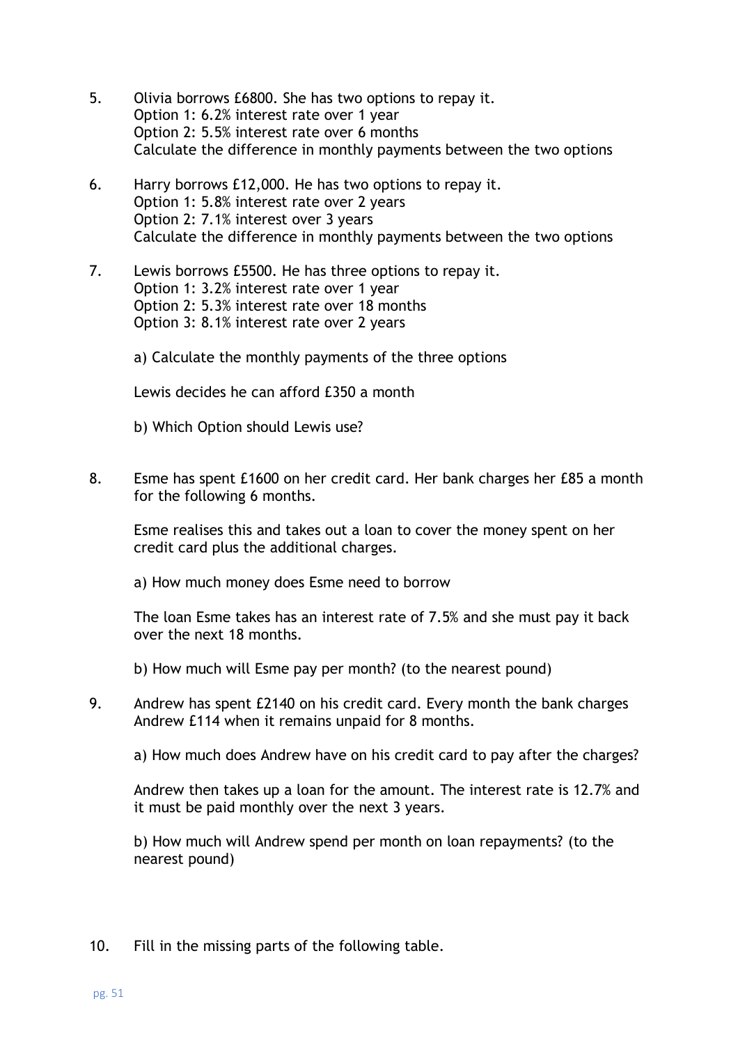5. Olivia borrows £6800. She has two options to repay it.
   Option 1: 6.2% interest rate over 1 year
   Option 2: 5.5% interest rate over 6 months
   Calculate the difference in monthly payments between the two options

6. Harry borrows £12,000. He has two options to repay it.
   Option 1: 5.8% interest rate over 2 years
   Option 2: 7.1% interest over 3 years
   Calculate the difference in monthly payments between the two options

7. Lewis borrows £5500. He has three options to repay it.
   Option 1: 3.2% interest rate over 1 year
   Option 2: 5.3% interest rate over 18 months
   Option 3: 8.1% interest rate over 2 years

   a) Calculate the monthly payments of the three options

   Lewis decides he can afford £350 a month

   b) Which Option should Lewis use?

8. Esme has spent £1600 on her credit card. Her bank charges her £85 a month for the following 6 months.

   Esme realises this and takes out a loan to cover the money spent on her credit card plus the additional charges.

   a) How much money does Esme need to borrow

   The loan Esme takes has an interest rate of 7.5% and she must pay it back over the next 18 months.

   b) How much will Esme pay per month? (to the nearest pound)

9. Andrew has spent £2140 on his credit card. Every month the bank charges Andrew £114 when it remains unpaid for 8 months.

   a) How much does Andrew have on his credit card to pay after the charges?

   Andrew then takes up a loan for the amount. The interest rate is 12.7% and it must be paid monthly over the next 3 years.

   b) How much will Andrew spend per month on loan repayments? (to the nearest pound)

10. Fill in the missing parts of the following table.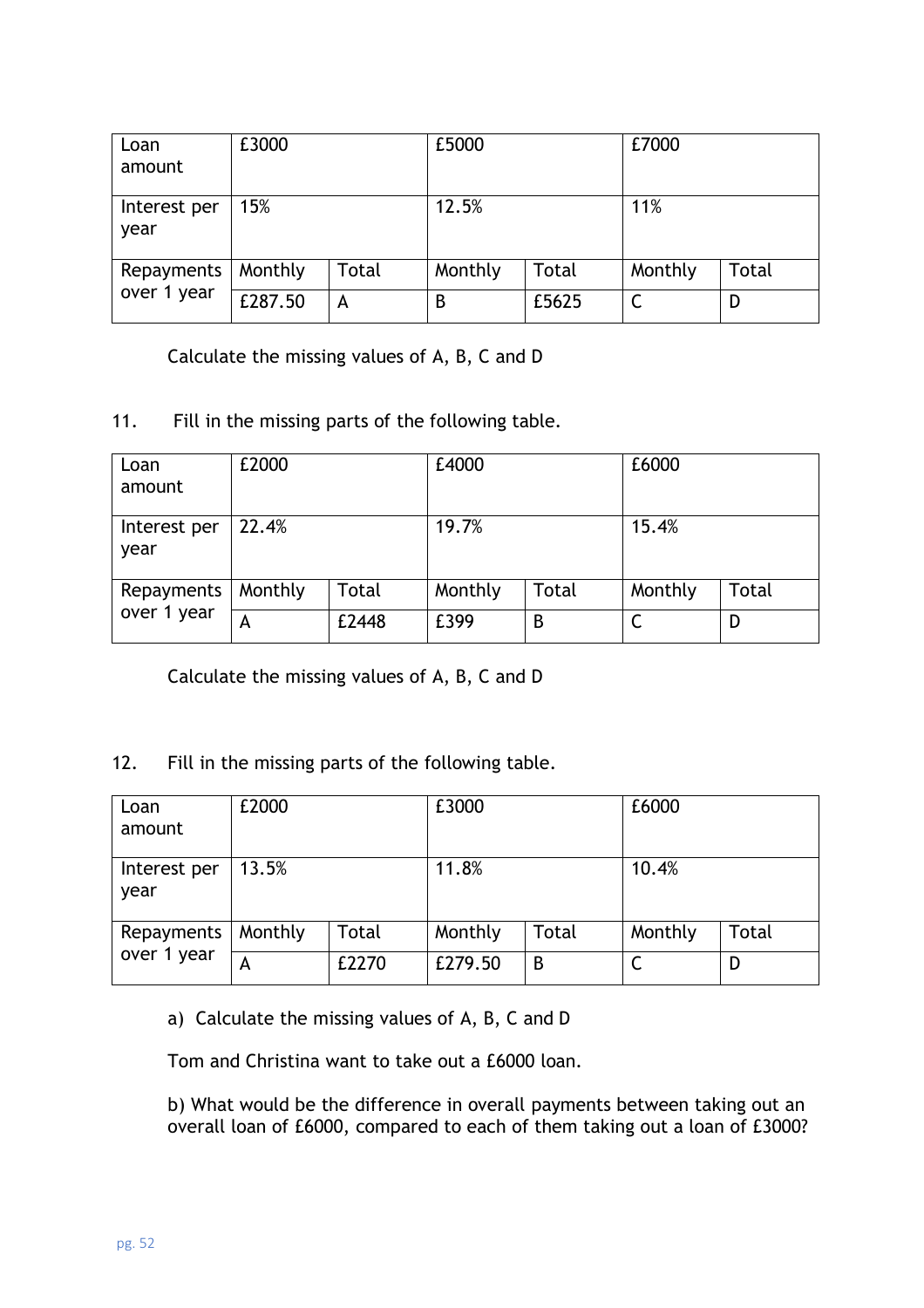| Loan amount | £3000 | | £5000 | | £7000 | |
|---|---|---|---|---|---|---|
| Interest per year | 15% | | 12.5% | | 11% | |
| Repayments over 1 year | Monthly | Total | Monthly | Total | Monthly | Total |
| | £287.50 | A | B | £5625 | C | D |

Calculate the missing values of A, B, C and D

11. Fill in the missing parts of the following table.

| Loan amount | £2000 | | £4000 | | £6000 | |
|---|---|---|---|---|---|---|
| Interest per year | 22.4% | | 19.7% | | 15.4% | |
| Repayments over 1 year | Monthly | Total | Monthly | Total | Monthly | Total |
| | A | £2448 | £399 | B | C | D |

Calculate the missing values of A, B, C and D

12. Fill in the missing parts of the following table.

| Loan amount | £2000 | | £3000 | | £6000 | |
|---|---|---|---|---|---|---|
| Interest per year | 13.5% | | 11.8% | | 10.4% | |
| Repayments over 1 year | Monthly | Total | Monthly | Total | Monthly | Total |
| | A | £2270 | £279.50 | B | C | D |

a) Calculate the missing values of A, B, C and D

Tom and Christina want to take out a £6000 loan.

b) What would be the difference in overall payments between taking out an overall loan of £6000, compared to each of them taking out a loan of £3000?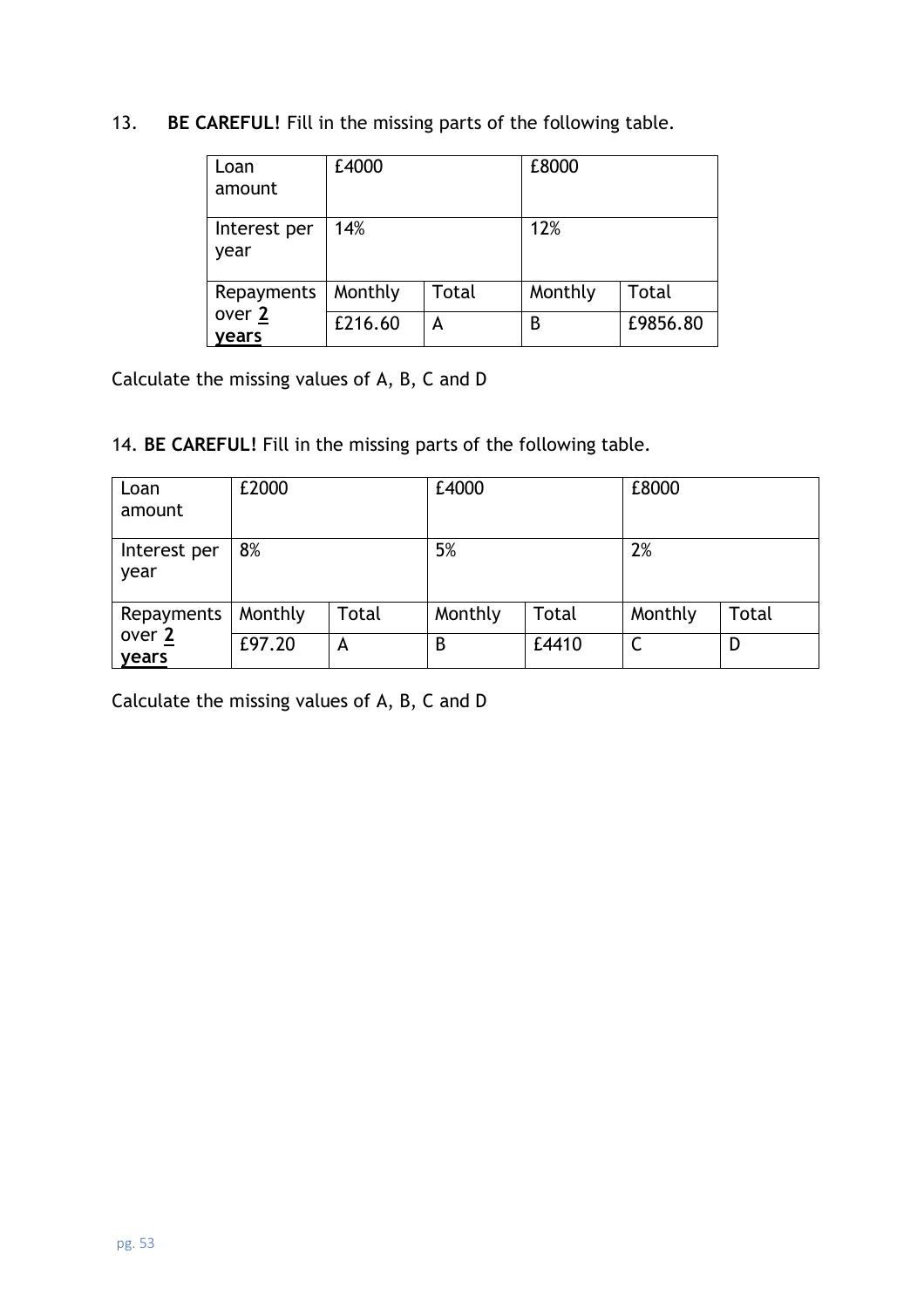13. **BE CAREFUL!** Fill in the missing parts of the following table.

| Loan amount | £4000 | | £8000 | |
|---|---|---|---|---|
| Interest per year | 14% | | 12% | |
| Repayments over **2 years** | Monthly | Total | Monthly | Total |
| | £216.60 | A | B | £9856.80 |

Calculate the missing values of A, B, C and D

14. **BE CAREFUL!** Fill in the missing parts of the following table.

| Loan amount | £2000 | | £4000 | | £8000 | |
|---|---|---|---|---|---|---|
| Interest per year | 8% | | 5% | | 2% | |
| Repayments over **2 years** | Monthly | Total | Monthly | Total | Monthly | Total |
| | £97.20 | A | B | £4410 | C | D |

Calculate the missing values of A, B, C and D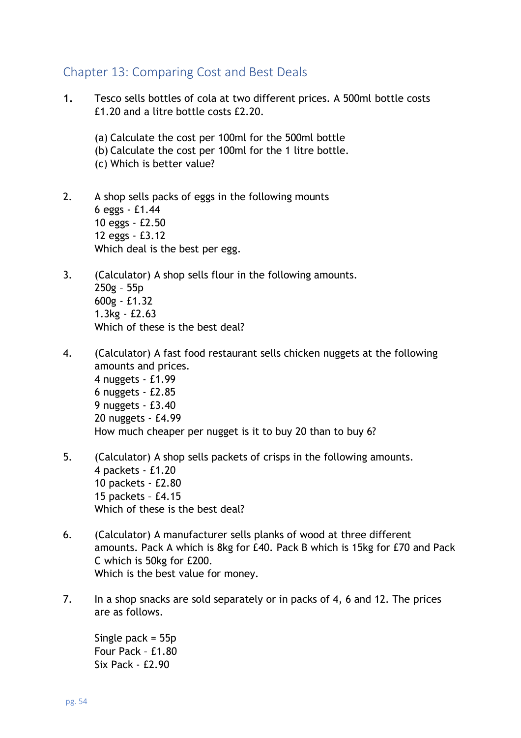## Chapter 13: Comparing Cost and Best Deals

**1.** Tesco sells bottles of cola at two different prices. A 500ml bottle costs £1.20 and a litre bottle costs £2.20.

(a) Calculate the cost per 100ml for the 500ml bottle
(b) Calculate the cost per 100ml for the 1 litre bottle.
(c) Which is better value?

2. A shop sells packs of eggs in the following mounts
6 eggs - £1.44
10 eggs - £2.50
12 eggs - £3.12
Which deal is the best per egg.

3. (Calculator) A shop sells flour in the following amounts.
250g – 55p
600g - £1.32
1.3kg - £2.63
Which of these is the best deal?

4. (Calculator) A fast food restaurant sells chicken nuggets at the following amounts and prices.
4 nuggets - £1.99
6 nuggets - £2.85
9 nuggets - £3.40
20 nuggets - £4.99
How much cheaper per nugget is it to buy 20 than to buy 6?

5. (Calculator) A shop sells packets of crisps in the following amounts.
4 packets - £1.20
10 packets - £2.80
15 packets – £4.15
Which of these is the best deal?

6. (Calculator) A manufacturer sells planks of wood at three different amounts. Pack A which is 8kg for £40. Pack B which is 15kg for £70 and Pack C which is 50kg for £200.
Which is the best value for money.

7. In a shop snacks are sold separately or in packs of 4, 6 and 12. The prices are as follows.

Single pack = 55p
Four Pack – £1.80
Six Pack - £2.90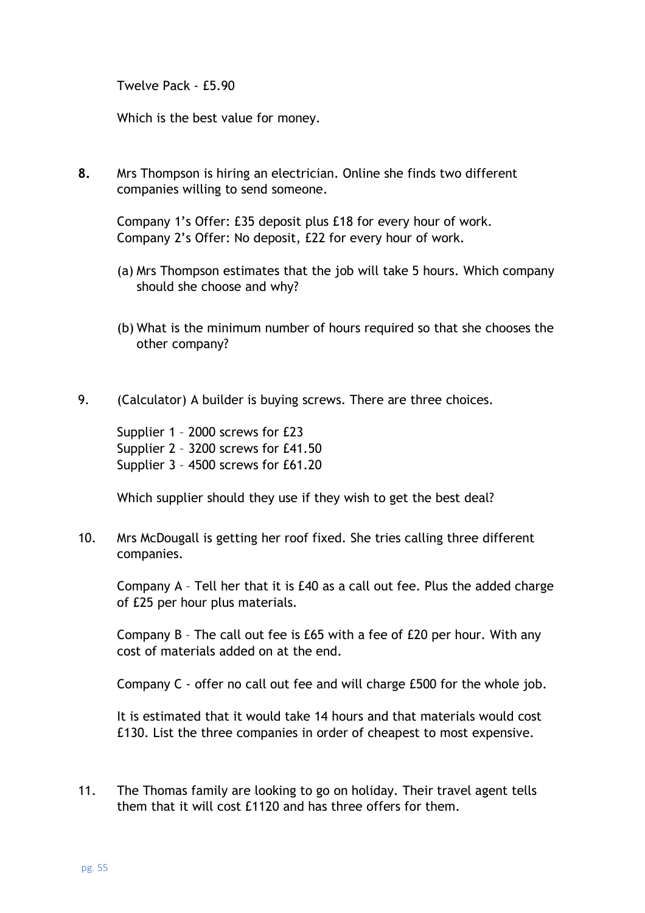Twelve Pack - £5.90

Which is the best value for money.

**8.** Mrs Thompson is hiring an electrician. Online she finds two different companies willing to send someone.

Company 1's Offer: £35 deposit plus £18 for every hour of work.
Company 2's Offer: No deposit, £22 for every hour of work.

(a) Mrs Thompson estimates that the job will take 5 hours. Which company should she choose and why?

(b) What is the minimum number of hours required so that she chooses the other company?

9. (Calculator) A builder is buying screws. There are three choices.

Supplier 1 – 2000 screws for £23
Supplier 2 – 3200 screws for £41.50
Supplier 3 – 4500 screws for £61.20

Which supplier should they use if they wish to get the best deal?

10. Mrs McDougall is getting her roof fixed. She tries calling three different companies.

Company A – Tell her that it is £40 as a call out fee. Plus the added charge of £25 per hour plus materials.

Company B – The call out fee is £65 with a fee of £20 per hour. With any cost of materials added on at the end.

Company C - offer no call out fee and will charge £500 for the whole job.

It is estimated that it would take 14 hours and that materials would cost £130. List the three companies in order of cheapest to most expensive.

11. The Thomas family are looking to go on holiday. Their travel agent tells them that it will cost £1120 and has three offers for them.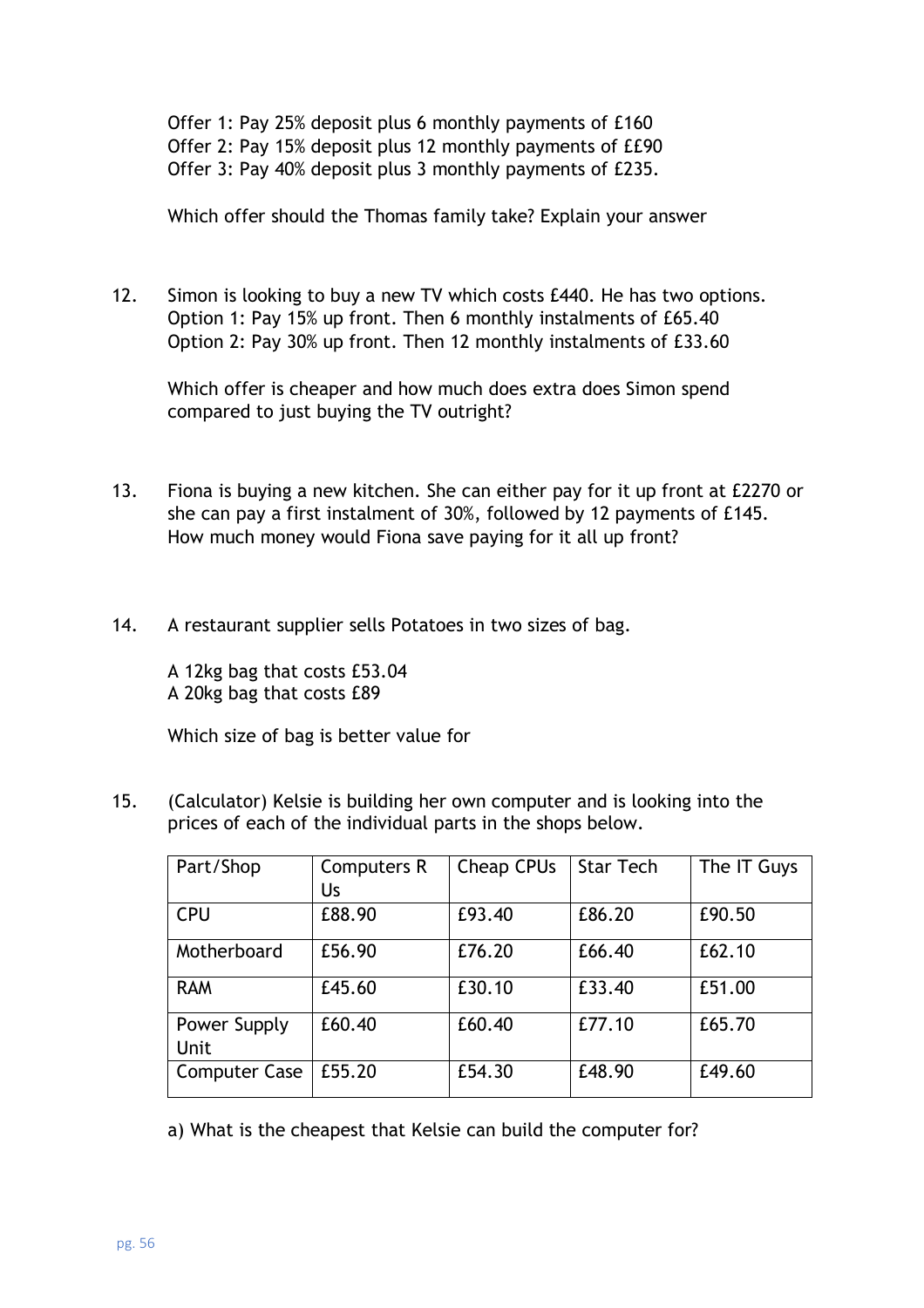Offer 1: Pay 25% deposit plus 6 monthly payments of £160
Offer 2: Pay 15% deposit plus 12 monthly payments of ££90
Offer 3: Pay 40% deposit plus 3 monthly payments of £235.

Which offer should the Thomas family take? Explain your answer

12. Simon is looking to buy a new TV which costs £440. He has two options.
    Option 1: Pay 15% up front. Then 6 monthly instalments of £65.40
    Option 2: Pay 30% up front. Then 12 monthly instalments of £33.60

    Which offer is cheaper and how much does extra does Simon spend compared to just buying the TV outright?

13. Fiona is buying a new kitchen. She can either pay for it up front at £2270 or she can pay a first instalment of 30%, followed by 12 payments of £145. How much money would Fiona save paying for it all up front?

14. A restaurant supplier sells Potatoes in two sizes of bag.

    A 12kg bag that costs £53.04
    A 20kg bag that costs £89

    Which size of bag is better value for

15. (Calculator) Kelsie is building her own computer and is looking into the prices of each of the individual parts in the shops below.

| Part/Shop | Computers R Us | Cheap CPUs | Star Tech | The IT Guys |
|---|---|---|---|---|
| CPU | £88.90 | £93.40 | £86.20 | £90.50 |
| Motherboard | £56.90 | £76.20 | £66.40 | £62.10 |
| RAM | £45.60 | £30.10 | £33.40 | £51.00 |
| Power Supply Unit | £60.40 | £60.40 | £77.10 | £65.70 |
| Computer Case | £55.20 | £54.30 | £48.90 | £49.60 |

a) What is the cheapest that Kelsie can build the computer for?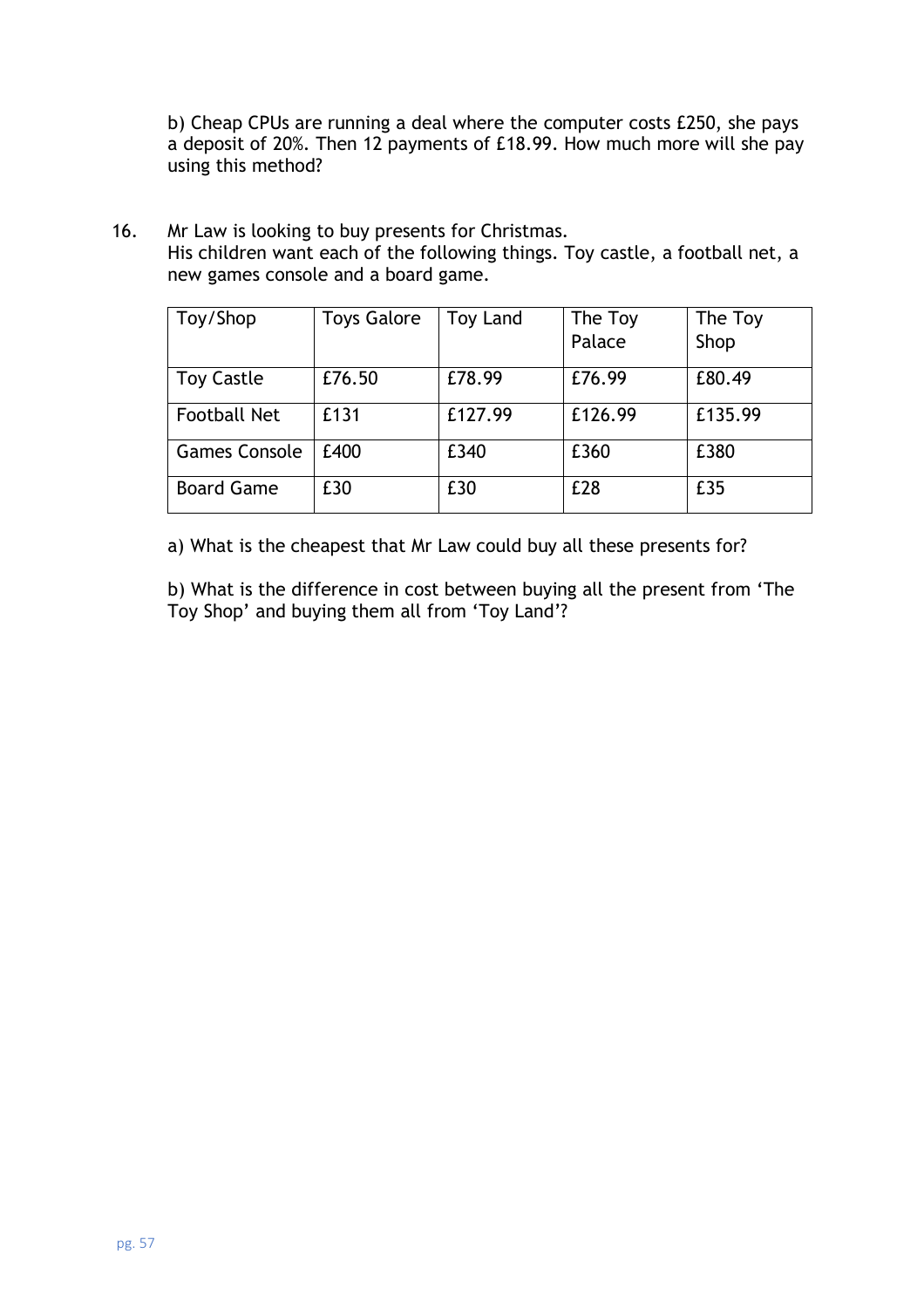b) Cheap CPUs are running a deal where the computer costs £250, she pays a deposit of 20%. Then 12 payments of £18.99. How much more will she pay using this method?

16. Mr Law is looking to buy presents for Christmas.
His children want each of the following things. Toy castle, a football net, a new games console and a board game.

| Toy/Shop | Toys Galore | Toy Land | The Toy Palace | The Toy Shop |
|---|---|---|---|---|
| Toy Castle | £76.50 | £78.99 | £76.99 | £80.49 |
| Football Net | £131 | £127.99 | £126.99 | £135.99 |
| Games Console | £400 | £340 | £360 | £380 |
| Board Game | £30 | £30 | £28 | £35 |

a) What is the cheapest that Mr Law could buy all these presents for?

b) What is the difference in cost between buying all the present from 'The Toy Shop' and buying them all from 'Toy Land'?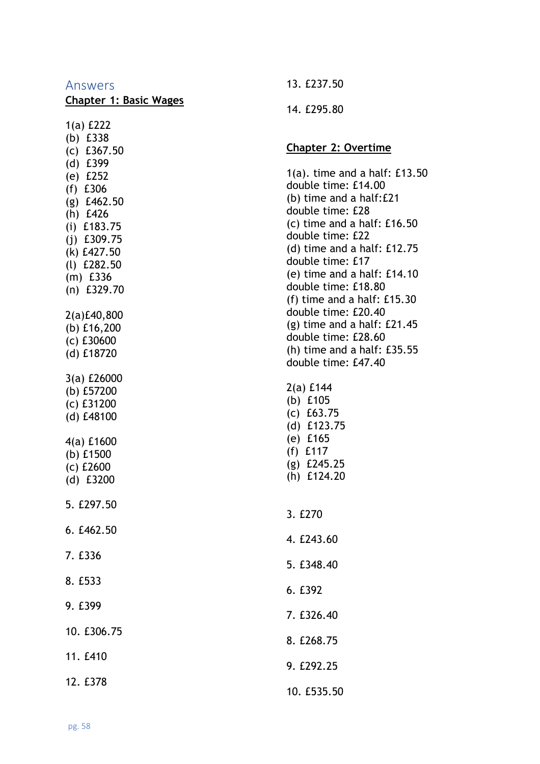## Answers

### Chapter 1: Basic Wages

1(a) £222
(b) £338
(c) £367.50
(d) £399
(e) £252
(f) £306
(g) £462.50
(h) £426
(i) £183.75
(j) £309.75
(k) £427.50
(l) £282.50
(m) £336
(n) £329.70

2(a)£40,800
(b) £16,200
(c) £30600
(d) £18720

3(a) £26000
(b) £57200
(c) £31200
(d) £48100

4(a) £1600
(b) £1500
(c) £2600
(d) £3200

5. £297.50

6. £462.50

7. £336

8. £533

9. £399

10. £306.75

11. £410

12. £378

13. £237.50

14. £295.80

### Chapter 2: Overtime

1(a). time and a half: £13.50
double time: £14.00
(b) time and a half:£21
double time: £28
(c) time and a half: £16.50
double time: £22
(d) time and a half: £12.75
double time: £17
(e) time and a half: £14.10
double time: £18.80
(f) time and a half: £15.30
double time: £20.40
(g) time and a half: £21.45
double time: £28.60
(h) time and a half: £35.55
double time: £47.40

2(a) £144
(b) £105
(c) £63.75
(d) £123.75
(e) £165
(f) £117
(g) £245.25
(h) £124.20

3. £270

4. £243.60

5. £348.40

6. £392

7. £326.40

8. £268.75

9. £292.25

10. £535.50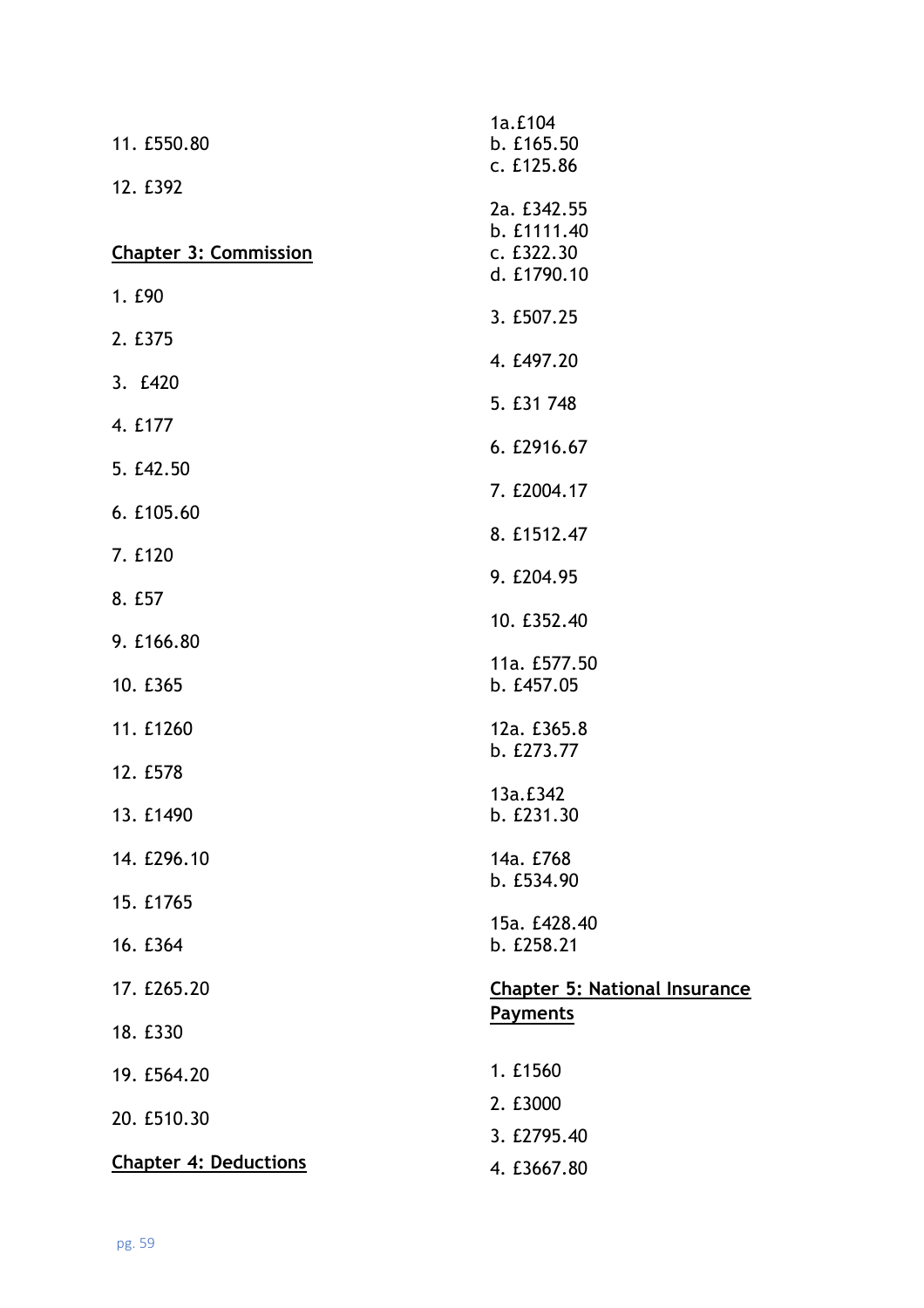11. £550.80

12. £392

## Chapter 3: Commission

1. £90

2. £375

3. £420

4. £177

5. £42.50

6. £105.60

7. £120

8. £57

9. £166.80

10. £365

11. £1260

12. £578

13. £1490

14. £296.10

15. £1765

16. £364

17. £265.20

18. £330

19. £564.20

20. £510.30

## Chapter 4: Deductions

1a. £104
b. £165.50
c. £125.86

2a. £342.55
b. £1111.40
c. £322.30
d. £1790.10

3. £507.25

4. £497.20

5. £31 748

6. £2916.67

7. £2004.17

8. £1512.47

9. £204.95

10. £352.40

11a. £577.50
b. £457.05

12a. £365.8
b. £273.77

13a. £342
b. £231.30

14a. £768
b. £534.90

15a. £428.40
b. £258.21

## Chapter 5: National Insurance Payments

1. £1560

2. £3000

3. £2795.40

4. £3667.80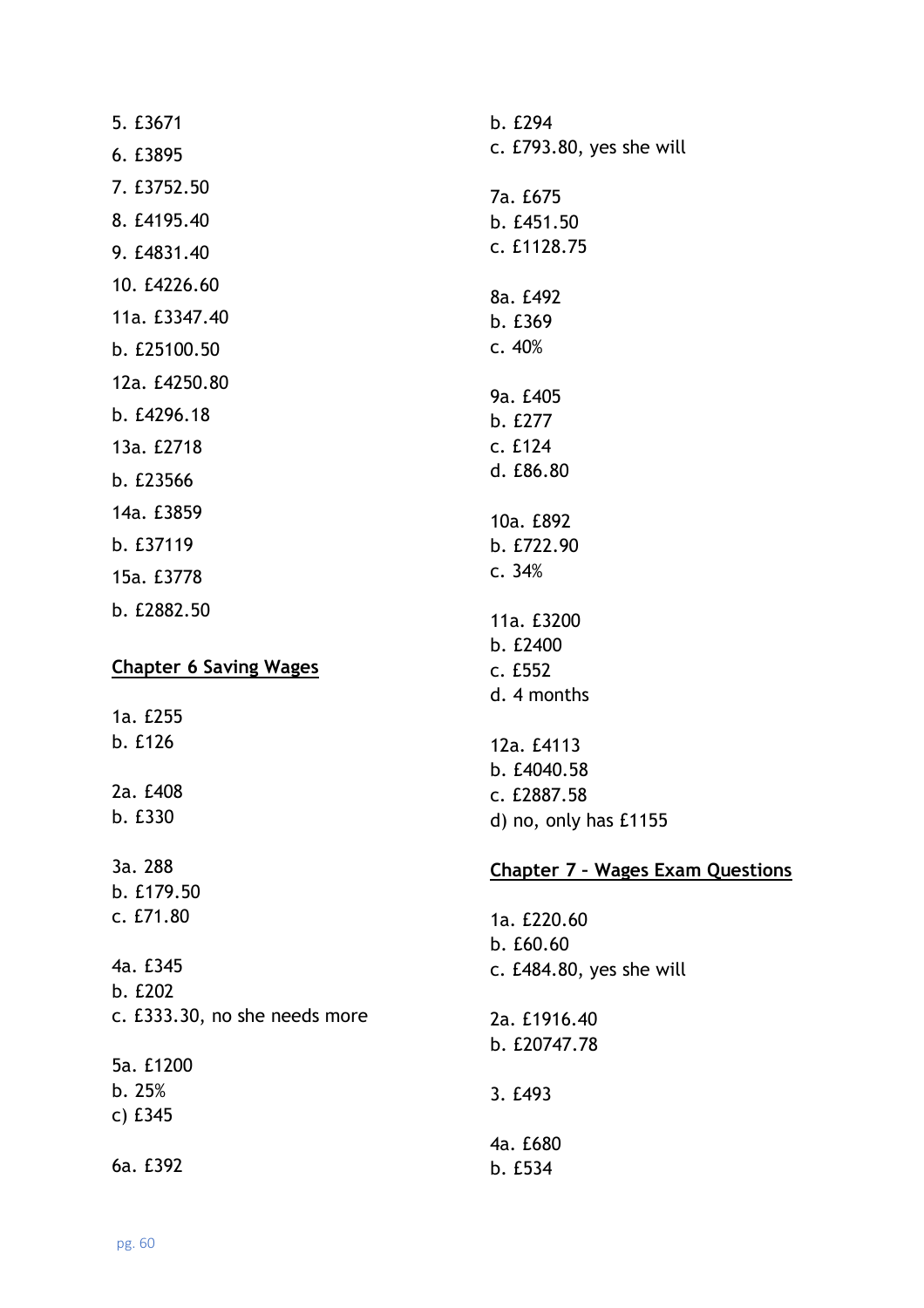5. £3671

6. £3895

7. £3752.50

8. £4195.40

9. £4831.40

10. £4226.60

11a. £3347.40

b. £25100.50

12a. £4250.80

b. £4296.18

13a. £2718

b. £23566

14a. £3859

b. £37119

15a. £3778

b. £2882.50

## Chapter 6 Saving Wages

1a. £255
b. £126

2a. £408
b. £330

3a. 288
b. £179.50
c. £71.80

4a. £345
b. £202
c. £333.30, no she needs more

5a. £1200
b. 25%
c) £345

6a. £392
b. £294
c. £793.80, yes she will

7a. £675
b. £451.50
c. £1128.75

8a. £492
b. £369
c. 40%

9a. £405
b. £277
c. £124
d. £86.80

10a. £892
b. £722.90
c. 34%

11a. £3200
b. £2400
c. £552
d. 4 months

12a. £4113
b. £4040.58
c. £2887.58
d) no, only has £1155

## Chapter 7 – Wages Exam Questions

1a. £220.60
b. £60.60
c. £484.80, yes she will

2a. £1916.40
b. £20747.78

3. £493

4a. £680
b. £534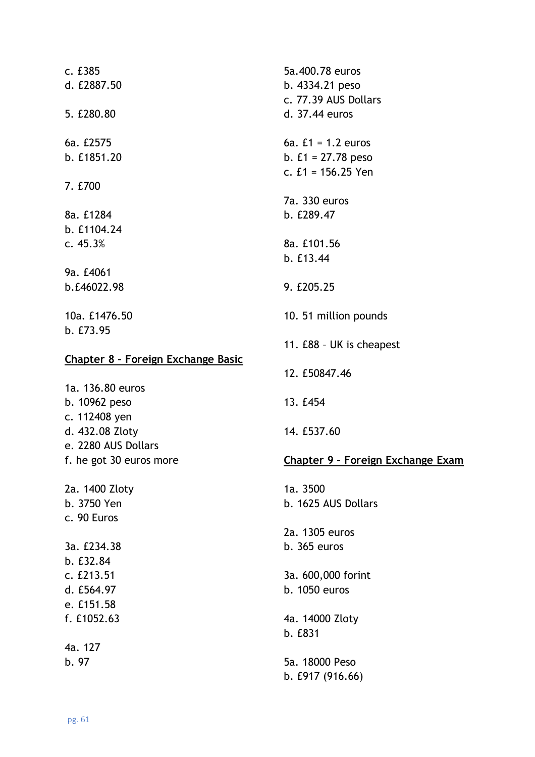c. £385
d. £2887.50

5. £280.80

6a. £2575
b. £1851.20

7. £700

8a. £1284
b. £1104.24
c. 45.3%

9a. £4061
b.£46022.98

10a. £1476.50
b. £73.95

## Chapter 8 – Foreign Exchange Basic

1a. 136.80 euros
b. 10962 peso
c. 112408 yen
d. 432.08 Zloty
e. 2280 AUS Dollars
f. he got 30 euros more

2a. 1400 Zloty
b. 3750 Yen
c. 90 Euros

3a. £234.38
b. £32.84
c. £213.51
d. £564.97
e. £151.58
f. £1052.63

4a. 127
b. 97

5a.400.78 euros
b. 4334.21 peso
c. 77.39 AUS Dollars
d. 37.44 euros

6a. £1 = 1.2 euros
b. £1 = 27.78 peso
c. £1 = 156.25 Yen

7a. 330 euros
b. £289.47

8a. £101.56
b. £13.44

9. £205.25

10. 51 million pounds

11. £88 – UK is cheapest

12. £50847.46

13. £454

14. £537.60

## Chapter 9 – Foreign Exchange Exam

1a. 3500
b. 1625 AUS Dollars

2a. 1305 euros
b. 365 euros

3a. 600,000 forint
b. 1050 euros

4a. 14000 Zloty
b. £831

5a. 18000 Peso
b. £917 (916.66)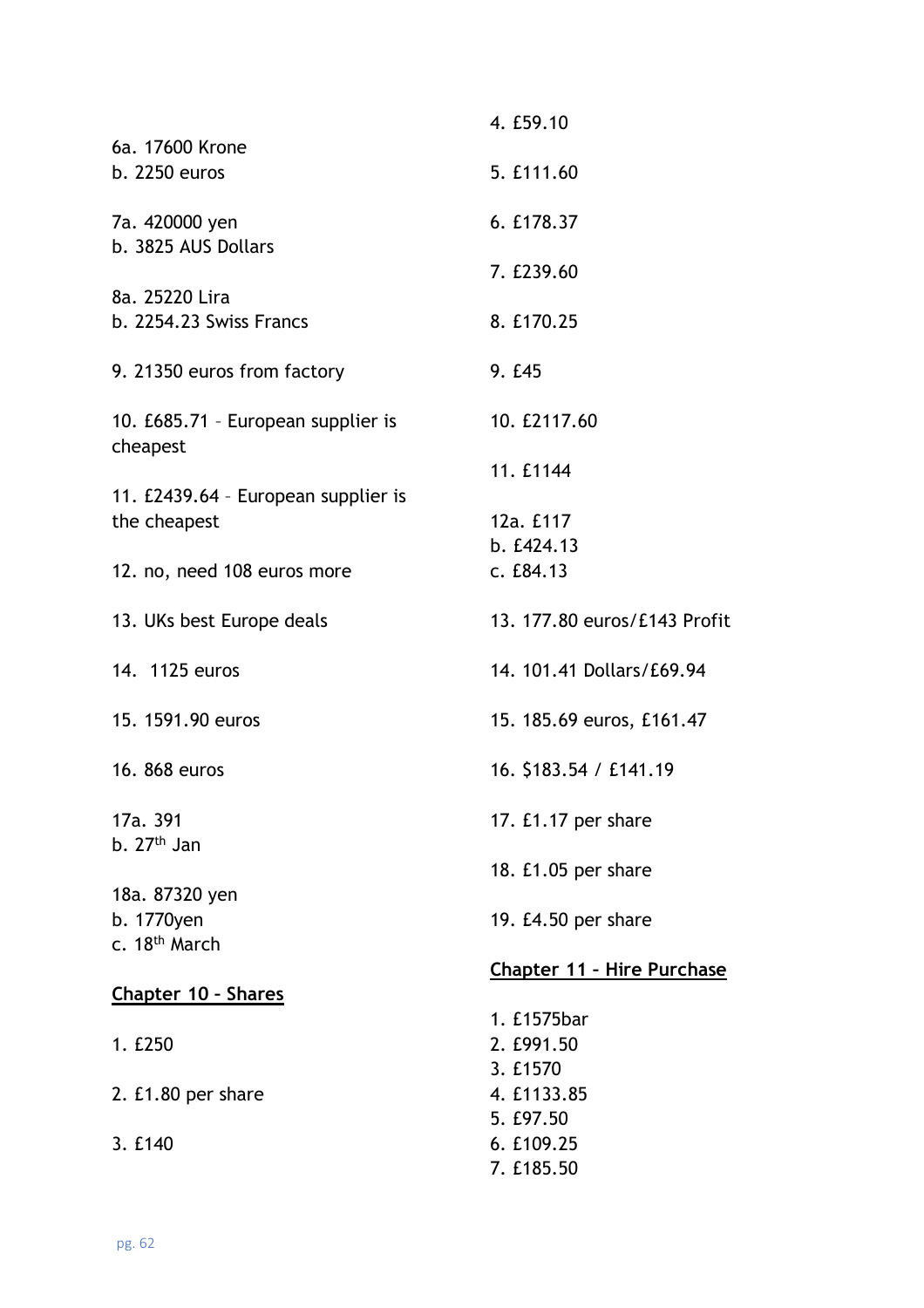6a. 17600 Krone
b. 2250 euros

7a. 420000 yen
b. 3825 AUS Dollars

8a. 25220 Lira
b. 2254.23 Swiss Francs

9. 21350 euros from factory

10. £685.71 – European supplier is cheapest

11. £2439.64 – European supplier is the cheapest

12. no, need 108 euros more

13. UKs best Europe deals

14. 1125 euros

15. 1591.90 euros

16. 868 euros

17a. 391
b. 27th Jan

18a. 87320 yen
b. 1770yen
c. 18th March

## Chapter 10 – Shares

1. £250

2. £1.80 per share

3. £140

4. £59.10

5. £111.60

6. £178.37

7. £239.60

8. £170.25

9. £45

10. £2117.60

11. £1144

12a. £117
b. £424.13
c. £84.13

13. 177.80 euros/£143 Profit

14. 101.41 Dollars/£69.94

15. 185.69 euros, £161.47

16. $183.54 / £141.19

17. £1.17 per share

18. £1.05 per share

19. £4.50 per share

## Chapter 11 – Hire Purchase

1. £1575bar
2. £991.50
3. £1570
4. £1133.85
5. £97.50
6. £109.25
7. £185.50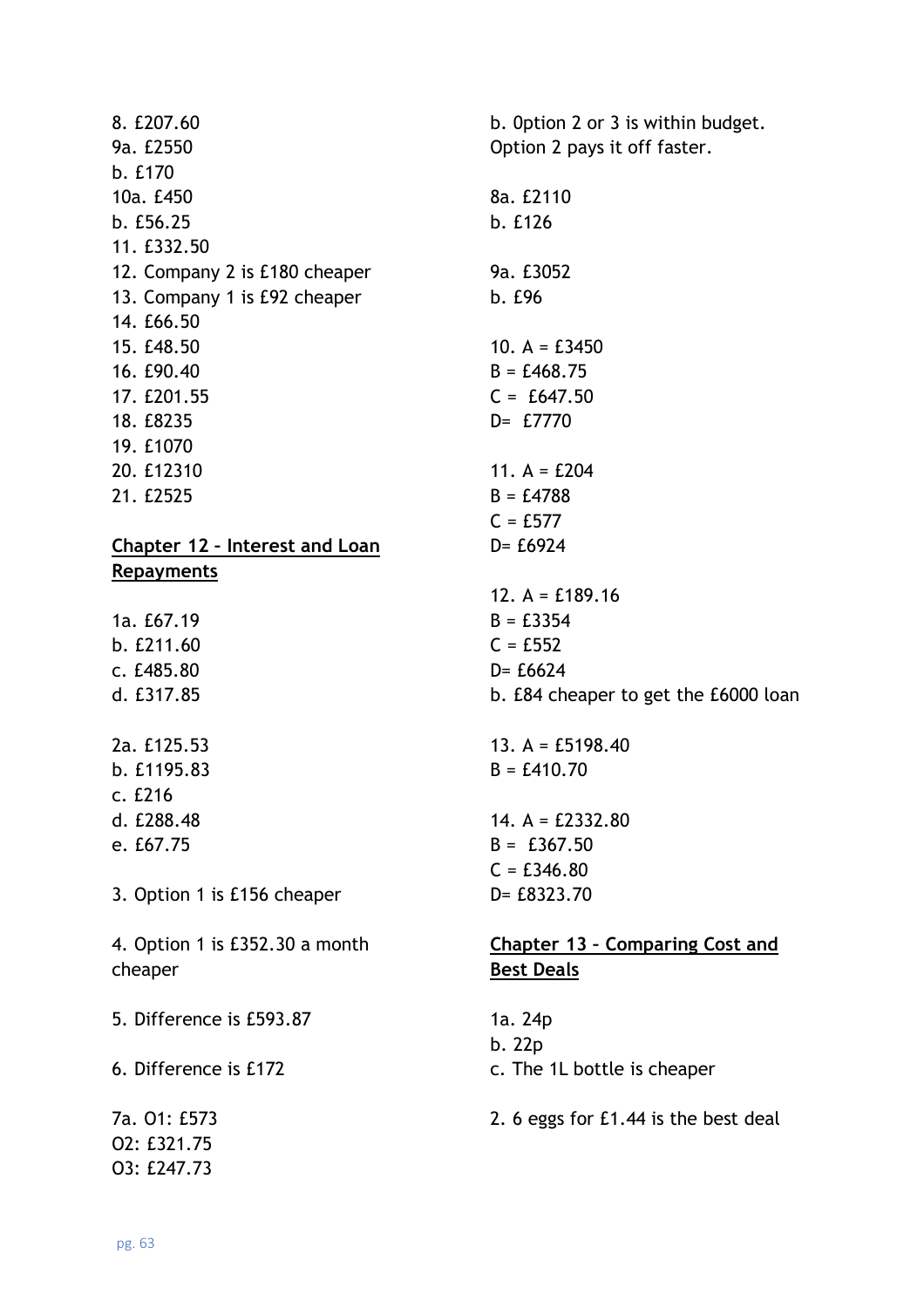8. £207.60
9a. £2550
b. £170
10a. £450
b. £56.25
11. £332.50
12. Company 2 is £180 cheaper
13. Company 1 is £92 cheaper
14. £66.50
15. £48.50
16. £90.40
17. £201.55
18. £8235
19. £1070
20. £12310
21. £2525

## Chapter 12 – Interest and Loan Repayments

1a. £67.19
b. £211.60
c. £485.80
d. £317.85

2a. £125.53
b. £1195.83
c. £216
d. £288.48
e. £67.75

3. Option 1 is £156 cheaper

4. Option 1 is £352.30 a month cheaper

5. Difference is £593.87

6. Difference is £172

7a. O1: £573
O2: £321.75
O3: £247.73
b. Option 2 or 3 is within budget. Option 2 pays it off faster.

8a. £2110
b. £126

9a. £3052
b. £96

10. A = £3450
B = £468.75
C = £647.50
D= £7770

11. A = £204
B = £4788
C = £577
D= £6924

12. A = £189.16
B = £3354
C = £552
D= £6624
b. £84 cheaper to get the £6000 loan

13. A = £5198.40
B = £410.70

14. A = £2332.80
B = £367.50
C = £346.80
D= £8323.70

## Chapter 13 – Comparing Cost and Best Deals

1a. 24p
b. 22p
c. The 1L bottle is cheaper

2. 6 eggs for £1.44 is the best deal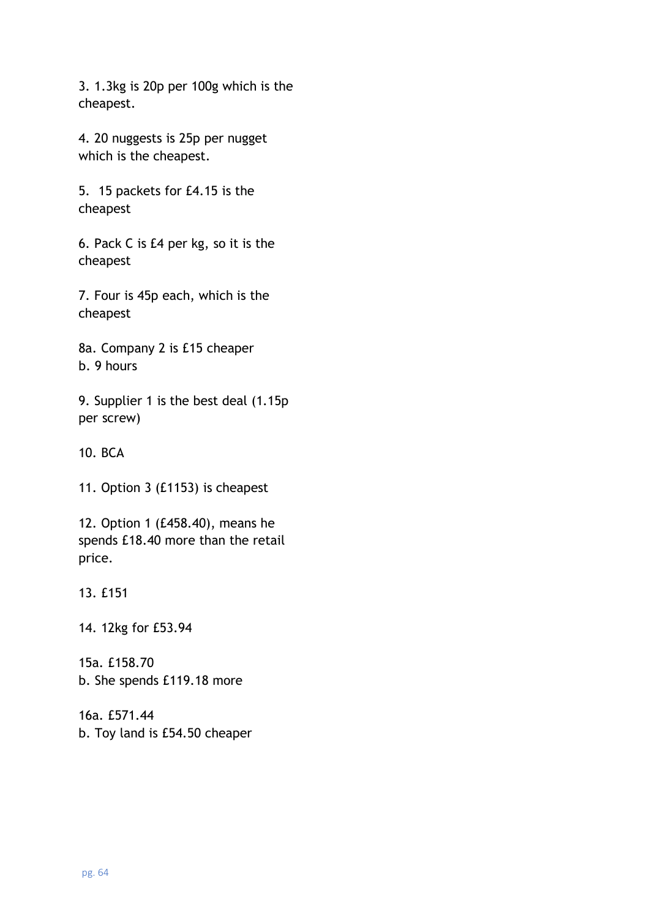3. 1.3kg is 20p per 100g which is the cheapest.

4. 20 nuggests is 25p per nugget which is the cheapest.

5. 15 packets for £4.15 is the cheapest

6. Pack C is £4 per kg, so it is the cheapest

7. Four is 45p each, which is the cheapest

8a. Company 2 is £15 cheaper
b. 9 hours

9. Supplier 1 is the best deal (1.15p per screw)

10. BCA

11. Option 3 (£1153) is cheapest

12. Option 1 (£458.40), means he spends £18.40 more than the retail price.

13. £151

14. 12kg for £53.94

15a. £158.70
b. She spends £119.18 more

16a. £571.44
b. Toy land is £54.50 cheaper